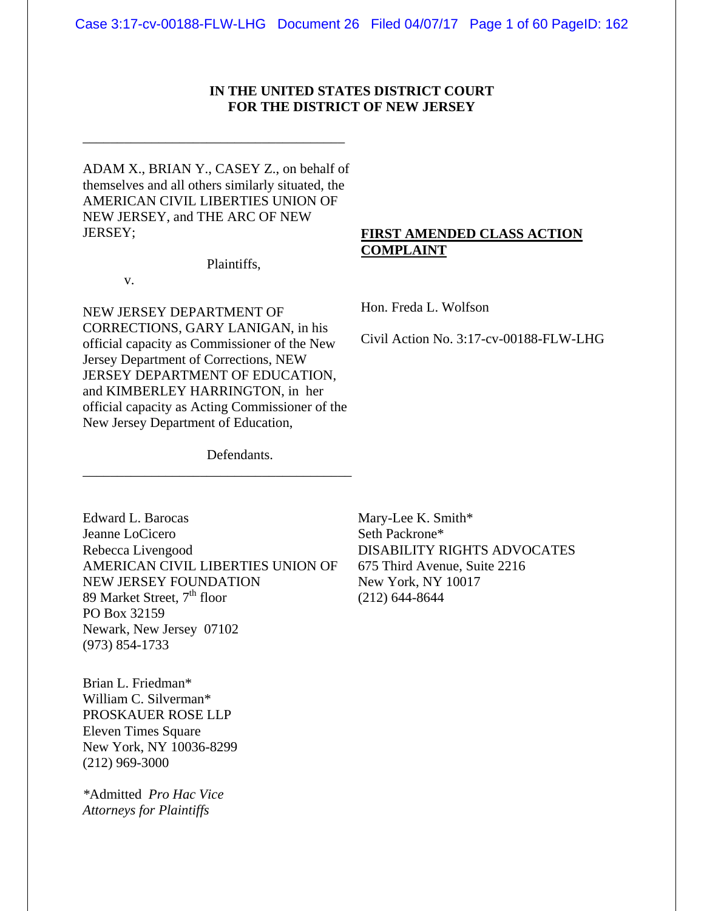**IN THE UNITED STATES DISTRICT COURT**
**FOR THE DISTRICT OF NEW JERSEY**

---

ADAM X., BRIAN Y., CASEY Z., on behalf of themselves and all others similarly situated, the AMERICAN CIVIL LIBERTIES UNION OF NEW JERSEY, and THE ARC OF NEW JERSEY;

Plaintiffs,

v.

NEW JERSEY DEPARTMENT OF CORRECTIONS, GARY LANIGAN, in his official capacity as Commissioner of the New Jersey Department of Corrections, NEW JERSEY DEPARTMENT OF EDUCATION, and KIMBERLEY HARRINGTON, in her official capacity as Acting Commissioner of the New Jersey Department of Education,

Defendants.

---

**FIRST AMENDED CLASS ACTION COMPLAINT**

Hon. Freda L. Wolfson

Civil Action No. 3:17-cv-00188-FLW-LHG

Edward L. Barocas
Jeanne LoCicero
Rebecca Livengood
AMERICAN CIVIL LIBERTIES UNION OF NEW JERSEY FOUNDATION
89 Market Street, 7th floor
PO Box 32159
Newark, New Jersey 07102
(973) 854-1733

Mary-Lee K. Smith*
Seth Packrone*
DISABILITY RIGHTS ADVOCATES
675 Third Avenue, Suite 2216
New York, NY 10017
(212) 644-8644

Brian L. Friedman*
William C. Silverman*
PROSKAUER ROSE LLP
Eleven Times Square
New York, NY 10036-8299
(212) 969-3000

*Admitted *Pro Hac Vice*
*Attorneys for Plaintiffs*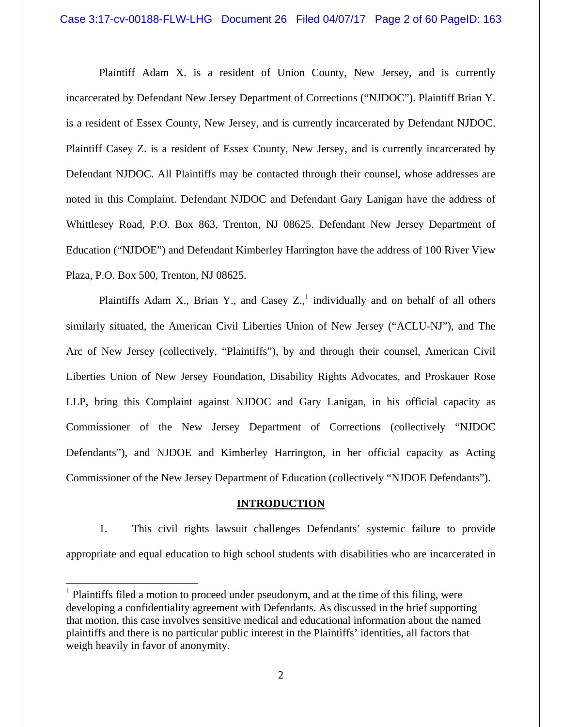Plaintiff Adam X. is a resident of Union County, New Jersey, and is currently incarcerated by Defendant New Jersey Department of Corrections ("NJDOC"). Plaintiff Brian Y. is a resident of Essex County, New Jersey, and is currently incarcerated by Defendant NJDOC. Plaintiff Casey Z. is a resident of Essex County, New Jersey, and is currently incarcerated by Defendant NJDOC. All Plaintiffs may be contacted through their counsel, whose addresses are noted in this Complaint. Defendant NJDOC and Defendant Gary Lanigan have the address of Whittlesey Road, P.O. Box 863, Trenton, NJ 08625. Defendant New Jersey Department of Education ("NJDOE") and Defendant Kimberley Harrington have the address of 100 River View Plaza, P.O. Box 500, Trenton, NJ 08625.

Plaintiffs Adam X., Brian Y., and Casey Z.,[1] individually and on behalf of all others similarly situated, the American Civil Liberties Union of New Jersey ("ACLU-NJ"), and The Arc of New Jersey (collectively, "Plaintiffs"), by and through their counsel, American Civil Liberties Union of New Jersey Foundation, Disability Rights Advocates, and Proskauer Rose LLP, bring this Complaint against NJDOC and Gary Lanigan, in his official capacity as Commissioner of the New Jersey Department of Corrections (collectively "NJDOC Defendants"), and NJDOE and Kimberley Harrington, in her official capacity as Acting Commissioner of the New Jersey Department of Education (collectively "NJDOE Defendants").

## INTRODUCTION

1. This civil rights lawsuit challenges Defendants' systemic failure to provide appropriate and equal education to high school students with disabilities who are incarcerated in

[1] Plaintiffs filed a motion to proceed under pseudonym, and at the time of this filing, were developing a confidentiality agreement with Defendants. As discussed in the brief supporting that motion, this case involves sensitive medical and educational information about the named plaintiffs and there is no particular public interest in the Plaintiffs' identities, all factors that weigh heavily in favor of anonymity.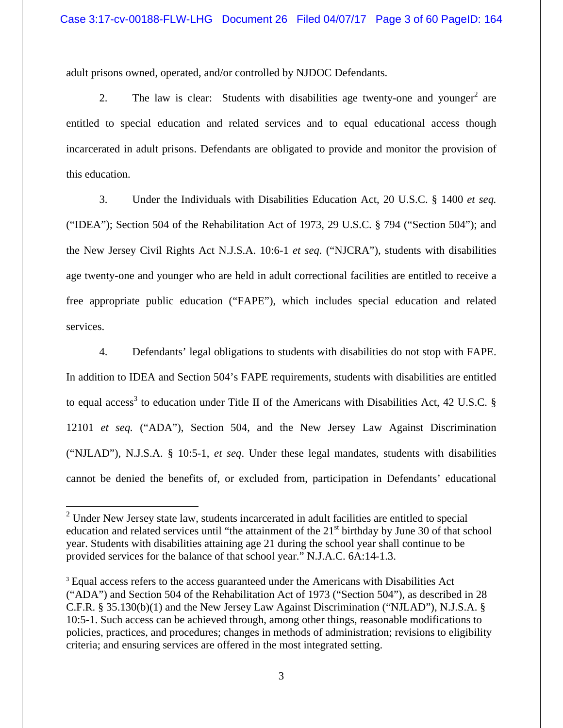adult prisons owned, operated, and/or controlled by NJDOC Defendants.

2. The law is clear: Students with disabilities age twenty-one and younger[2] are entitled to special education and related services and to equal educational access though incarcerated in adult prisons. Defendants are obligated to provide and monitor the provision of this education.

3. Under the Individuals with Disabilities Education Act, 20 U.S.C. § 1400 *et seq.* ("IDEA"); Section 504 of the Rehabilitation Act of 1973, 29 U.S.C. § 794 ("Section 504"); and the New Jersey Civil Rights Act N.J.S.A. 10:6-1 *et seq.* ("NJCRA"), students with disabilities age twenty-one and younger who are held in adult correctional facilities are entitled to receive a free appropriate public education ("FAPE"), which includes special education and related services.

4. Defendants' legal obligations to students with disabilities do not stop with FAPE. In addition to IDEA and Section 504's FAPE requirements, students with disabilities are entitled to equal access[3] to education under Title II of the Americans with Disabilities Act, 42 U.S.C. § 12101 *et seq.* ("ADA"), Section 504, and the New Jersey Law Against Discrimination ("NJLAD"), N.J.S.A. § 10:5-1, *et seq*. Under these legal mandates, students with disabilities cannot be denied the benefits of, or excluded from, participation in Defendants' educational

---

[2] Under New Jersey state law, students incarcerated in adult facilities are entitled to special education and related services until "the attainment of the 21st birthday by June 30 of that school year. Students with disabilities attaining age 21 during the school year shall continue to be provided services for the balance of that school year." N.J.A.C. 6A:14-1.3.

[3] Equal access refers to the access guaranteed under the Americans with Disabilities Act ("ADA") and Section 504 of the Rehabilitation Act of 1973 ("Section 504"), as described in 28 C.F.R. § 35.130(b)(1) and the New Jersey Law Against Discrimination ("NJLAD"), N.J.S.A. § 10:5-1. Such access can be achieved through, among other things, reasonable modifications to policies, practices, and procedures; changes in methods of administration; revisions to eligibility criteria; and ensuring services are offered in the most integrated setting.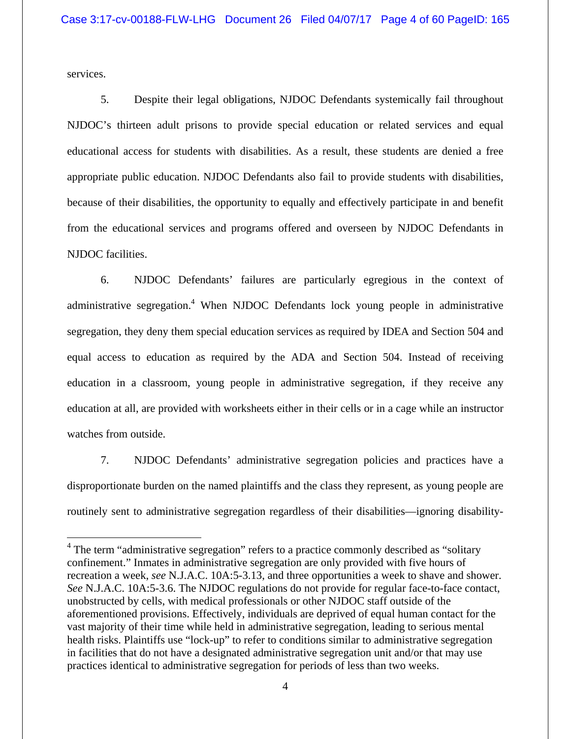services.

5. Despite their legal obligations, NJDOC Defendants systemically fail throughout NJDOC's thirteen adult prisons to provide special education or related services and equal educational access for students with disabilities. As a result, these students are denied a free appropriate public education. NJDOC Defendants also fail to provide students with disabilities, because of their disabilities, the opportunity to equally and effectively participate in and benefit from the educational services and programs offered and overseen by NJDOC Defendants in NJDOC facilities.

6. NJDOC Defendants' failures are particularly egregious in the context of administrative segregation.[4] When NJDOC Defendants lock young people in administrative segregation, they deny them special education services as required by IDEA and Section 504 and equal access to education as required by the ADA and Section 504. Instead of receiving education in a classroom, young people in administrative segregation, if they receive any education at all, are provided with worksheets either in their cells or in a cage while an instructor watches from outside.

7. NJDOC Defendants' administrative segregation policies and practices have a disproportionate burden on the named plaintiffs and the class they represent, as young people are routinely sent to administrative segregation regardless of their disabilities—ignoring disability-

---

[4] The term "administrative segregation" refers to a practice commonly described as "solitary confinement." Inmates in administrative segregation are only provided with five hours of recreation a week, *see* N.J.A.C. 10A:5-3.13, and three opportunities a week to shave and shower. *See* N.J.A.C. 10A:5-3.6. The NJDOC regulations do not provide for regular face-to-face contact, unobstructed by cells, with medical professionals or other NJDOC staff outside of the aforementioned provisions. Effectively, individuals are deprived of equal human contact for the vast majority of their time while held in administrative segregation, leading to serious mental health risks. Plaintiffs use "lock-up" to refer to conditions similar to administrative segregation in facilities that do not have a designated administrative segregation unit and/or that may use practices identical to administrative segregation for periods of less than two weeks.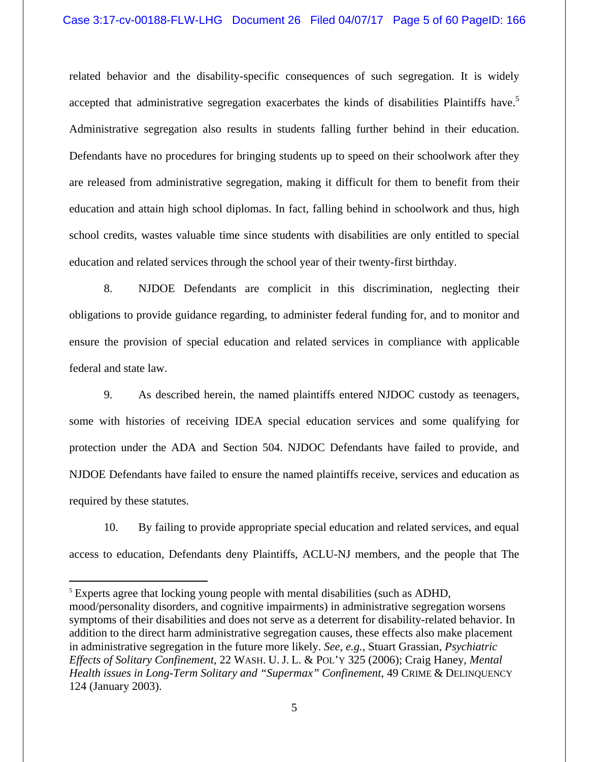related behavior and the disability-specific consequences of such segregation. It is widely accepted that administrative segregation exacerbates the kinds of disabilities Plaintiffs have.[5] Administrative segregation also results in students falling further behind in their education. Defendants have no procedures for bringing students up to speed on their schoolwork after they are released from administrative segregation, making it difficult for them to benefit from their education and attain high school diplomas. In fact, falling behind in schoolwork and thus, high school credits, wastes valuable time since students with disabilities are only entitled to special education and related services through the school year of their twenty-first birthday.

8. NJDOE Defendants are complicit in this discrimination, neglecting their obligations to provide guidance regarding, to administer federal funding for, and to monitor and ensure the provision of special education and related services in compliance with applicable federal and state law.

9. As described herein, the named plaintiffs entered NJDOC custody as teenagers, some with histories of receiving IDEA special education services and some qualifying for protection under the ADA and Section 504. NJDOC Defendants have failed to provide, and NJDOE Defendants have failed to ensure the named plaintiffs receive, services and education as required by these statutes.

10. By failing to provide appropriate special education and related services, and equal access to education, Defendants deny Plaintiffs, ACLU-NJ members, and the people that The

---

[5] Experts agree that locking young people with mental disabilities (such as ADHD, mood/personality disorders, and cognitive impairments) in administrative segregation worsens symptoms of their disabilities and does not serve as a deterrent for disability-related behavior. In addition to the direct harm administrative segregation causes, these effects also make placement in administrative segregation in the future more likely. *See, e.g.*, Stuart Grassian, *Psychiatric Effects of Solitary Confinement*, 22 WASH. U. J. L. & POL'Y 325 (2006); Craig Haney, *Mental Health issues in Long-Term Solitary and "Supermax" Confinement*, 49 CRIME & DELINQUENCY 124 (January 2003).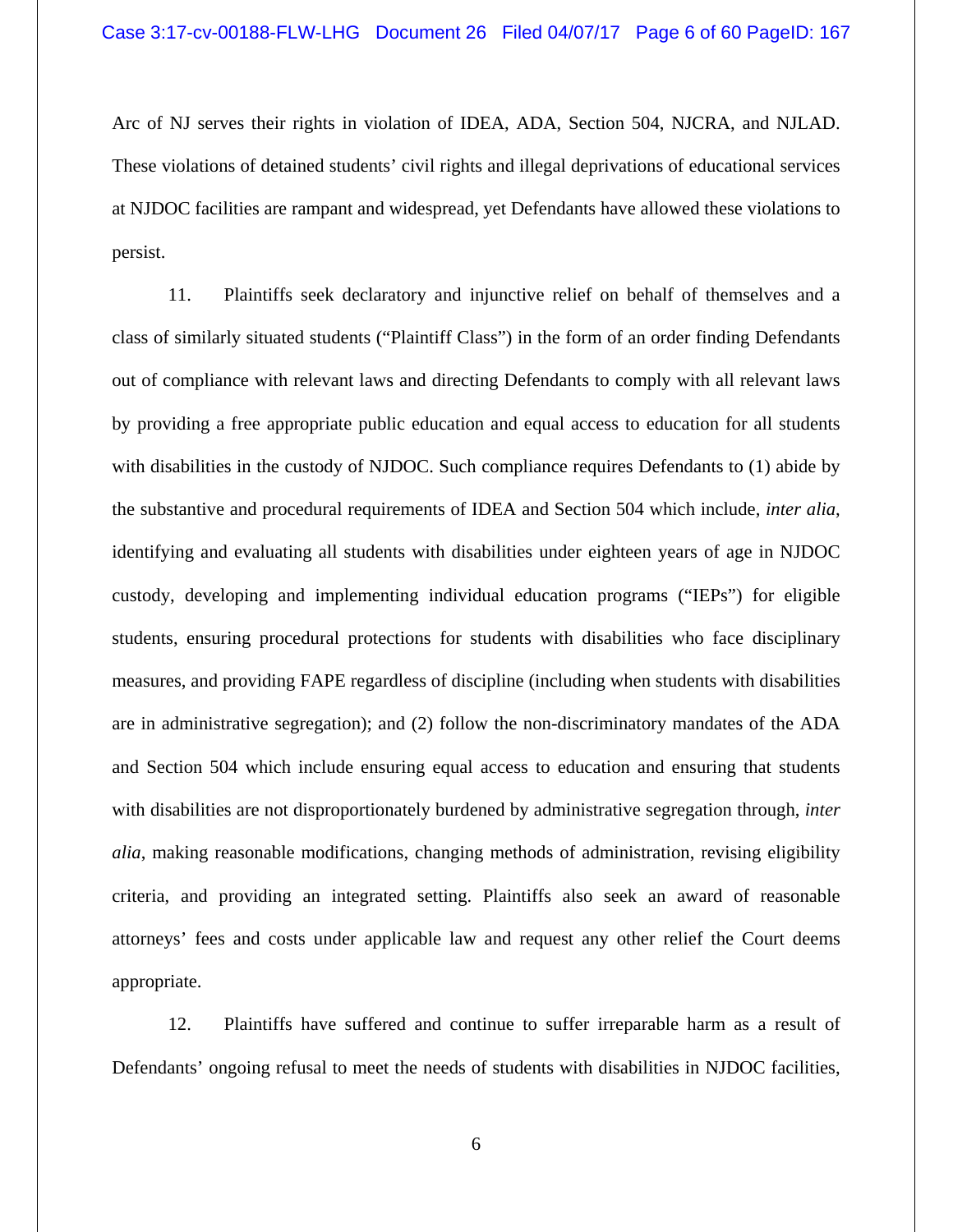Arc of NJ serves their rights in violation of IDEA, ADA, Section 504, NJCRA, and NJLAD. These violations of detained students' civil rights and illegal deprivations of educational services at NJDOC facilities are rampant and widespread, yet Defendants have allowed these violations to persist.

11. Plaintiffs seek declaratory and injunctive relief on behalf of themselves and a class of similarly situated students ("Plaintiff Class") in the form of an order finding Defendants out of compliance with relevant laws and directing Defendants to comply with all relevant laws by providing a free appropriate public education and equal access to education for all students with disabilities in the custody of NJDOC. Such compliance requires Defendants to (1) abide by the substantive and procedural requirements of IDEA and Section 504 which include, *inter alia*, identifying and evaluating all students with disabilities under eighteen years of age in NJDOC custody, developing and implementing individual education programs ("IEPs") for eligible students, ensuring procedural protections for students with disabilities who face disciplinary measures, and providing FAPE regardless of discipline (including when students with disabilities are in administrative segregation); and (2) follow the non-discriminatory mandates of the ADA and Section 504 which include ensuring equal access to education and ensuring that students with disabilities are not disproportionately burdened by administrative segregation through, *inter alia*, making reasonable modifications, changing methods of administration, revising eligibility criteria, and providing an integrated setting. Plaintiffs also seek an award of reasonable attorneys' fees and costs under applicable law and request any other relief the Court deems appropriate.

12. Plaintiffs have suffered and continue to suffer irreparable harm as a result of Defendants' ongoing refusal to meet the needs of students with disabilities in NJDOC facilities,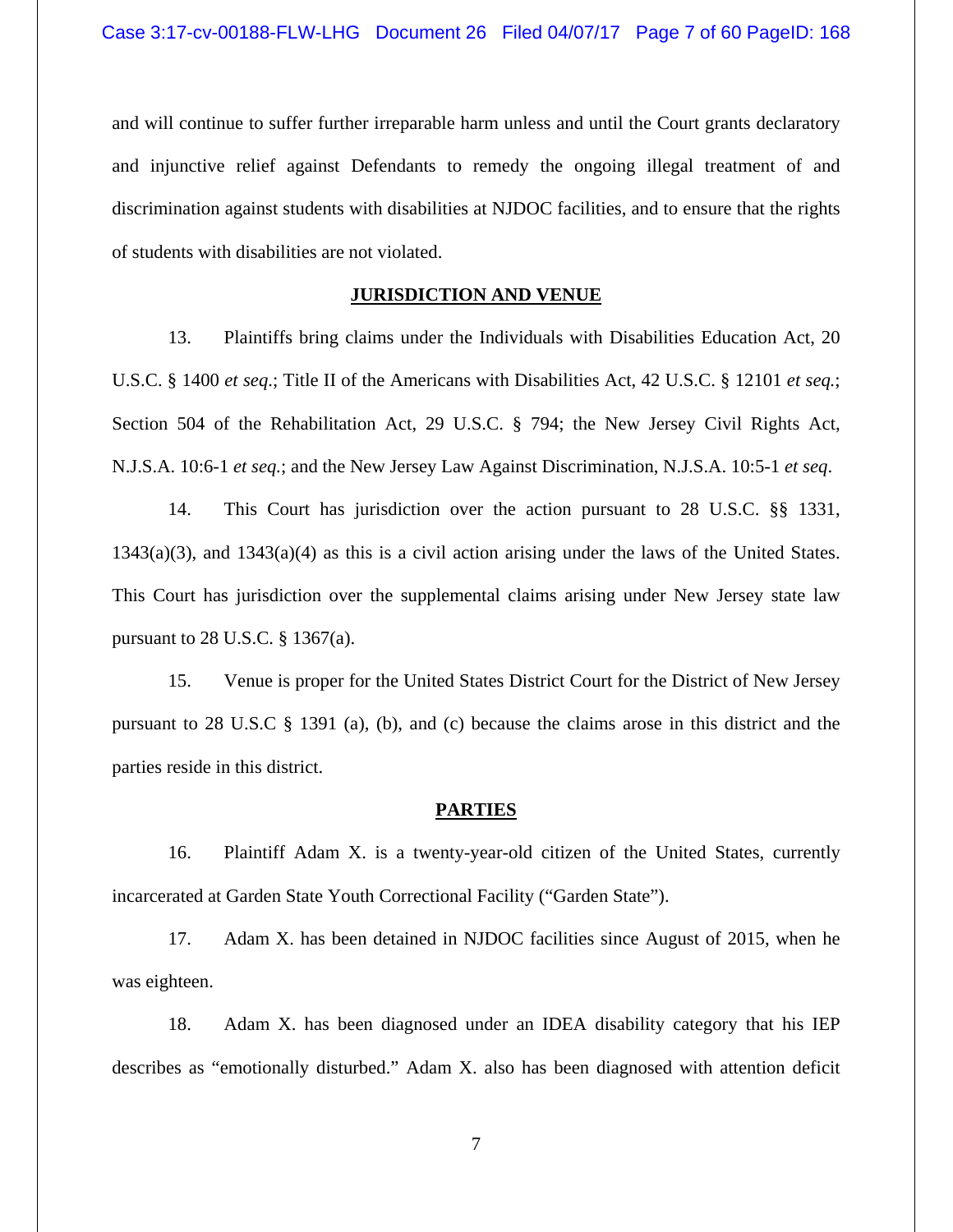and will continue to suffer further irreparable harm unless and until the Court grants declaratory and injunctive relief against Defendants to remedy the ongoing illegal treatment of and discrimination against students with disabilities at NJDOC facilities, and to ensure that the rights of students with disabilities are not violated.

## JURISDICTION AND VENUE

13. Plaintiffs bring claims under the Individuals with Disabilities Education Act, 20 U.S.C. § 1400 *et seq.*; Title II of the Americans with Disabilities Act, 42 U.S.C. § 12101 *et seq.*; Section 504 of the Rehabilitation Act, 29 U.S.C. § 794; the New Jersey Civil Rights Act, N.J.S.A. 10:6-1 *et seq.*; and the New Jersey Law Against Discrimination, N.J.S.A. 10:5-1 *et seq.*

14. This Court has jurisdiction over the action pursuant to 28 U.S.C. §§ 1331, 1343(a)(3), and 1343(a)(4) as this is a civil action arising under the laws of the United States. This Court has jurisdiction over the supplemental claims arising under New Jersey state law pursuant to 28 U.S.C. § 1367(a).

15. Venue is proper for the United States District Court for the District of New Jersey pursuant to 28 U.S.C § 1391 (a), (b), and (c) because the claims arose in this district and the parties reside in this district.

## PARTIES

16. Plaintiff Adam X. is a twenty-year-old citizen of the United States, currently incarcerated at Garden State Youth Correctional Facility ("Garden State").

17. Adam X. has been detained in NJDOC facilities since August of 2015, when he was eighteen.

18. Adam X. has been diagnosed under an IDEA disability category that his IEP describes as "emotionally disturbed." Adam X. also has been diagnosed with attention deficit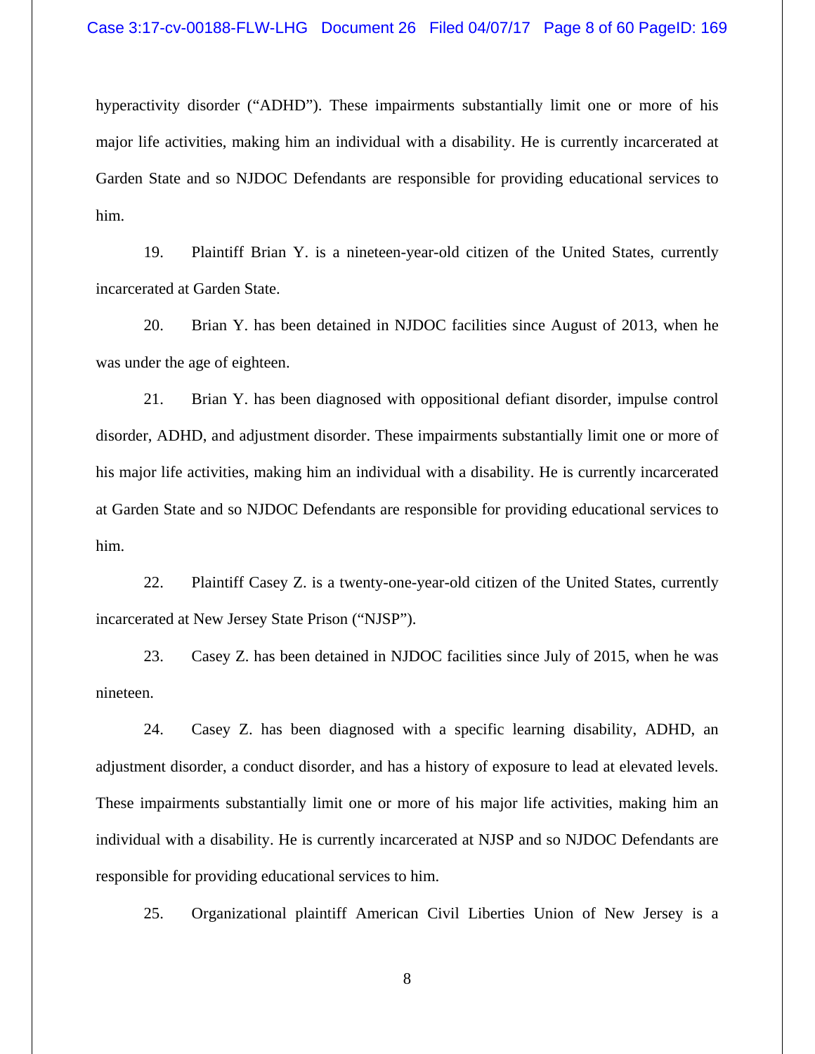hyperactivity disorder ("ADHD"). These impairments substantially limit one or more of his major life activities, making him an individual with a disability. He is currently incarcerated at Garden State and so NJDOC Defendants are responsible for providing educational services to him.

19. Plaintiff Brian Y. is a nineteen-year-old citizen of the United States, currently incarcerated at Garden State.

20. Brian Y. has been detained in NJDOC facilities since August of 2013, when he was under the age of eighteen.

21. Brian Y. has been diagnosed with oppositional defiant disorder, impulse control disorder, ADHD, and adjustment disorder. These impairments substantially limit one or more of his major life activities, making him an individual with a disability. He is currently incarcerated at Garden State and so NJDOC Defendants are responsible for providing educational services to him.

22. Plaintiff Casey Z. is a twenty-one-year-old citizen of the United States, currently incarcerated at New Jersey State Prison ("NJSP").

23. Casey Z. has been detained in NJDOC facilities since July of 2015, when he was nineteen.

24. Casey Z. has been diagnosed with a specific learning disability, ADHD, an adjustment disorder, a conduct disorder, and has a history of exposure to lead at elevated levels. These impairments substantially limit one or more of his major life activities, making him an individual with a disability. He is currently incarcerated at NJSP and so NJDOC Defendants are responsible for providing educational services to him.

25. Organizational plaintiff American Civil Liberties Union of New Jersey is a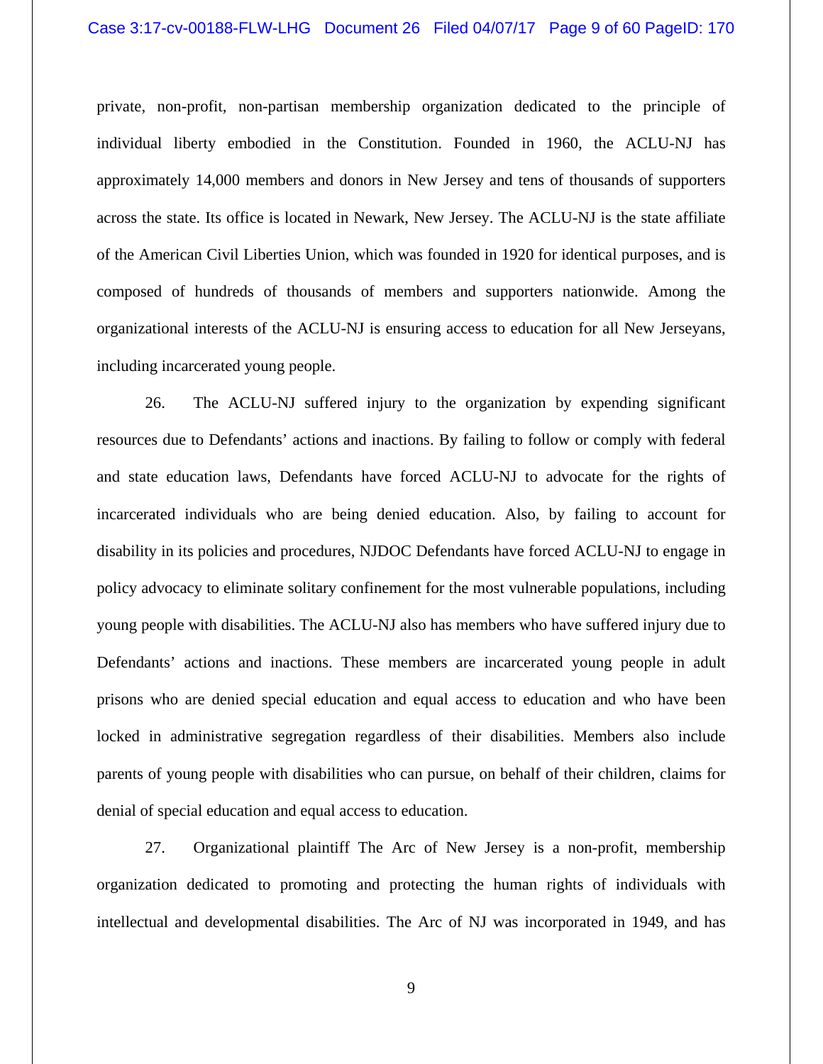private, non-profit, non-partisan membership organization dedicated to the principle of individual liberty embodied in the Constitution. Founded in 1960, the ACLU-NJ has approximately 14,000 members and donors in New Jersey and tens of thousands of supporters across the state. Its office is located in Newark, New Jersey. The ACLU-NJ is the state affiliate of the American Civil Liberties Union, which was founded in 1920 for identical purposes, and is composed of hundreds of thousands of members and supporters nationwide. Among the organizational interests of the ACLU-NJ is ensuring access to education for all New Jerseyans, including incarcerated young people.

26. The ACLU-NJ suffered injury to the organization by expending significant resources due to Defendants' actions and inactions. By failing to follow or comply with federal and state education laws, Defendants have forced ACLU-NJ to advocate for the rights of incarcerated individuals who are being denied education. Also, by failing to account for disability in its policies and procedures, NJDOC Defendants have forced ACLU-NJ to engage in policy advocacy to eliminate solitary confinement for the most vulnerable populations, including young people with disabilities. The ACLU-NJ also has members who have suffered injury due to Defendants' actions and inactions. These members are incarcerated young people in adult prisons who are denied special education and equal access to education and who have been locked in administrative segregation regardless of their disabilities. Members also include parents of young people with disabilities who can pursue, on behalf of their children, claims for denial of special education and equal access to education.

27. Organizational plaintiff The Arc of New Jersey is a non-profit, membership organization dedicated to promoting and protecting the human rights of individuals with intellectual and developmental disabilities. The Arc of NJ was incorporated in 1949, and has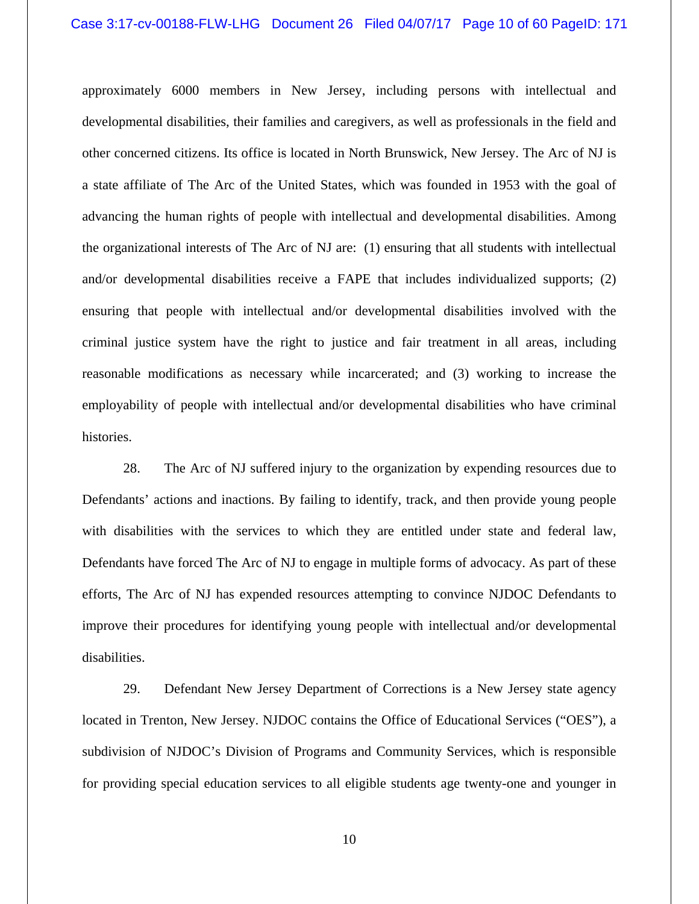approximately 6000 members in New Jersey, including persons with intellectual and developmental disabilities, their families and caregivers, as well as professionals in the field and other concerned citizens. Its office is located in North Brunswick, New Jersey. The Arc of NJ is a state affiliate of The Arc of the United States, which was founded in 1953 with the goal of advancing the human rights of people with intellectual and developmental disabilities. Among the organizational interests of The Arc of NJ are: (1) ensuring that all students with intellectual and/or developmental disabilities receive a FAPE that includes individualized supports; (2) ensuring that people with intellectual and/or developmental disabilities involved with the criminal justice system have the right to justice and fair treatment in all areas, including reasonable modifications as necessary while incarcerated; and (3) working to increase the employability of people with intellectual and/or developmental disabilities who have criminal histories.

28. The Arc of NJ suffered injury to the organization by expending resources due to Defendants' actions and inactions. By failing to identify, track, and then provide young people with disabilities with the services to which they are entitled under state and federal law, Defendants have forced The Arc of NJ to engage in multiple forms of advocacy. As part of these efforts, The Arc of NJ has expended resources attempting to convince NJDOC Defendants to improve their procedures for identifying young people with intellectual and/or developmental disabilities.

29. Defendant New Jersey Department of Corrections is a New Jersey state agency located in Trenton, New Jersey. NJDOC contains the Office of Educational Services ("OES"), a subdivision of NJDOC's Division of Programs and Community Services, which is responsible for providing special education services to all eligible students age twenty-one and younger in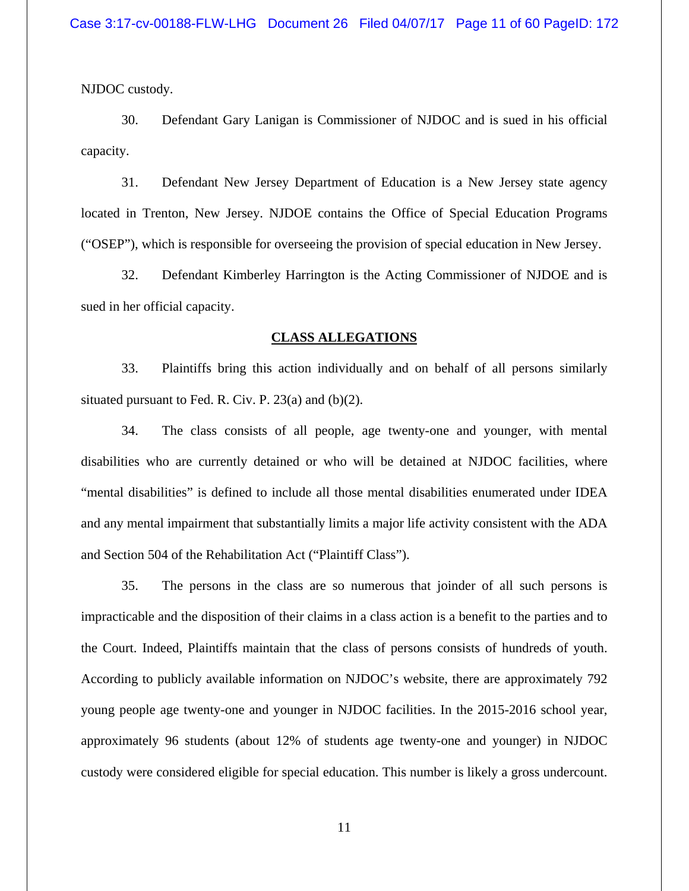NJDOC custody.

30. Defendant Gary Lanigan is Commissioner of NJDOC and is sued in his official capacity.

31. Defendant New Jersey Department of Education is a New Jersey state agency located in Trenton, New Jersey. NJDOE contains the Office of Special Education Programs ("OSEP"), which is responsible for overseeing the provision of special education in New Jersey.

32. Defendant Kimberley Harrington is the Acting Commissioner of NJDOE and is sued in her official capacity.

## CLASS ALLEGATIONS

33. Plaintiffs bring this action individually and on behalf of all persons similarly situated pursuant to Fed. R. Civ. P. 23(a) and (b)(2).

34. The class consists of all people, age twenty-one and younger, with mental disabilities who are currently detained or who will be detained at NJDOC facilities, where "mental disabilities" is defined to include all those mental disabilities enumerated under IDEA and any mental impairment that substantially limits a major life activity consistent with the ADA and Section 504 of the Rehabilitation Act ("Plaintiff Class").

35. The persons in the class are so numerous that joinder of all such persons is impracticable and the disposition of their claims in a class action is a benefit to the parties and to the Court. Indeed, Plaintiffs maintain that the class of persons consists of hundreds of youth. According to publicly available information on NJDOC's website, there are approximately 792 young people age twenty-one and younger in NJDOC facilities. In the 2015-2016 school year, approximately 96 students (about 12% of students age twenty-one and younger) in NJDOC custody were considered eligible for special education. This number is likely a gross undercount.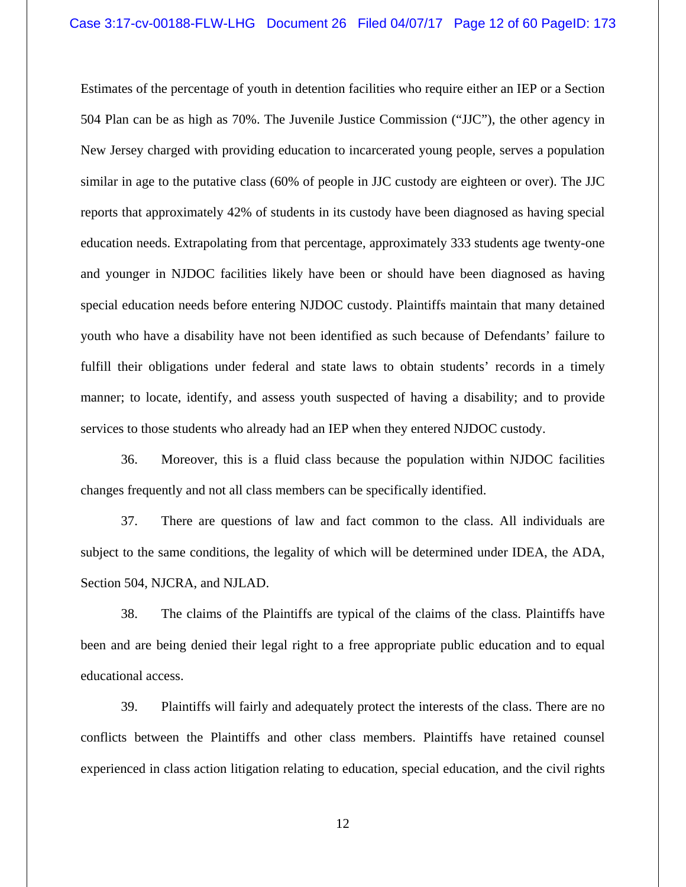Estimates of the percentage of youth in detention facilities who require either an IEP or a Section 504 Plan can be as high as 70%. The Juvenile Justice Commission ("JJC"), the other agency in New Jersey charged with providing education to incarcerated young people, serves a population similar in age to the putative class (60% of people in JJC custody are eighteen or over). The JJC reports that approximately 42% of students in its custody have been diagnosed as having special education needs. Extrapolating from that percentage, approximately 333 students age twenty-one and younger in NJDOC facilities likely have been or should have been diagnosed as having special education needs before entering NJDOC custody. Plaintiffs maintain that many detained youth who have a disability have not been identified as such because of Defendants' failure to fulfill their obligations under federal and state laws to obtain students' records in a timely manner; to locate, identify, and assess youth suspected of having a disability; and to provide services to those students who already had an IEP when they entered NJDOC custody.

36. Moreover, this is a fluid class because the population within NJDOC facilities changes frequently and not all class members can be specifically identified.

37. There are questions of law and fact common to the class. All individuals are subject to the same conditions, the legality of which will be determined under IDEA, the ADA, Section 504, NJCRA, and NJLAD.

38. The claims of the Plaintiffs are typical of the claims of the class. Plaintiffs have been and are being denied their legal right to a free appropriate public education and to equal educational access.

39. Plaintiffs will fairly and adequately protect the interests of the class. There are no conflicts between the Plaintiffs and other class members. Plaintiffs have retained counsel experienced in class action litigation relating to education, special education, and the civil rights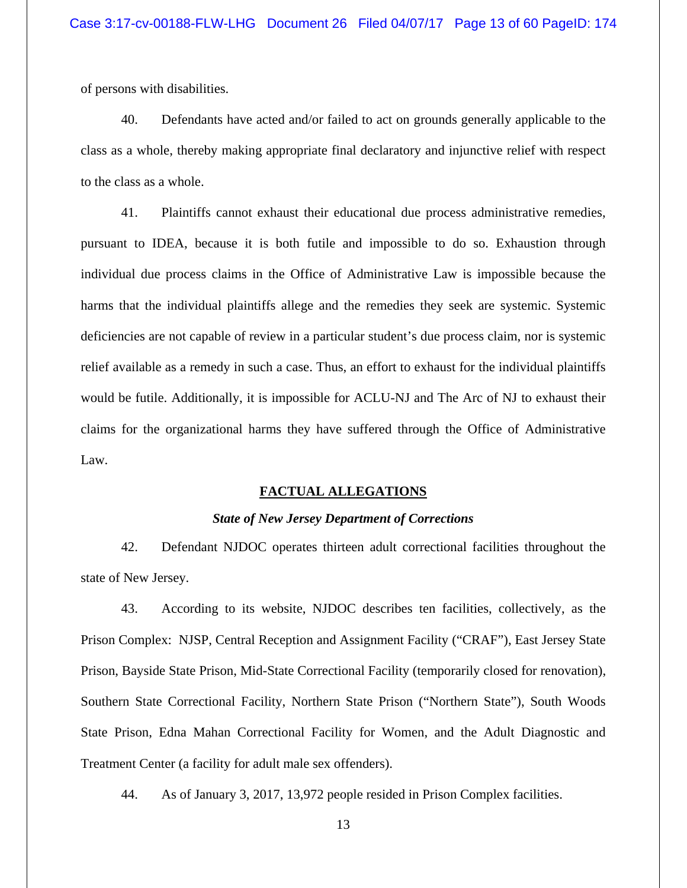of persons with disabilities.

40. Defendants have acted and/or failed to act on grounds generally applicable to the class as a whole, thereby making appropriate final declaratory and injunctive relief with respect to the class as a whole.

41. Plaintiffs cannot exhaust their educational due process administrative remedies, pursuant to IDEA, because it is both futile and impossible to do so. Exhaustion through individual due process claims in the Office of Administrative Law is impossible because the harms that the individual plaintiffs allege and the remedies they seek are systemic. Systemic deficiencies are not capable of review in a particular student's due process claim, nor is systemic relief available as a remedy in such a case. Thus, an effort to exhaust for the individual plaintiffs would be futile. Additionally, it is impossible for ACLU-NJ and The Arc of NJ to exhaust their claims for the organizational harms they have suffered through the Office of Administrative Law.

## FACTUAL ALLEGATIONS

### *State of New Jersey Department of Corrections*

42. Defendant NJDOC operates thirteen adult correctional facilities throughout the state of New Jersey.

43. According to its website, NJDOC describes ten facilities, collectively, as the Prison Complex: NJSP, Central Reception and Assignment Facility ("CRAF"), East Jersey State Prison, Bayside State Prison, Mid-State Correctional Facility (temporarily closed for renovation), Southern State Correctional Facility, Northern State Prison ("Northern State"), South Woods State Prison, Edna Mahan Correctional Facility for Women, and the Adult Diagnostic and Treatment Center (a facility for adult male sex offenders).

44. As of January 3, 2017, 13,972 people resided in Prison Complex facilities.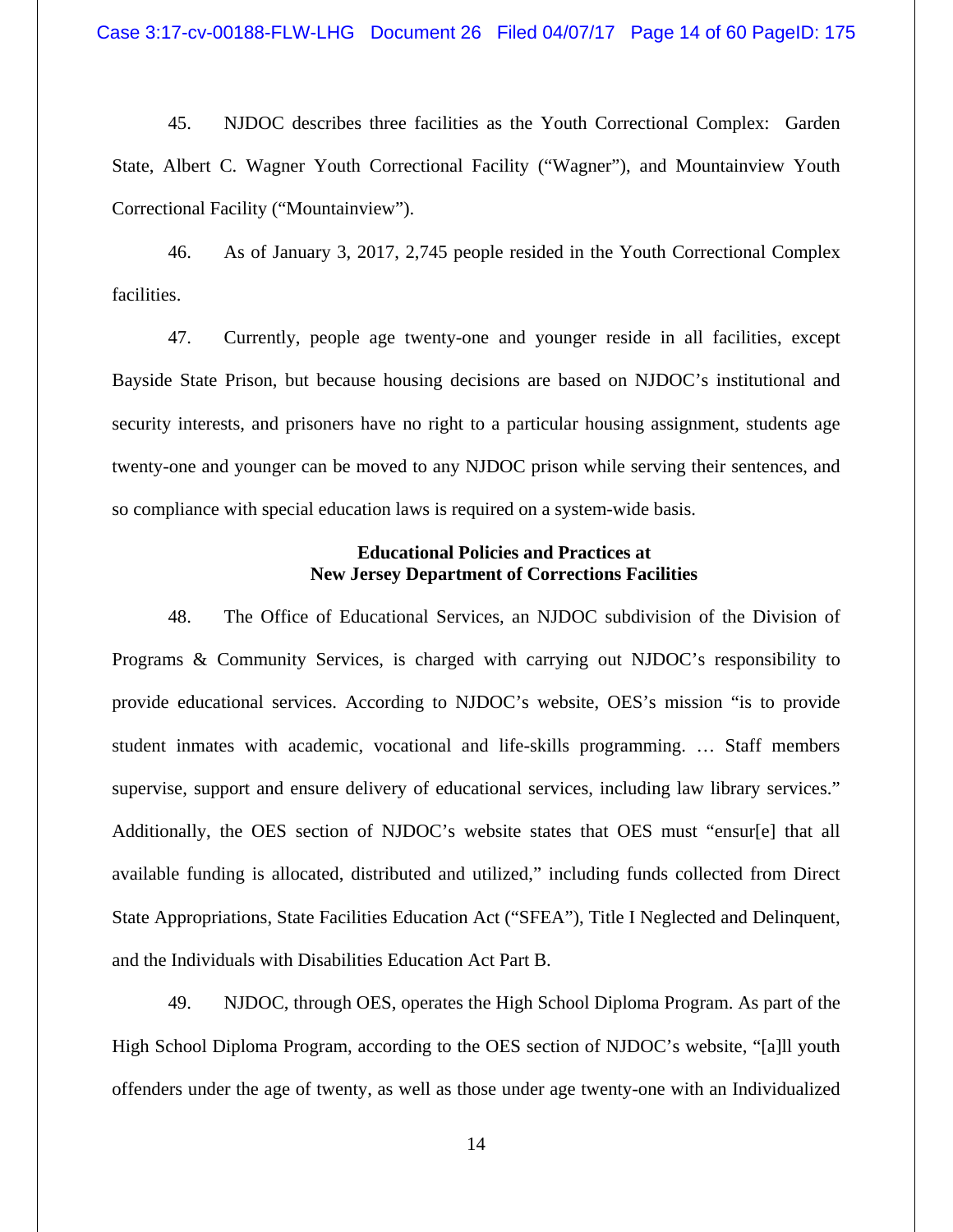45. NJDOC describes three facilities as the Youth Correctional Complex: Garden State, Albert C. Wagner Youth Correctional Facility ("Wagner"), and Mountainview Youth Correctional Facility ("Mountainview").

46. As of January 3, 2017, 2,745 people resided in the Youth Correctional Complex facilities.

47. Currently, people age twenty-one and younger reside in all facilities, except Bayside State Prison, but because housing decisions are based on NJDOC's institutional and security interests, and prisoners have no right to a particular housing assignment, students age twenty-one and younger can be moved to any NJDOC prison while serving their sentences, and so compliance with special education laws is required on a system-wide basis.

**Educational Policies and Practices at**
**New Jersey Department of Corrections Facilities**

48. The Office of Educational Services, an NJDOC subdivision of the Division of Programs & Community Services, is charged with carrying out NJDOC's responsibility to provide educational services. According to NJDOC's website, OES's mission "is to provide student inmates with academic, vocational and life-skills programming. … Staff members supervise, support and ensure delivery of educational services, including law library services." Additionally, the OES section of NJDOC's website states that OES must "ensur[e] that all available funding is allocated, distributed and utilized," including funds collected from Direct State Appropriations, State Facilities Education Act ("SFEA"), Title I Neglected and Delinquent, and the Individuals with Disabilities Education Act Part B.

49. NJDOC, through OES, operates the High School Diploma Program. As part of the High School Diploma Program, according to the OES section of NJDOC's website, "[a]ll youth offenders under the age of twenty, as well as those under age twenty-one with an Individualized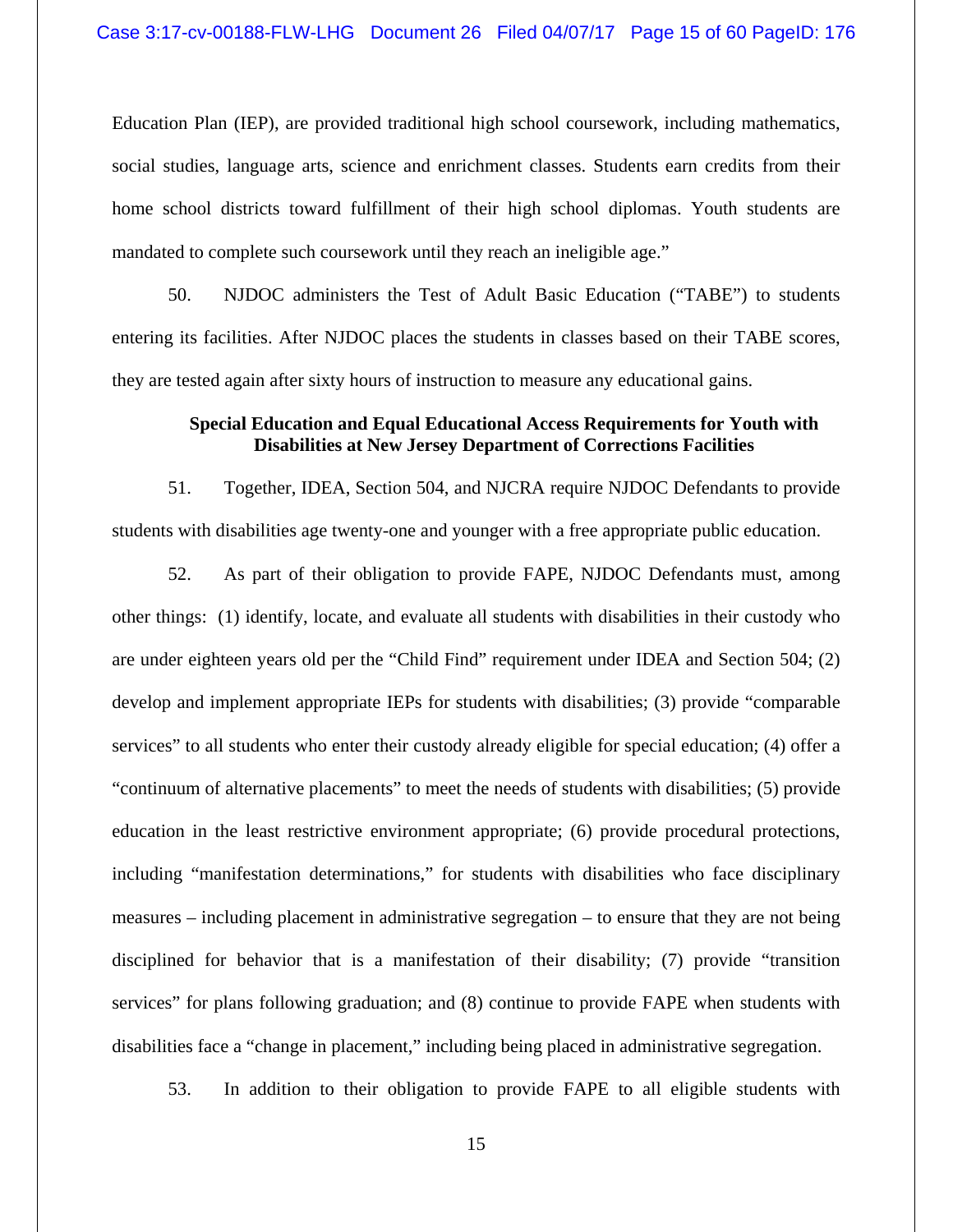Education Plan (IEP), are provided traditional high school coursework, including mathematics, social studies, language arts, science and enrichment classes. Students earn credits from their home school districts toward fulfillment of their high school diplomas. Youth students are mandated to complete such coursework until they reach an ineligible age."

50. NJDOC administers the Test of Adult Basic Education ("TABE") to students entering its facilities. After NJDOC places the students in classes based on their TABE scores, they are tested again after sixty hours of instruction to measure any educational gains.

**Special Education and Equal Educational Access Requirements for Youth with Disabilities at New Jersey Department of Corrections Facilities**

51. Together, IDEA, Section 504, and NJCRA require NJDOC Defendants to provide students with disabilities age twenty-one and younger with a free appropriate public education.

52. As part of their obligation to provide FAPE, NJDOC Defendants must, among other things: (1) identify, locate, and evaluate all students with disabilities in their custody who are under eighteen years old per the "Child Find" requirement under IDEA and Section 504; (2) develop and implement appropriate IEPs for students with disabilities; (3) provide "comparable services" to all students who enter their custody already eligible for special education; (4) offer a "continuum of alternative placements" to meet the needs of students with disabilities; (5) provide education in the least restrictive environment appropriate; (6) provide procedural protections, including "manifestation determinations," for students with disabilities who face disciplinary measures – including placement in administrative segregation – to ensure that they are not being disciplined for behavior that is a manifestation of their disability; (7) provide "transition services" for plans following graduation; and (8) continue to provide FAPE when students with disabilities face a "change in placement," including being placed in administrative segregation.

53. In addition to their obligation to provide FAPE to all eligible students with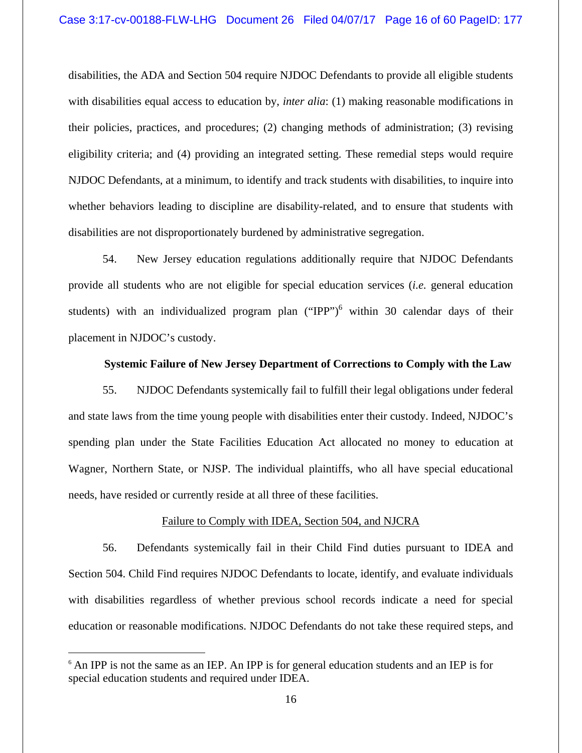disabilities, the ADA and Section 504 require NJDOC Defendants to provide all eligible students with disabilities equal access to education by, *inter alia*: (1) making reasonable modifications in their policies, practices, and procedures; (2) changing methods of administration; (3) revising eligibility criteria; and (4) providing an integrated setting. These remedial steps would require NJDOC Defendants, at a minimum, to identify and track students with disabilities, to inquire into whether behaviors leading to discipline are disability-related, and to ensure that students with disabilities are not disproportionately burdened by administrative segregation.

54. New Jersey education regulations additionally require that NJDOC Defendants provide all students who are not eligible for special education services (*i.e.* general education students) with an individualized program plan ("IPP")[6] within 30 calendar days of their placement in NJDOC's custody.

**Systemic Failure of New Jersey Department of Corrections to Comply with the Law**

55. NJDOC Defendants systemically fail to fulfill their legal obligations under federal and state laws from the time young people with disabilities enter their custody. Indeed, NJDOC's spending plan under the State Facilities Education Act allocated no money to education at Wagner, Northern State, or NJSP. The individual plaintiffs, who all have special educational needs, have resided or currently reside at all three of these facilities.

<u>Failure to Comply with IDEA, Section 504, and NJCRA</u>

56. Defendants systemically fail in their Child Find duties pursuant to IDEA and Section 504. Child Find requires NJDOC Defendants to locate, identify, and evaluate individuals with disabilities regardless of whether previous school records indicate a need for special education or reasonable modifications. NJDOC Defendants do not take these required steps, and

---

[6] An IPP is not the same as an IEP. An IPP is for general education students and an IEP is for special education students and required under IDEA.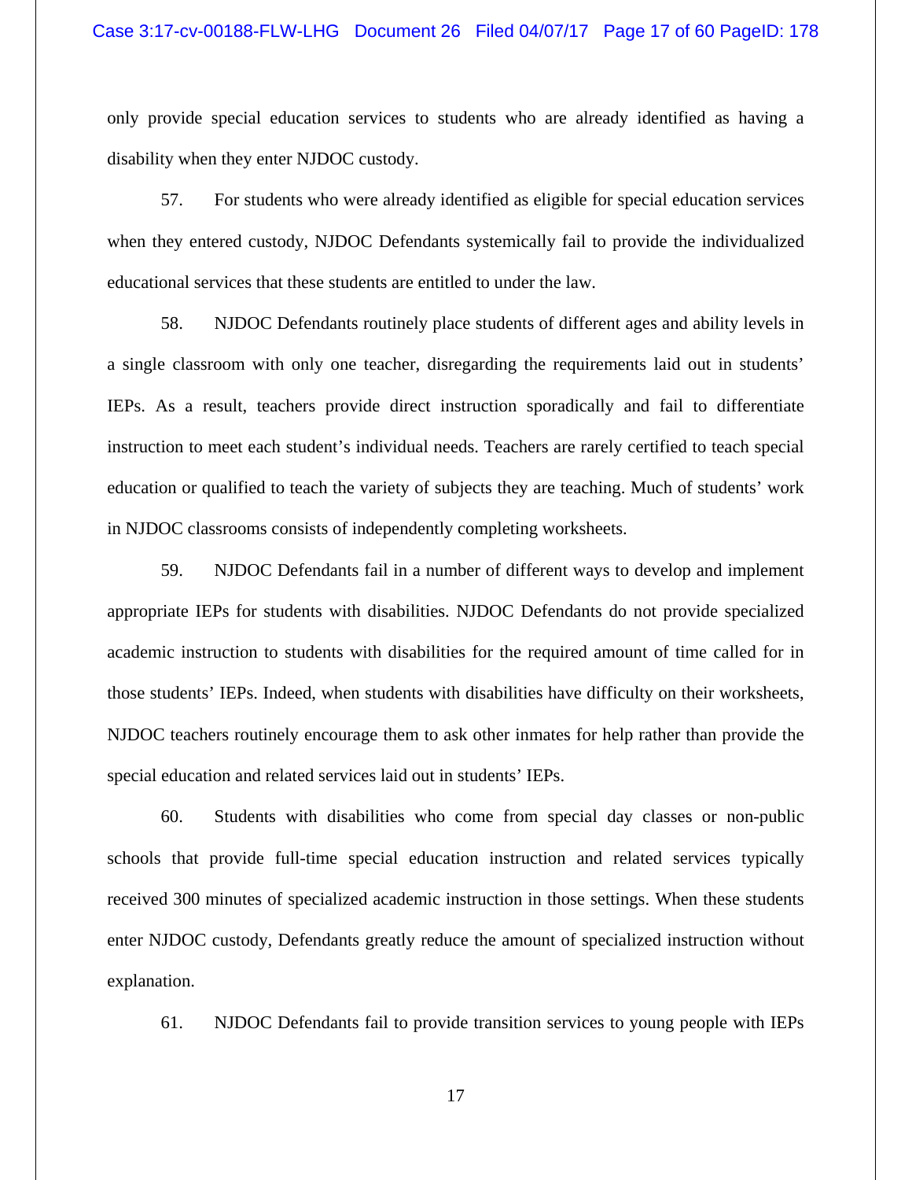only provide special education services to students who are already identified as having a disability when they enter NJDOC custody.

57. For students who were already identified as eligible for special education services when they entered custody, NJDOC Defendants systemically fail to provide the individualized educational services that these students are entitled to under the law.

58. NJDOC Defendants routinely place students of different ages and ability levels in a single classroom with only one teacher, disregarding the requirements laid out in students' IEPs. As a result, teachers provide direct instruction sporadically and fail to differentiate instruction to meet each student's individual needs. Teachers are rarely certified to teach special education or qualified to teach the variety of subjects they are teaching. Much of students' work in NJDOC classrooms consists of independently completing worksheets.

59. NJDOC Defendants fail in a number of different ways to develop and implement appropriate IEPs for students with disabilities. NJDOC Defendants do not provide specialized academic instruction to students with disabilities for the required amount of time called for in those students' IEPs. Indeed, when students with disabilities have difficulty on their worksheets, NJDOC teachers routinely encourage them to ask other inmates for help rather than provide the special education and related services laid out in students' IEPs.

60. Students with disabilities who come from special day classes or non-public schools that provide full-time special education instruction and related services typically received 300 minutes of specialized academic instruction in those settings. When these students enter NJDOC custody, Defendants greatly reduce the amount of specialized instruction without explanation.

61. NJDOC Defendants fail to provide transition services to young people with IEPs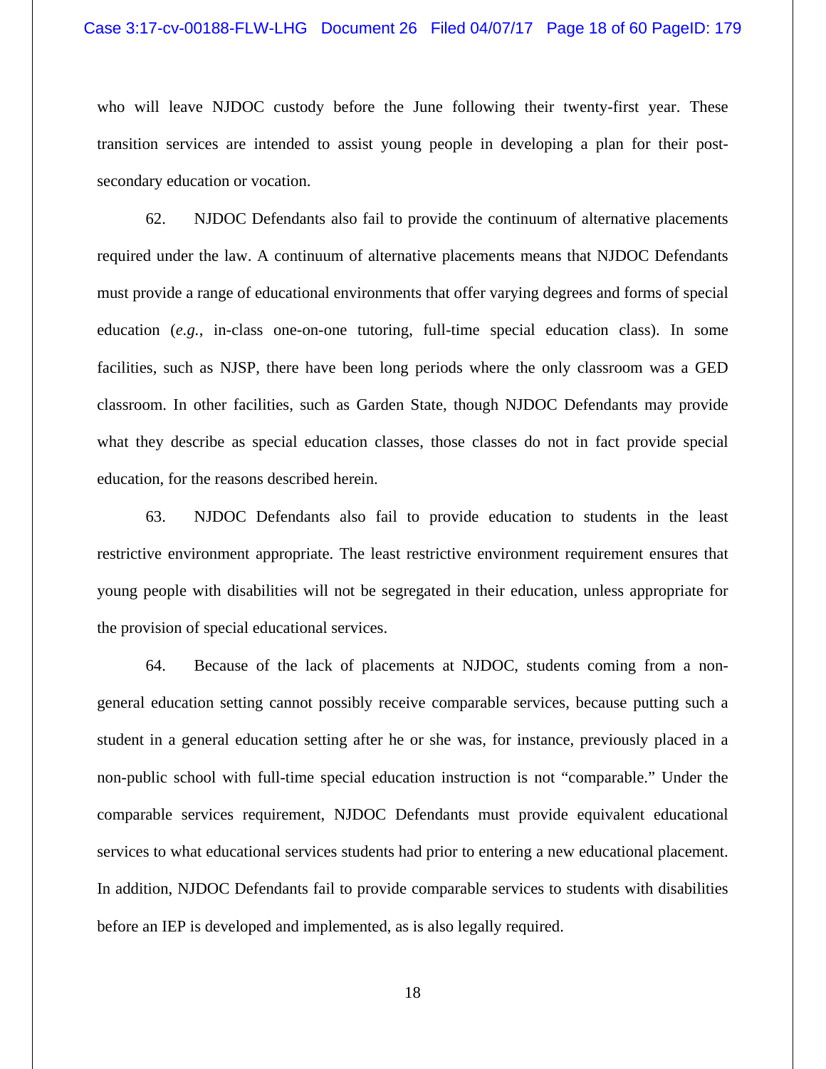who will leave NJDOC custody before the June following their twenty-first year. These transition services are intended to assist young people in developing a plan for their post-secondary education or vocation.

62. NJDOC Defendants also fail to provide the continuum of alternative placements required under the law. A continuum of alternative placements means that NJDOC Defendants must provide a range of educational environments that offer varying degrees and forms of special education (*e.g.*, in-class one-on-one tutoring, full-time special education class). In some facilities, such as NJSP, there have been long periods where the only classroom was a GED classroom. In other facilities, such as Garden State, though NJDOC Defendants may provide what they describe as special education classes, those classes do not in fact provide special education, for the reasons described herein.

63. NJDOC Defendants also fail to provide education to students in the least restrictive environment appropriate. The least restrictive environment requirement ensures that young people with disabilities will not be segregated in their education, unless appropriate for the provision of special educational services.

64. Because of the lack of placements at NJDOC, students coming from a non-general education setting cannot possibly receive comparable services, because putting such a student in a general education setting after he or she was, for instance, previously placed in a non-public school with full-time special education instruction is not "comparable." Under the comparable services requirement, NJDOC Defendants must provide equivalent educational services to what educational services students had prior to entering a new educational placement. In addition, NJDOC Defendants fail to provide comparable services to students with disabilities before an IEP is developed and implemented, as is also legally required.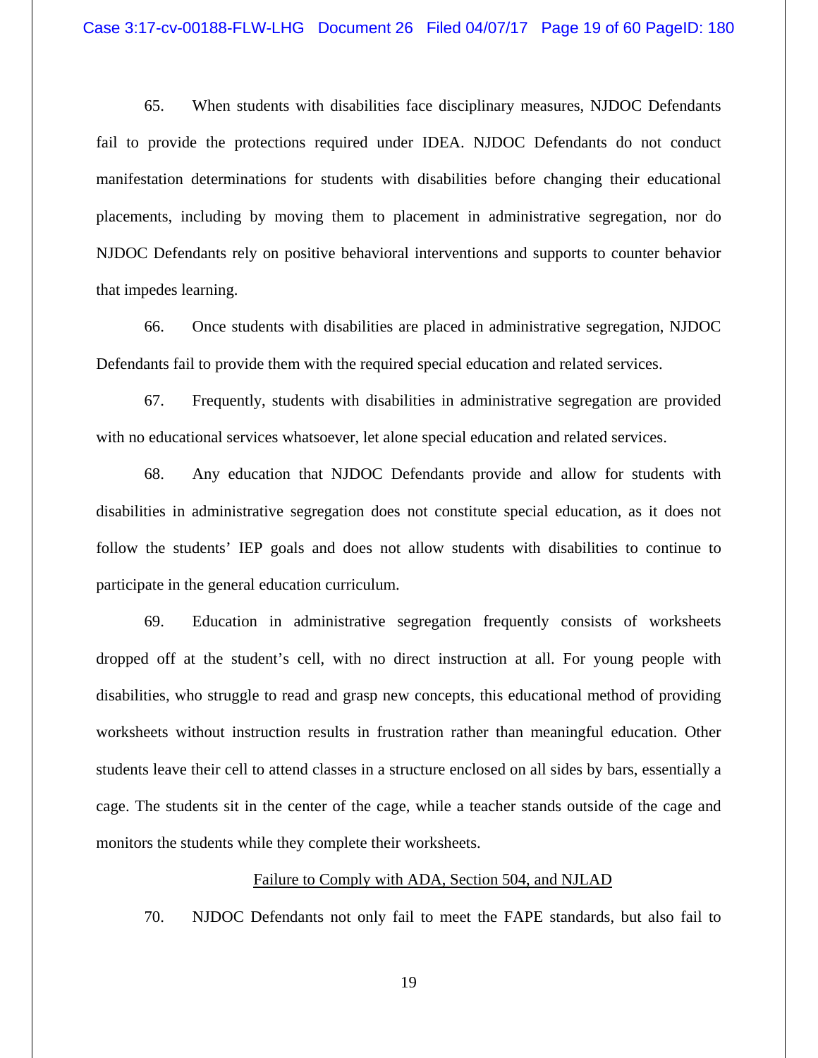65. When students with disabilities face disciplinary measures, NJDOC Defendants fail to provide the protections required under IDEA. NJDOC Defendants do not conduct manifestation determinations for students with disabilities before changing their educational placements, including by moving them to placement in administrative segregation, nor do NJDOC Defendants rely on positive behavioral interventions and supports to counter behavior that impedes learning.

66. Once students with disabilities are placed in administrative segregation, NJDOC Defendants fail to provide them with the required special education and related services.

67. Frequently, students with disabilities in administrative segregation are provided with no educational services whatsoever, let alone special education and related services.

68. Any education that NJDOC Defendants provide and allow for students with disabilities in administrative segregation does not constitute special education, as it does not follow the students' IEP goals and does not allow students with disabilities to continue to participate in the general education curriculum.

69. Education in administrative segregation frequently consists of worksheets dropped off at the student's cell, with no direct instruction at all. For young people with disabilities, who struggle to read and grasp new concepts, this educational method of providing worksheets without instruction results in frustration rather than meaningful education. Other students leave their cell to attend classes in a structure enclosed on all sides by bars, essentially a cage. The students sit in the center of the cage, while a teacher stands outside of the cage and monitors the students while they complete their worksheets.

<u>Failure to Comply with ADA, Section 504, and NJLAD</u>

70. NJDOC Defendants not only fail to meet the FAPE standards, but also fail to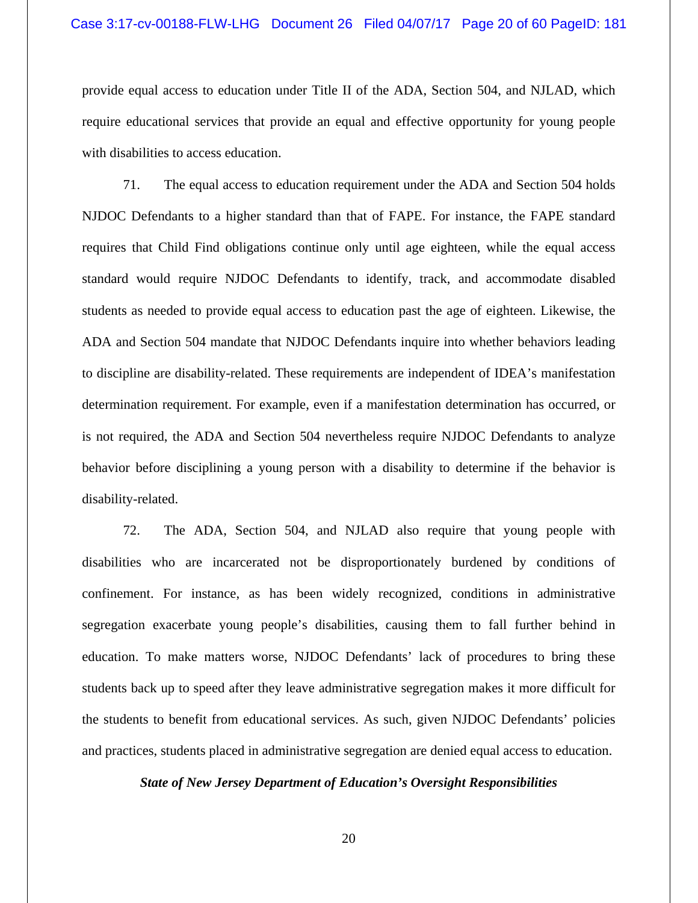provide equal access to education under Title II of the ADA, Section 504, and NJLAD, which require educational services that provide an equal and effective opportunity for young people with disabilities to access education.

71. The equal access to education requirement under the ADA and Section 504 holds NJDOC Defendants to a higher standard than that of FAPE. For instance, the FAPE standard requires that Child Find obligations continue only until age eighteen, while the equal access standard would require NJDOC Defendants to identify, track, and accommodate disabled students as needed to provide equal access to education past the age of eighteen. Likewise, the ADA and Section 504 mandate that NJDOC Defendants inquire into whether behaviors leading to discipline are disability-related. These requirements are independent of IDEA's manifestation determination requirement. For example, even if a manifestation determination has occurred, or is not required, the ADA and Section 504 nevertheless require NJDOC Defendants to analyze behavior before disciplining a young person with a disability to determine if the behavior is disability-related.

72. The ADA, Section 504, and NJLAD also require that young people with disabilities who are incarcerated not be disproportionately burdened by conditions of confinement. For instance, as has been widely recognized, conditions in administrative segregation exacerbate young people's disabilities, causing them to fall further behind in education. To make matters worse, NJDOC Defendants' lack of procedures to bring these students back up to speed after they leave administrative segregation makes it more difficult for the students to benefit from educational services. As such, given NJDOC Defendants' policies and practices, students placed in administrative segregation are denied equal access to education.

***State of New Jersey Department of Education's Oversight Responsibilities***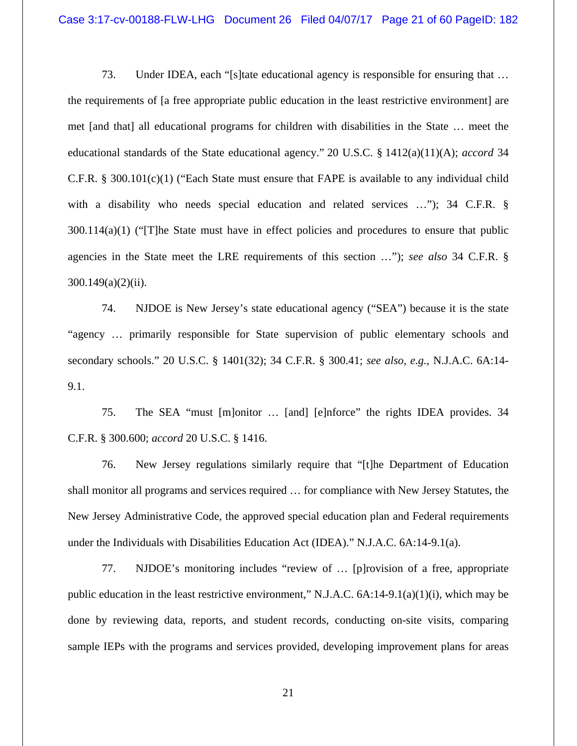73. Under IDEA, each "[s]tate educational agency is responsible for ensuring that … the requirements of [a free appropriate public education in the least restrictive environment] are met [and that] all educational programs for children with disabilities in the State … meet the educational standards of the State educational agency." 20 U.S.C. § 1412(a)(11)(A); *accord* 34 C.F.R. § 300.101(c)(1) ("Each State must ensure that FAPE is available to any individual child with a disability who needs special education and related services …"); 34 C.F.R. § 300.114(a)(1) ("[T]he State must have in effect policies and procedures to ensure that public agencies in the State meet the LRE requirements of this section …"); *see also* 34 C.F.R. § 300.149(a)(2)(ii).

74. NJDOE is New Jersey's state educational agency ("SEA") because it is the state "agency … primarily responsible for State supervision of public elementary schools and secondary schools." 20 U.S.C. § 1401(32); 34 C.F.R. § 300.41; *see also, e.g.*, N.J.A.C. 6A:14-9.1.

75. The SEA "must [m]onitor … [and] [e]nforce" the rights IDEA provides. 34 C.F.R. § 300.600; *accord* 20 U.S.C. § 1416.

76. New Jersey regulations similarly require that "[t]he Department of Education shall monitor all programs and services required … for compliance with New Jersey Statutes, the New Jersey Administrative Code, the approved special education plan and Federal requirements under the Individuals with Disabilities Education Act (IDEA)." N.J.A.C. 6A:14-9.1(a).

77. NJDOE's monitoring includes "review of … [p]rovision of a free, appropriate public education in the least restrictive environment," N.J.A.C. 6A:14-9.1(a)(1)(i), which may be done by reviewing data, reports, and student records, conducting on-site visits, comparing sample IEPs with the programs and services provided, developing improvement plans for areas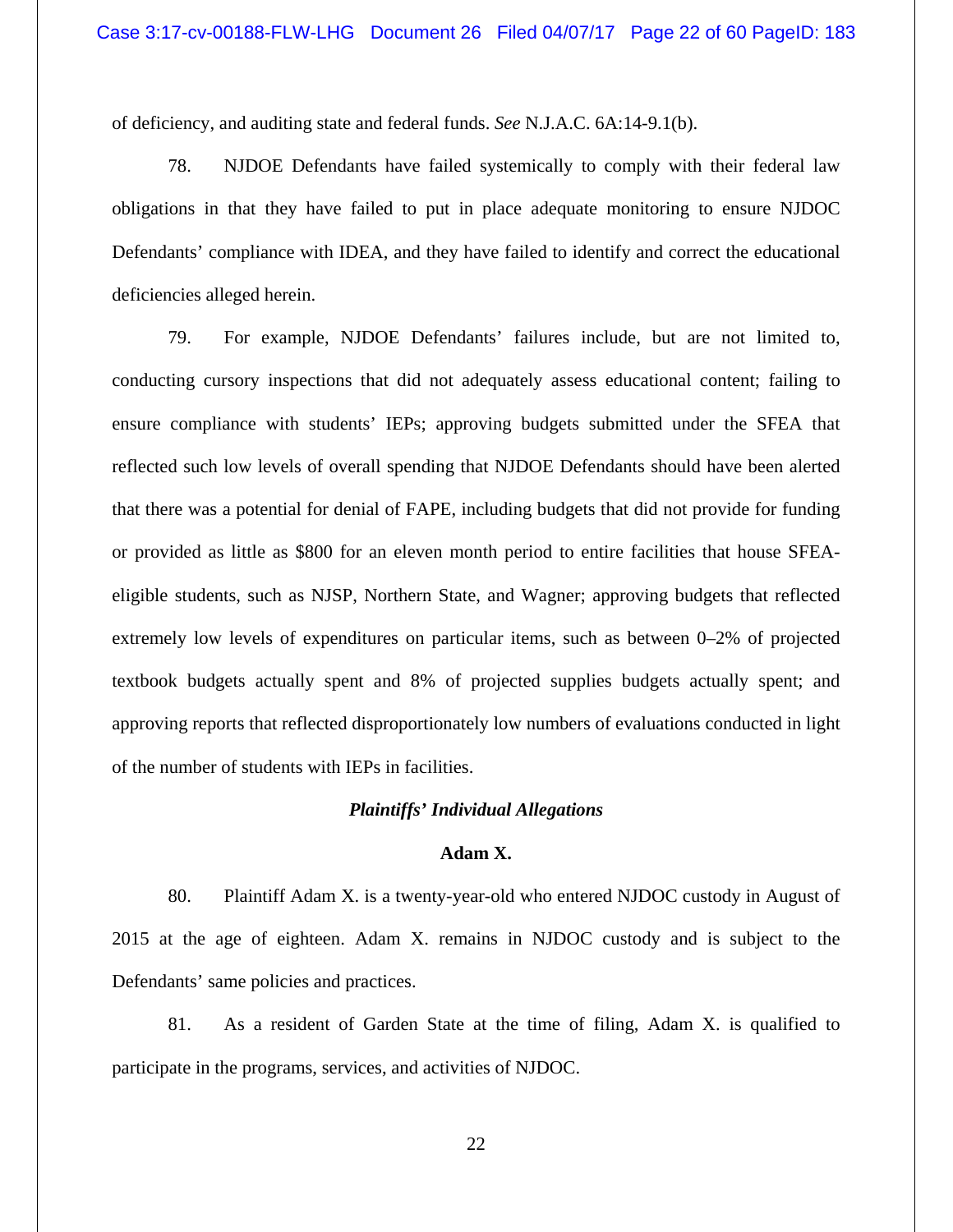of deficiency, and auditing state and federal funds. *See* N.J.A.C. 6A:14-9.1(b).

78. NJDOE Defendants have failed systemically to comply with their federal law obligations in that they have failed to put in place adequate monitoring to ensure NJDOC Defendants' compliance with IDEA, and they have failed to identify and correct the educational deficiencies alleged herein.

79. For example, NJDOE Defendants' failures include, but are not limited to, conducting cursory inspections that did not adequately assess educational content; failing to ensure compliance with students' IEPs; approving budgets submitted under the SFEA that reflected such low levels of overall spending that NJDOE Defendants should have been alerted that there was a potential for denial of FAPE, including budgets that did not provide for funding or provided as little as \$800 for an eleven month period to entire facilities that house SFEA-eligible students, such as NJSP, Northern State, and Wagner; approving budgets that reflected extremely low levels of expenditures on particular items, such as between 0–2% of projected textbook budgets actually spent and 8% of projected supplies budgets actually spent; and approving reports that reflected disproportionately low numbers of evaluations conducted in light of the number of students with IEPs in facilities.

***Plaintiffs' Individual Allegations***

**Adam X.**

80. Plaintiff Adam X. is a twenty-year-old who entered NJDOC custody in August of 2015 at the age of eighteen. Adam X. remains in NJDOC custody and is subject to the Defendants' same policies and practices.

81. As a resident of Garden State at the time of filing, Adam X. is qualified to participate in the programs, services, and activities of NJDOC.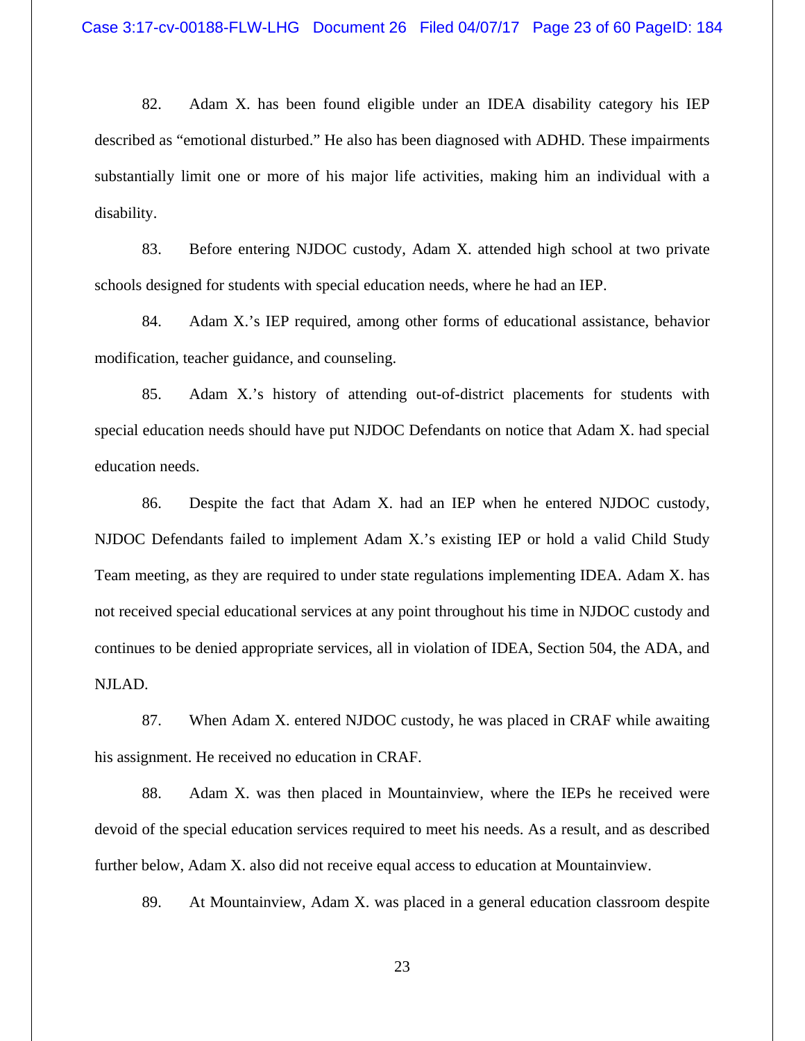82. Adam X. has been found eligible under an IDEA disability category his IEP described as "emotional disturbed." He also has been diagnosed with ADHD. These impairments substantially limit one or more of his major life activities, making him an individual with a disability.

83. Before entering NJDOC custody, Adam X. attended high school at two private schools designed for students with special education needs, where he had an IEP.

84. Adam X.'s IEP required, among other forms of educational assistance, behavior modification, teacher guidance, and counseling.

85. Adam X.'s history of attending out-of-district placements for students with special education needs should have put NJDOC Defendants on notice that Adam X. had special education needs.

86. Despite the fact that Adam X. had an IEP when he entered NJDOC custody, NJDOC Defendants failed to implement Adam X.'s existing IEP or hold a valid Child Study Team meeting, as they are required to under state regulations implementing IDEA. Adam X. has not received special educational services at any point throughout his time in NJDOC custody and continues to be denied appropriate services, all in violation of IDEA, Section 504, the ADA, and NJLAD.

87. When Adam X. entered NJDOC custody, he was placed in CRAF while awaiting his assignment. He received no education in CRAF.

88. Adam X. was then placed in Mountainview, where the IEPs he received were devoid of the special education services required to meet his needs. As a result, and as described further below, Adam X. also did not receive equal access to education at Mountainview.

89. At Mountainview, Adam X. was placed in a general education classroom despite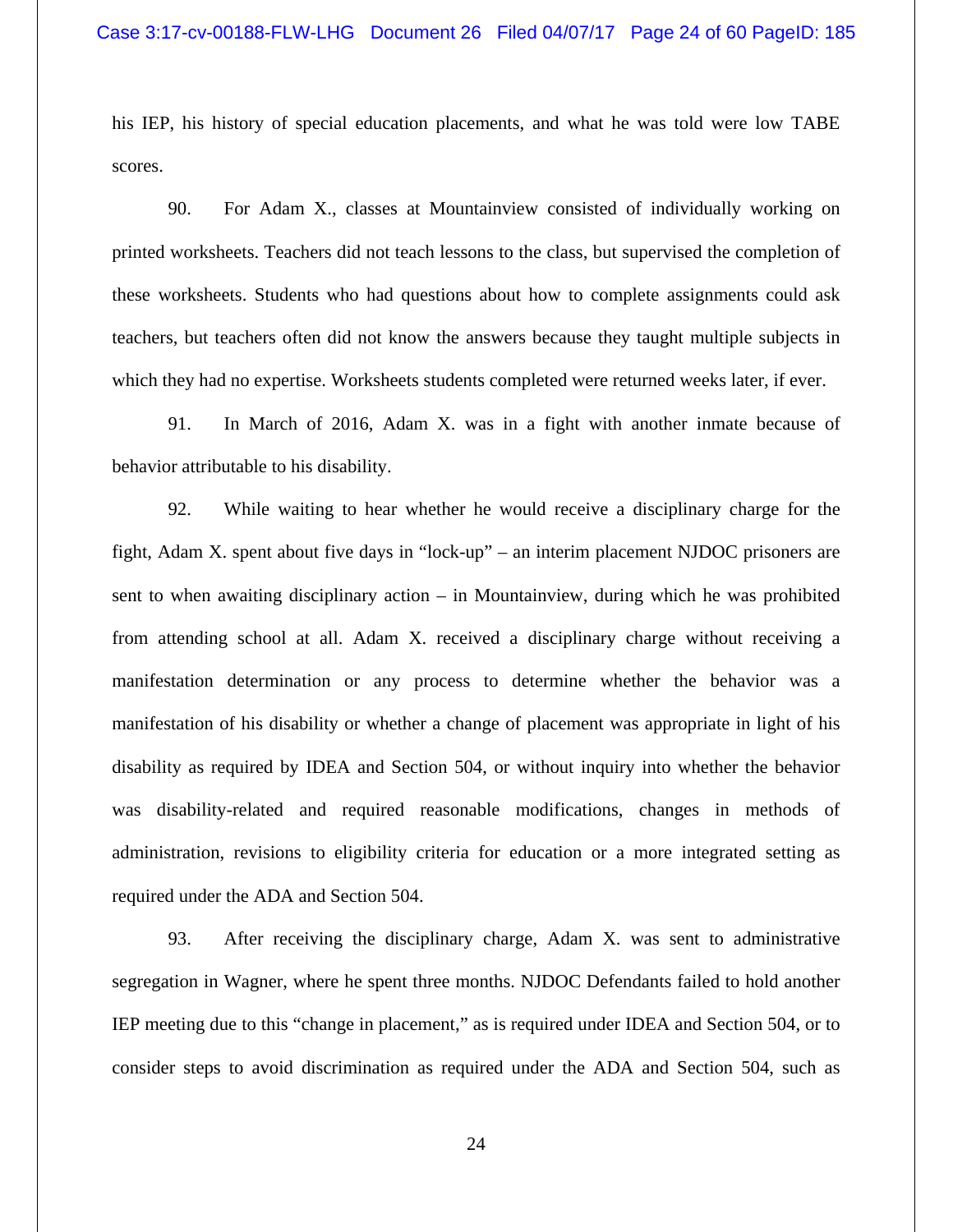his IEP, his history of special education placements, and what he was told were low TABE scores.

90. For Adam X., classes at Mountainview consisted of individually working on printed worksheets. Teachers did not teach lessons to the class, but supervised the completion of these worksheets. Students who had questions about how to complete assignments could ask teachers, but teachers often did not know the answers because they taught multiple subjects in which they had no expertise. Worksheets students completed were returned weeks later, if ever.

91. In March of 2016, Adam X. was in a fight with another inmate because of behavior attributable to his disability.

92. While waiting to hear whether he would receive a disciplinary charge for the fight, Adam X. spent about five days in "lock-up" – an interim placement NJDOC prisoners are sent to when awaiting disciplinary action – in Mountainview, during which he was prohibited from attending school at all. Adam X. received a disciplinary charge without receiving a manifestation determination or any process to determine whether the behavior was a manifestation of his disability or whether a change of placement was appropriate in light of his disability as required by IDEA and Section 504, or without inquiry into whether the behavior was disability-related and required reasonable modifications, changes in methods of administration, revisions to eligibility criteria for education or a more integrated setting as required under the ADA and Section 504.

93. After receiving the disciplinary charge, Adam X. was sent to administrative segregation in Wagner, where he spent three months. NJDOC Defendants failed to hold another IEP meeting due to this "change in placement," as is required under IDEA and Section 504, or to consider steps to avoid discrimination as required under the ADA and Section 504, such as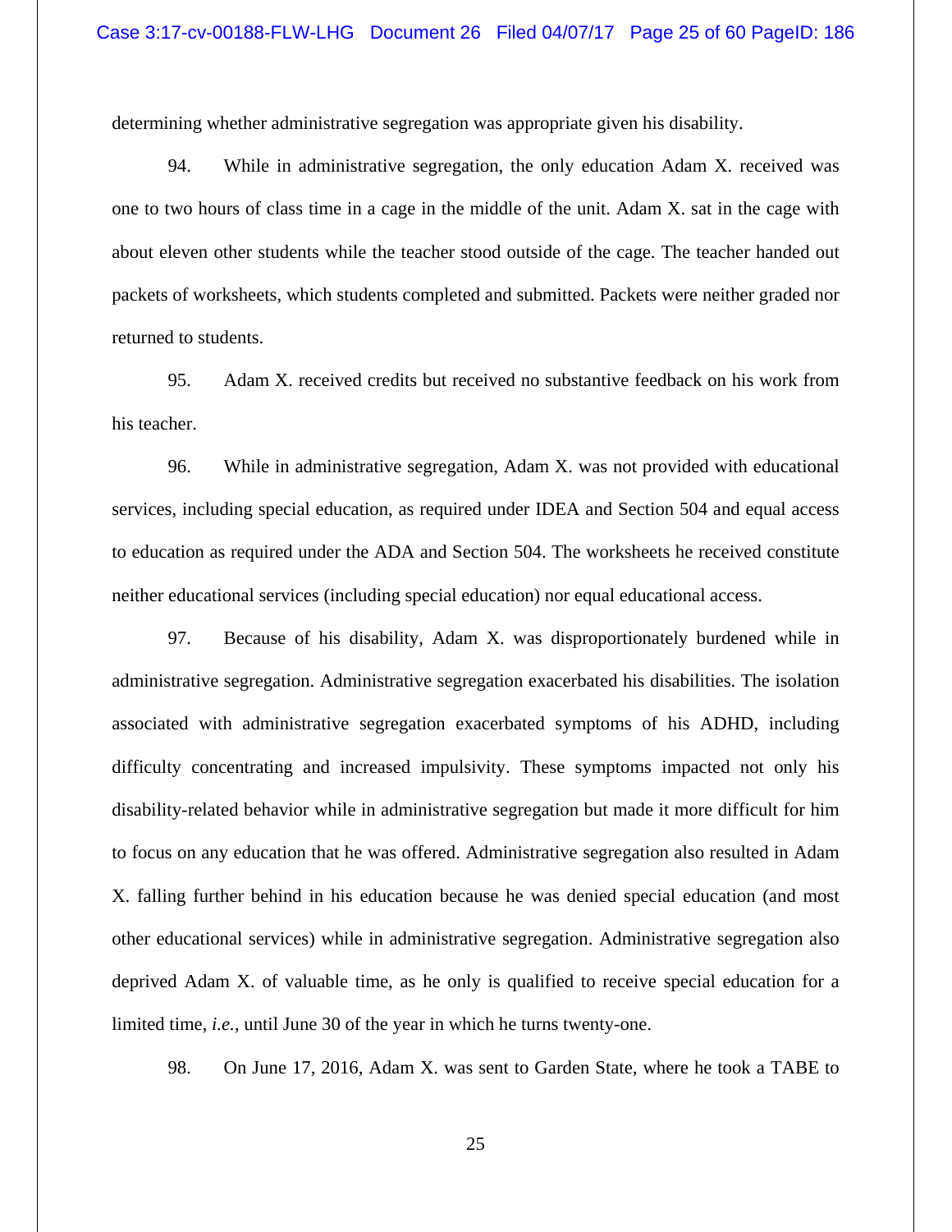determining whether administrative segregation was appropriate given his disability.

94. While in administrative segregation, the only education Adam X. received was one to two hours of class time in a cage in the middle of the unit. Adam X. sat in the cage with about eleven other students while the teacher stood outside of the cage. The teacher handed out packets of worksheets, which students completed and submitted. Packets were neither graded nor returned to students.

95. Adam X. received credits but received no substantive feedback on his work from his teacher.

96. While in administrative segregation, Adam X. was not provided with educational services, including special education, as required under IDEA and Section 504 and equal access to education as required under the ADA and Section 504. The worksheets he received constitute neither educational services (including special education) nor equal educational access.

97. Because of his disability, Adam X. was disproportionately burdened while in administrative segregation. Administrative segregation exacerbated his disabilities. The isolation associated with administrative segregation exacerbated symptoms of his ADHD, including difficulty concentrating and increased impulsivity. These symptoms impacted not only his disability-related behavior while in administrative segregation but made it more difficult for him to focus on any education that he was offered. Administrative segregation also resulted in Adam X. falling further behind in his education because he was denied special education (and most other educational services) while in administrative segregation. Administrative segregation also deprived Adam X. of valuable time, as he only is qualified to receive special education for a limited time, *i.e.*, until June 30 of the year in which he turns twenty-one.

98. On June 17, 2016, Adam X. was sent to Garden State, where he took a TABE to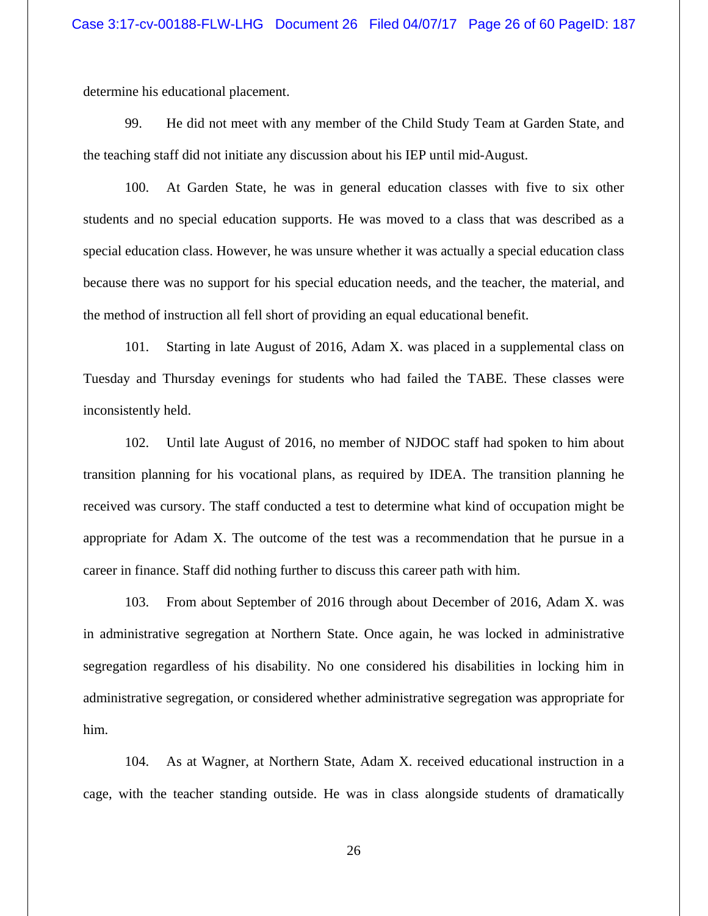determine his educational placement.

99. He did not meet with any member of the Child Study Team at Garden State, and the teaching staff did not initiate any discussion about his IEP until mid-August.

100. At Garden State, he was in general education classes with five to six other students and no special education supports. He was moved to a class that was described as a special education class. However, he was unsure whether it was actually a special education class because there was no support for his special education needs, and the teacher, the material, and the method of instruction all fell short of providing an equal educational benefit.

101. Starting in late August of 2016, Adam X. was placed in a supplemental class on Tuesday and Thursday evenings for students who had failed the TABE. These classes were inconsistently held.

102. Until late August of 2016, no member of NJDOC staff had spoken to him about transition planning for his vocational plans, as required by IDEA. The transition planning he received was cursory. The staff conducted a test to determine what kind of occupation might be appropriate for Adam X. The outcome of the test was a recommendation that he pursue in a career in finance. Staff did nothing further to discuss this career path with him.

103. From about September of 2016 through about December of 2016, Adam X. was in administrative segregation at Northern State. Once again, he was locked in administrative segregation regardless of his disability. No one considered his disabilities in locking him in administrative segregation, or considered whether administrative segregation was appropriate for him.

104. As at Wagner, at Northern State, Adam X. received educational instruction in a cage, with the teacher standing outside. He was in class alongside students of dramatically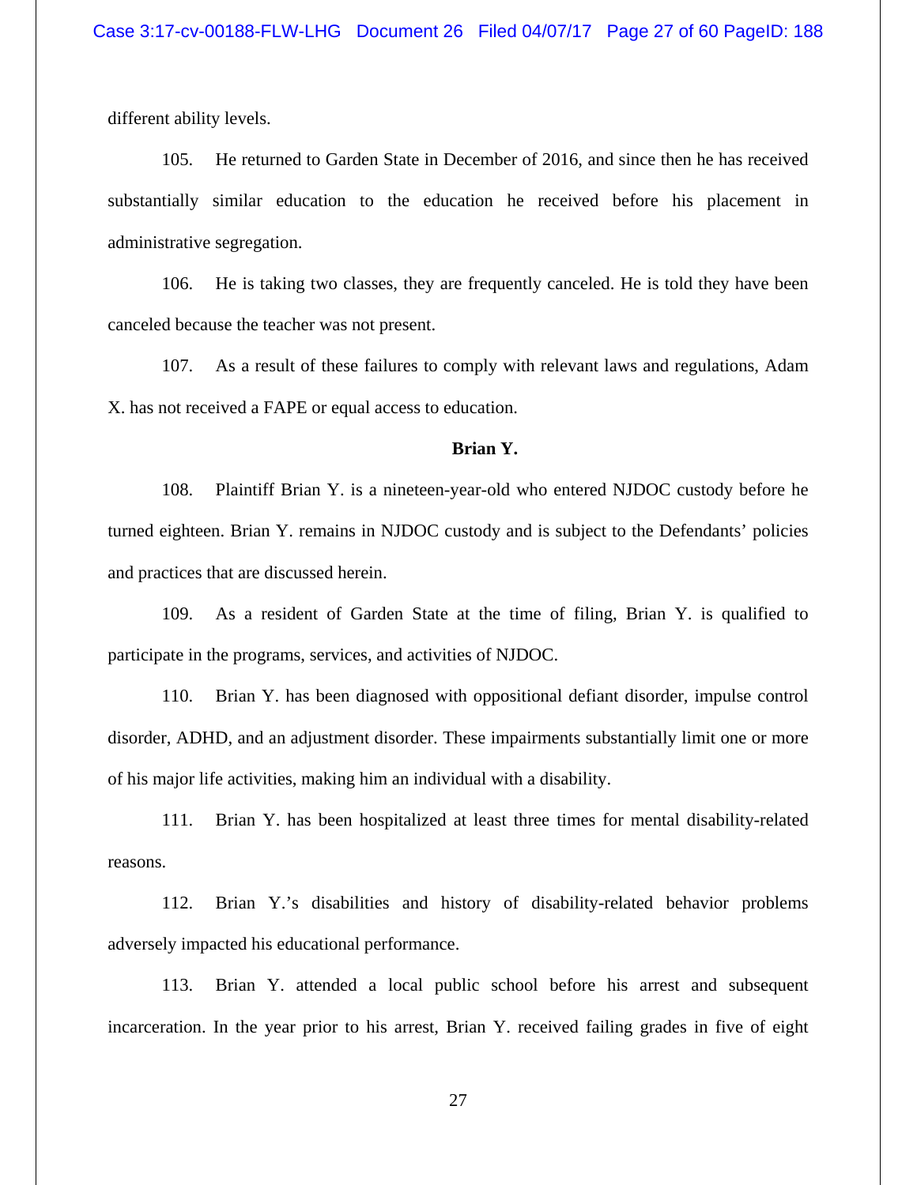different ability levels.

105. He returned to Garden State in December of 2016, and since then he has received substantially similar education to the education he received before his placement in administrative segregation.

106. He is taking two classes, they are frequently canceled. He is told they have been canceled because the teacher was not present.

107. As a result of these failures to comply with relevant laws and regulations, Adam X. has not received a FAPE or equal access to education.

**Brian Y.**

108. Plaintiff Brian Y. is a nineteen-year-old who entered NJDOC custody before he turned eighteen. Brian Y. remains in NJDOC custody and is subject to the Defendants' policies and practices that are discussed herein.

109. As a resident of Garden State at the time of filing, Brian Y. is qualified to participate in the programs, services, and activities of NJDOC.

110. Brian Y. has been diagnosed with oppositional defiant disorder, impulse control disorder, ADHD, and an adjustment disorder. These impairments substantially limit one or more of his major life activities, making him an individual with a disability.

111. Brian Y. has been hospitalized at least three times for mental disability-related reasons.

112. Brian Y.'s disabilities and history of disability-related behavior problems adversely impacted his educational performance.

113. Brian Y. attended a local public school before his arrest and subsequent incarceration. In the year prior to his arrest, Brian Y. received failing grades in five of eight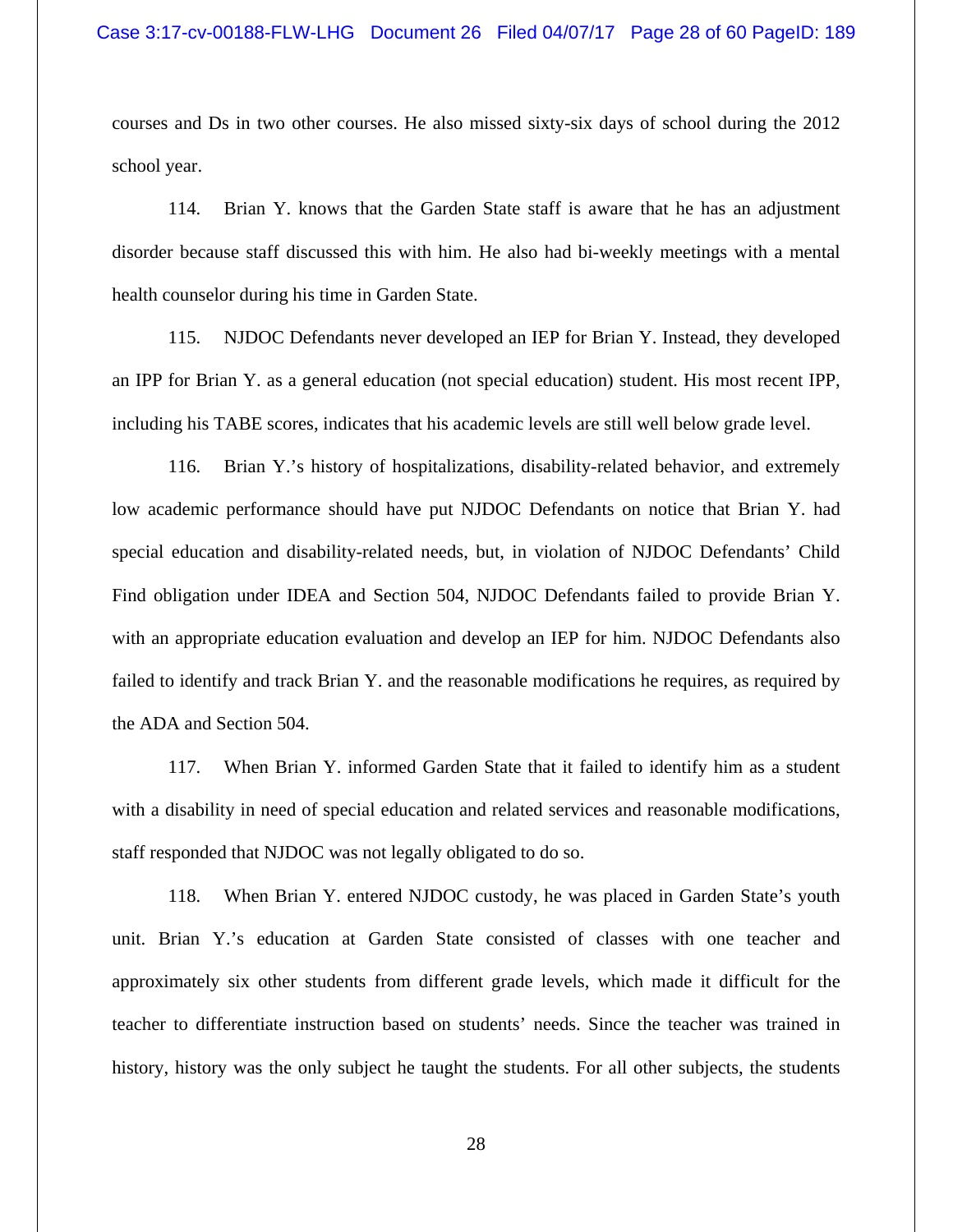courses and Ds in two other courses. He also missed sixty-six days of school during the 2012 school year.

114. Brian Y. knows that the Garden State staff is aware that he has an adjustment disorder because staff discussed this with him. He also had bi-weekly meetings with a mental health counselor during his time in Garden State.

115. NJDOC Defendants never developed an IEP for Brian Y. Instead, they developed an IPP for Brian Y. as a general education (not special education) student. His most recent IPP, including his TABE scores, indicates that his academic levels are still well below grade level.

116. Brian Y.'s history of hospitalizations, disability-related behavior, and extremely low academic performance should have put NJDOC Defendants on notice that Brian Y. had special education and disability-related needs, but, in violation of NJDOC Defendants' Child Find obligation under IDEA and Section 504, NJDOC Defendants failed to provide Brian Y. with an appropriate education evaluation and develop an IEP for him. NJDOC Defendants also failed to identify and track Brian Y. and the reasonable modifications he requires, as required by the ADA and Section 504.

117. When Brian Y. informed Garden State that it failed to identify him as a student with a disability in need of special education and related services and reasonable modifications, staff responded that NJDOC was not legally obligated to do so.

118. When Brian Y. entered NJDOC custody, he was placed in Garden State's youth unit. Brian Y.'s education at Garden State consisted of classes with one teacher and approximately six other students from different grade levels, which made it difficult for the teacher to differentiate instruction based on students' needs. Since the teacher was trained in history, history was the only subject he taught the students. For all other subjects, the students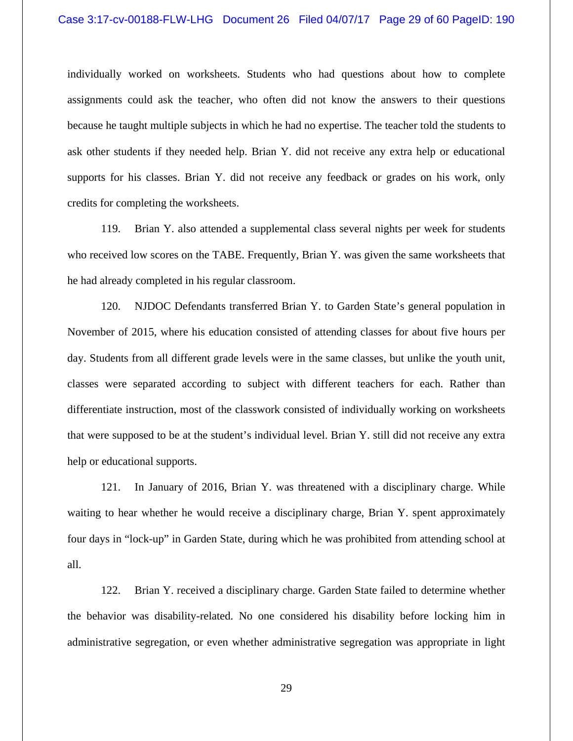individually worked on worksheets. Students who had questions about how to complete assignments could ask the teacher, who often did not know the answers to their questions because he taught multiple subjects in which he had no expertise. The teacher told the students to ask other students if they needed help. Brian Y. did not receive any extra help or educational supports for his classes. Brian Y. did not receive any feedback or grades on his work, only credits for completing the worksheets.

119. Brian Y. also attended a supplemental class several nights per week for students who received low scores on the TABE. Frequently, Brian Y. was given the same worksheets that he had already completed in his regular classroom.

120. NJDOC Defendants transferred Brian Y. to Garden State's general population in November of 2015, where his education consisted of attending classes for about five hours per day. Students from all different grade levels were in the same classes, but unlike the youth unit, classes were separated according to subject with different teachers for each. Rather than differentiate instruction, most of the classwork consisted of individually working on worksheets that were supposed to be at the student's individual level. Brian Y. still did not receive any extra help or educational supports.

121. In January of 2016, Brian Y. was threatened with a disciplinary charge. While waiting to hear whether he would receive a disciplinary charge, Brian Y. spent approximately four days in "lock-up" in Garden State, during which he was prohibited from attending school at all.

122. Brian Y. received a disciplinary charge. Garden State failed to determine whether the behavior was disability-related. No one considered his disability before locking him in administrative segregation, or even whether administrative segregation was appropriate in light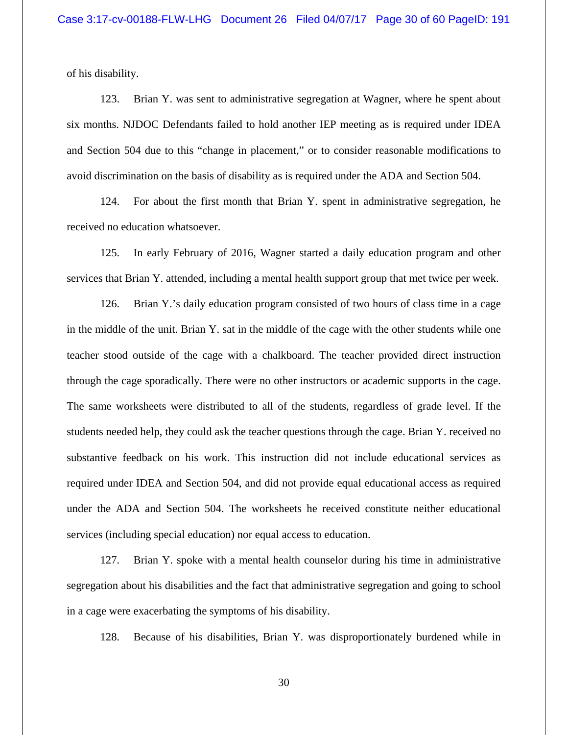of his disability.

123. Brian Y. was sent to administrative segregation at Wagner, where he spent about six months. NJDOC Defendants failed to hold another IEP meeting as is required under IDEA and Section 504 due to this "change in placement," or to consider reasonable modifications to avoid discrimination on the basis of disability as is required under the ADA and Section 504.

124. For about the first month that Brian Y. spent in administrative segregation, he received no education whatsoever.

125. In early February of 2016, Wagner started a daily education program and other services that Brian Y. attended, including a mental health support group that met twice per week.

126. Brian Y.'s daily education program consisted of two hours of class time in a cage in the middle of the unit. Brian Y. sat in the middle of the cage with the other students while one teacher stood outside of the cage with a chalkboard. The teacher provided direct instruction through the cage sporadically. There were no other instructors or academic supports in the cage. The same worksheets were distributed to all of the students, regardless of grade level. If the students needed help, they could ask the teacher questions through the cage. Brian Y. received no substantive feedback on his work. This instruction did not include educational services as required under IDEA and Section 504, and did not provide equal educational access as required under the ADA and Section 504. The worksheets he received constitute neither educational services (including special education) nor equal access to education.

127. Brian Y. spoke with a mental health counselor during his time in administrative segregation about his disabilities and the fact that administrative segregation and going to school in a cage were exacerbating the symptoms of his disability.

128. Because of his disabilities, Brian Y. was disproportionately burdened while in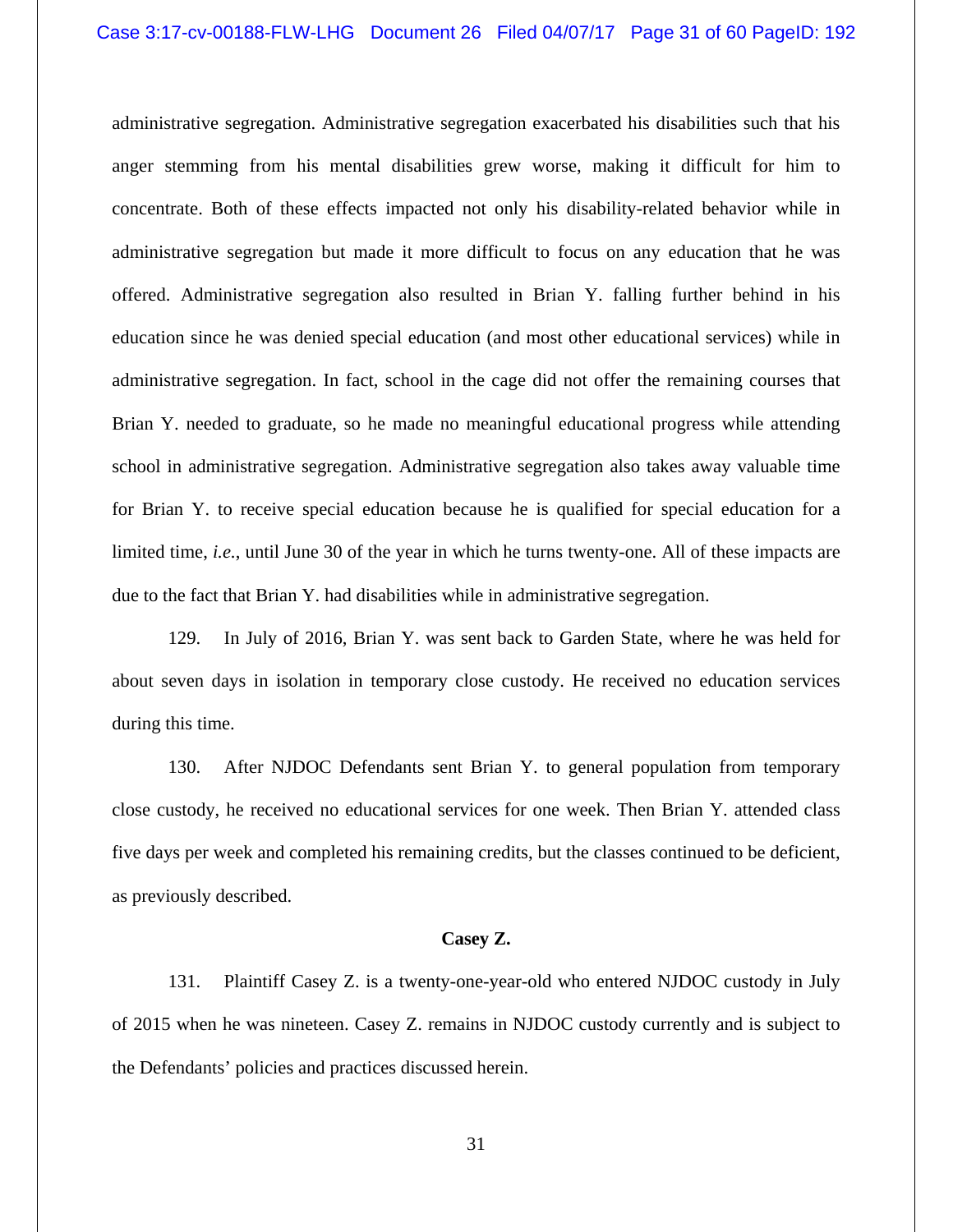administrative segregation. Administrative segregation exacerbated his disabilities such that his anger stemming from his mental disabilities grew worse, making it difficult for him to concentrate. Both of these effects impacted not only his disability-related behavior while in administrative segregation but made it more difficult to focus on any education that he was offered. Administrative segregation also resulted in Brian Y. falling further behind in his education since he was denied special education (and most other educational services) while in administrative segregation. In fact, school in the cage did not offer the remaining courses that Brian Y. needed to graduate, so he made no meaningful educational progress while attending school in administrative segregation. Administrative segregation also takes away valuable time for Brian Y. to receive special education because he is qualified for special education for a limited time, *i.e.*, until June 30 of the year in which he turns twenty-one. All of these impacts are due to the fact that Brian Y. had disabilities while in administrative segregation.

129. In July of 2016, Brian Y. was sent back to Garden State, where he was held for about seven days in isolation in temporary close custody. He received no education services during this time.

130. After NJDOC Defendants sent Brian Y. to general population from temporary close custody, he received no educational services for one week. Then Brian Y. attended class five days per week and completed his remaining credits, but the classes continued to be deficient, as previously described.

**Casey Z.**

131. Plaintiff Casey Z. is a twenty-one-year-old who entered NJDOC custody in July of 2015 when he was nineteen. Casey Z. remains in NJDOC custody currently and is subject to the Defendants' policies and practices discussed herein.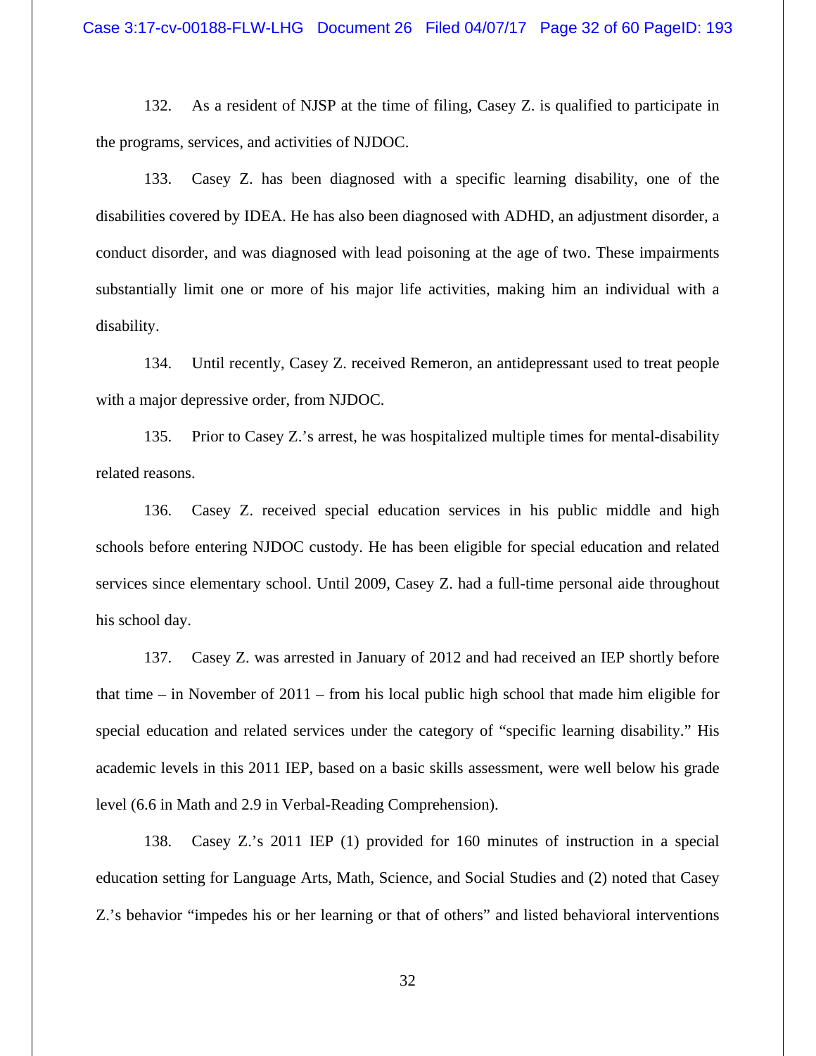132. As a resident of NJSP at the time of filing, Casey Z. is qualified to participate in the programs, services, and activities of NJDOC.

133. Casey Z. has been diagnosed with a specific learning disability, one of the disabilities covered by IDEA. He has also been diagnosed with ADHD, an adjustment disorder, a conduct disorder, and was diagnosed with lead poisoning at the age of two. These impairments substantially limit one or more of his major life activities, making him an individual with a disability.

134. Until recently, Casey Z. received Remeron, an antidepressant used to treat people with a major depressive order, from NJDOC.

135. Prior to Casey Z.'s arrest, he was hospitalized multiple times for mental-disability related reasons.

136. Casey Z. received special education services in his public middle and high schools before entering NJDOC custody. He has been eligible for special education and related services since elementary school. Until 2009, Casey Z. had a full-time personal aide throughout his school day.

137. Casey Z. was arrested in January of 2012 and had received an IEP shortly before that time – in November of 2011 – from his local public high school that made him eligible for special education and related services under the category of "specific learning disability." His academic levels in this 2011 IEP, based on a basic skills assessment, were well below his grade level (6.6 in Math and 2.9 in Verbal-Reading Comprehension).

138. Casey Z.'s 2011 IEP (1) provided for 160 minutes of instruction in a special education setting for Language Arts, Math, Science, and Social Studies and (2) noted that Casey Z.'s behavior "impedes his or her learning or that of others" and listed behavioral interventions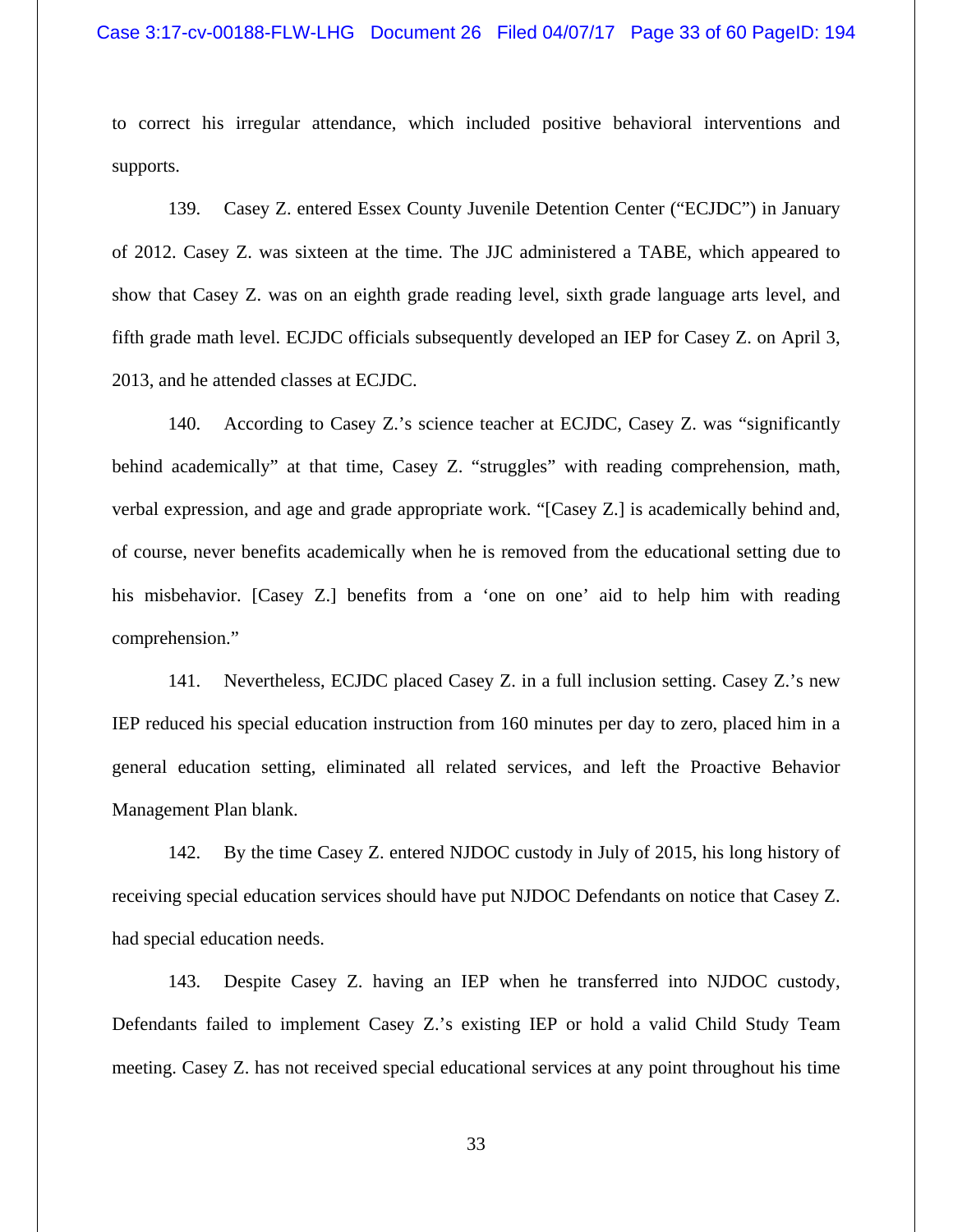to correct his irregular attendance, which included positive behavioral interventions and supports.

139. Casey Z. entered Essex County Juvenile Detention Center ("ECJDC") in January of 2012. Casey Z. was sixteen at the time. The JJC administered a TABE, which appeared to show that Casey Z. was on an eighth grade reading level, sixth grade language arts level, and fifth grade math level. ECJDC officials subsequently developed an IEP for Casey Z. on April 3, 2013, and he attended classes at ECJDC.

140. According to Casey Z.'s science teacher at ECJDC, Casey Z. was "significantly behind academically" at that time, Casey Z. "struggles" with reading comprehension, math, verbal expression, and age and grade appropriate work. "[Casey Z.] is academically behind and, of course, never benefits academically when he is removed from the educational setting due to his misbehavior. [Casey Z.] benefits from a 'one on one' aid to help him with reading comprehension."

141. Nevertheless, ECJDC placed Casey Z. in a full inclusion setting. Casey Z.'s new IEP reduced his special education instruction from 160 minutes per day to zero, placed him in a general education setting, eliminated all related services, and left the Proactive Behavior Management Plan blank.

142. By the time Casey Z. entered NJDOC custody in July of 2015, his long history of receiving special education services should have put NJDOC Defendants on notice that Casey Z. had special education needs.

143. Despite Casey Z. having an IEP when he transferred into NJDOC custody, Defendants failed to implement Casey Z.'s existing IEP or hold a valid Child Study Team meeting. Casey Z. has not received special educational services at any point throughout his time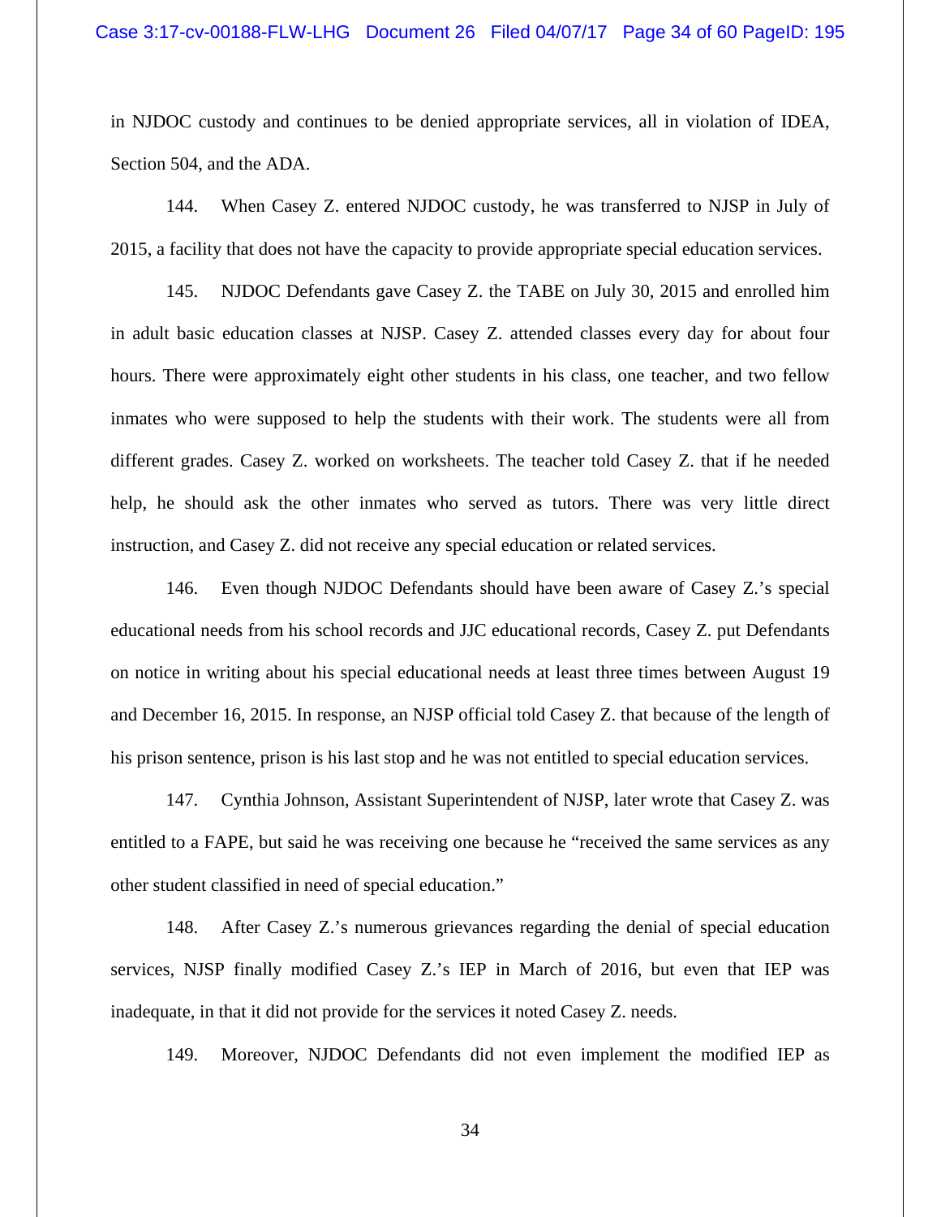in NJDOC custody and continues to be denied appropriate services, all in violation of IDEA, Section 504, and the ADA.

144. When Casey Z. entered NJDOC custody, he was transferred to NJSP in July of 2015, a facility that does not have the capacity to provide appropriate special education services.

145. NJDOC Defendants gave Casey Z. the TABE on July 30, 2015 and enrolled him in adult basic education classes at NJSP. Casey Z. attended classes every day for about four hours. There were approximately eight other students in his class, one teacher, and two fellow inmates who were supposed to help the students with their work. The students were all from different grades. Casey Z. worked on worksheets. The teacher told Casey Z. that if he needed help, he should ask the other inmates who served as tutors. There was very little direct instruction, and Casey Z. did not receive any special education or related services.

146. Even though NJDOC Defendants should have been aware of Casey Z.'s special educational needs from his school records and JJC educational records, Casey Z. put Defendants on notice in writing about his special educational needs at least three times between August 19 and December 16, 2015. In response, an NJSP official told Casey Z. that because of the length of his prison sentence, prison is his last stop and he was not entitled to special education services.

147. Cynthia Johnson, Assistant Superintendent of NJSP, later wrote that Casey Z. was entitled to a FAPE, but said he was receiving one because he "received the same services as any other student classified in need of special education."

148. After Casey Z.'s numerous grievances regarding the denial of special education services, NJSP finally modified Casey Z.'s IEP in March of 2016, but even that IEP was inadequate, in that it did not provide for the services it noted Casey Z. needs.

149. Moreover, NJDOC Defendants did not even implement the modified IEP as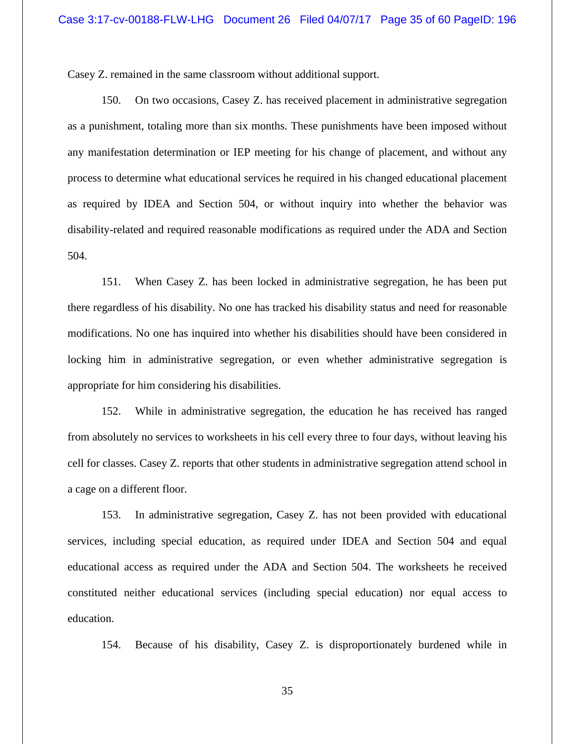Casey Z. remained in the same classroom without additional support.

150. On two occasions, Casey Z. has received placement in administrative segregation as a punishment, totaling more than six months. These punishments have been imposed without any manifestation determination or IEP meeting for his change of placement, and without any process to determine what educational services he required in his changed educational placement as required by IDEA and Section 504, or without inquiry into whether the behavior was disability-related and required reasonable modifications as required under the ADA and Section 504.

151. When Casey Z. has been locked in administrative segregation, he has been put there regardless of his disability. No one has tracked his disability status and need for reasonable modifications. No one has inquired into whether his disabilities should have been considered in locking him in administrative segregation, or even whether administrative segregation is appropriate for him considering his disabilities.

152. While in administrative segregation, the education he has received has ranged from absolutely no services to worksheets in his cell every three to four days, without leaving his cell for classes. Casey Z. reports that other students in administrative segregation attend school in a cage on a different floor.

153. In administrative segregation, Casey Z. has not been provided with educational services, including special education, as required under IDEA and Section 504 and equal educational access as required under the ADA and Section 504. The worksheets he received constituted neither educational services (including special education) nor equal access to education.

154. Because of his disability, Casey Z. is disproportionately burdened while in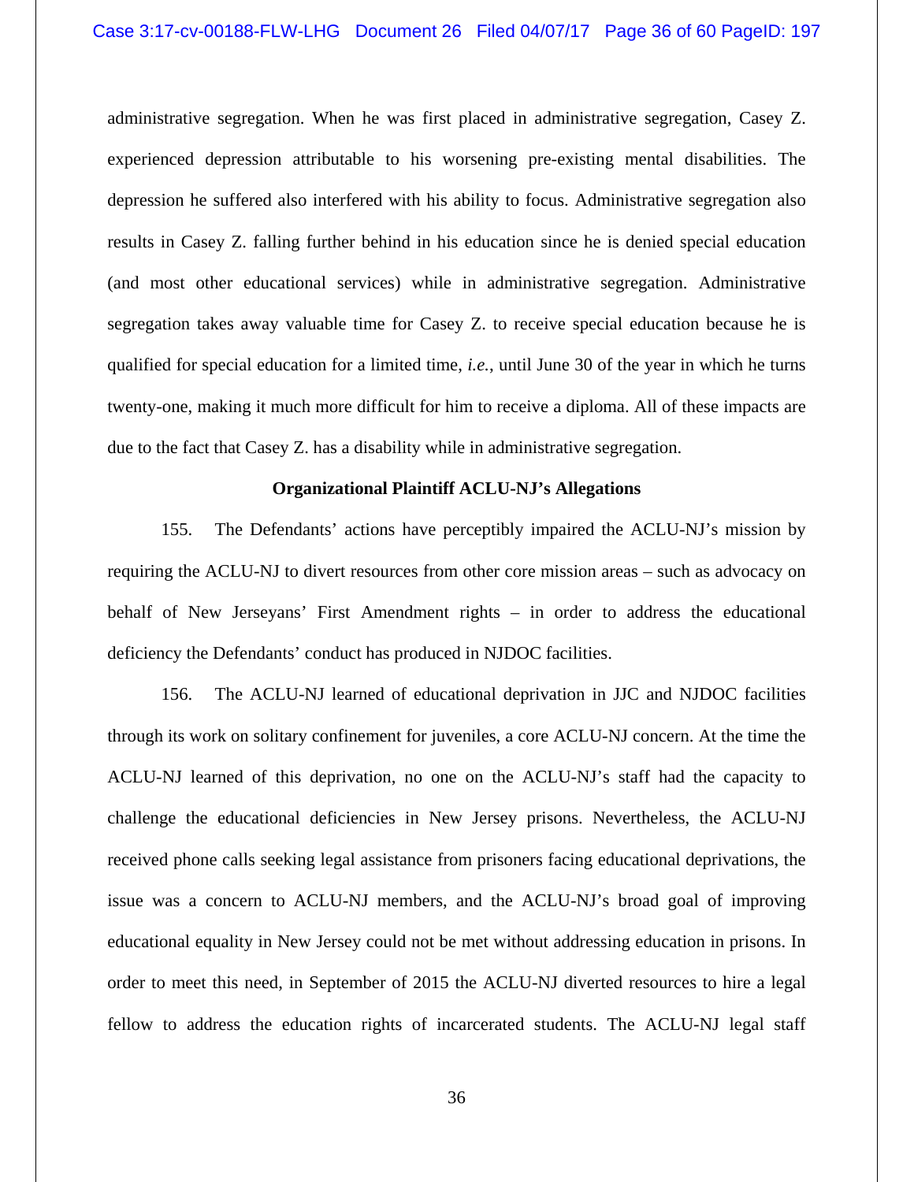administrative segregation. When he was first placed in administrative segregation, Casey Z. experienced depression attributable to his worsening pre-existing mental disabilities. The depression he suffered also interfered with his ability to focus. Administrative segregation also results in Casey Z. falling further behind in his education since he is denied special education (and most other educational services) while in administrative segregation. Administrative segregation takes away valuable time for Casey Z. to receive special education because he is qualified for special education for a limited time, *i.e.*, until June 30 of the year in which he turns twenty-one, making it much more difficult for him to receive a diploma. All of these impacts are due to the fact that Casey Z. has a disability while in administrative segregation.

**Organizational Plaintiff ACLU-NJ's Allegations**

155. The Defendants' actions have perceptibly impaired the ACLU-NJ's mission by requiring the ACLU-NJ to divert resources from other core mission areas – such as advocacy on behalf of New Jerseyans' First Amendment rights – in order to address the educational deficiency the Defendants' conduct has produced in NJDOC facilities.

156. The ACLU-NJ learned of educational deprivation in JJC and NJDOC facilities through its work on solitary confinement for juveniles, a core ACLU-NJ concern. At the time the ACLU-NJ learned of this deprivation, no one on the ACLU-NJ's staff had the capacity to challenge the educational deficiencies in New Jersey prisons. Nevertheless, the ACLU-NJ received phone calls seeking legal assistance from prisoners facing educational deprivations, the issue was a concern to ACLU-NJ members, and the ACLU-NJ's broad goal of improving educational equality in New Jersey could not be met without addressing education in prisons. In order to meet this need, in September of 2015 the ACLU-NJ diverted resources to hire a legal fellow to address the education rights of incarcerated students. The ACLU-NJ legal staff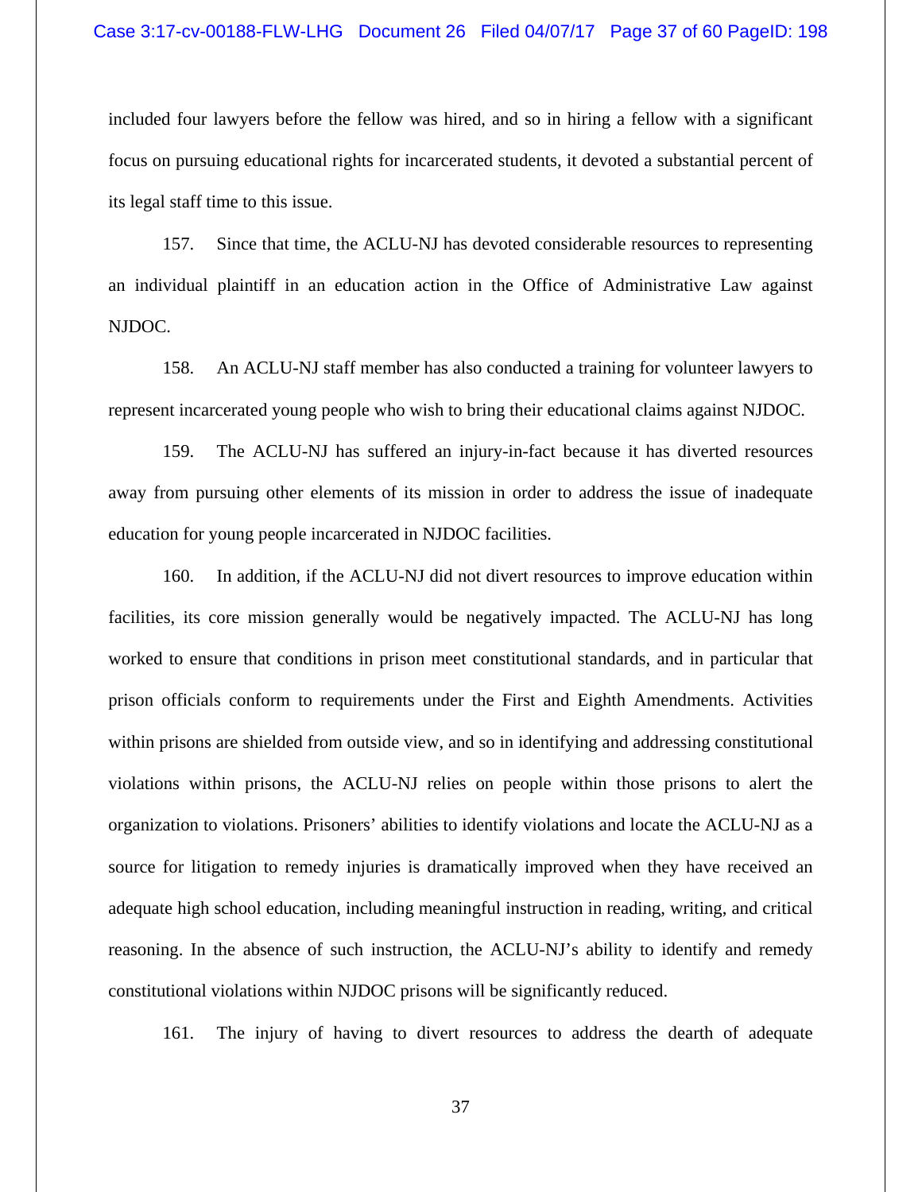included four lawyers before the fellow was hired, and so in hiring a fellow with a significant focus on pursuing educational rights for incarcerated students, it devoted a substantial percent of its legal staff time to this issue.

157. Since that time, the ACLU-NJ has devoted considerable resources to representing an individual plaintiff in an education action in the Office of Administrative Law against NJDOC.

158. An ACLU-NJ staff member has also conducted a training for volunteer lawyers to represent incarcerated young people who wish to bring their educational claims against NJDOC.

159. The ACLU-NJ has suffered an injury-in-fact because it has diverted resources away from pursuing other elements of its mission in order to address the issue of inadequate education for young people incarcerated in NJDOC facilities.

160. In addition, if the ACLU-NJ did not divert resources to improve education within facilities, its core mission generally would be negatively impacted. The ACLU-NJ has long worked to ensure that conditions in prison meet constitutional standards, and in particular that prison officials conform to requirements under the First and Eighth Amendments. Activities within prisons are shielded from outside view, and so in identifying and addressing constitutional violations within prisons, the ACLU-NJ relies on people within those prisons to alert the organization to violations. Prisoners' abilities to identify violations and locate the ACLU-NJ as a source for litigation to remedy injuries is dramatically improved when they have received an adequate high school education, including meaningful instruction in reading, writing, and critical reasoning. In the absence of such instruction, the ACLU-NJ's ability to identify and remedy constitutional violations within NJDOC prisons will be significantly reduced.

161. The injury of having to divert resources to address the dearth of adequate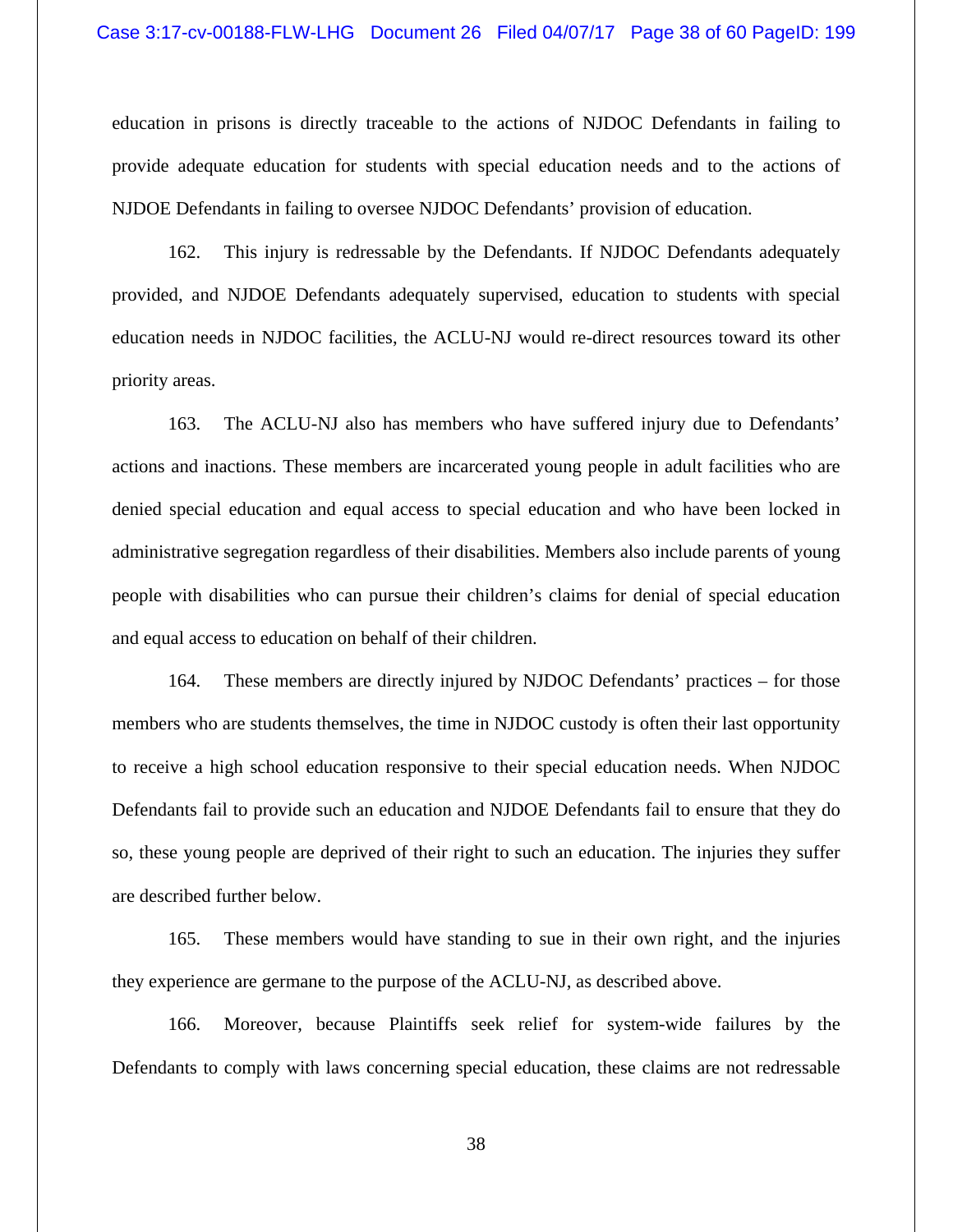education in prisons is directly traceable to the actions of NJDOC Defendants in failing to provide adequate education for students with special education needs and to the actions of NJDOE Defendants in failing to oversee NJDOC Defendants' provision of education.

162. This injury is redressable by the Defendants. If NJDOC Defendants adequately provided, and NJDOE Defendants adequately supervised, education to students with special education needs in NJDOC facilities, the ACLU-NJ would re-direct resources toward its other priority areas.

163. The ACLU-NJ also has members who have suffered injury due to Defendants' actions and inactions. These members are incarcerated young people in adult facilities who are denied special education and equal access to special education and who have been locked in administrative segregation regardless of their disabilities. Members also include parents of young people with disabilities who can pursue their children's claims for denial of special education and equal access to education on behalf of their children.

164. These members are directly injured by NJDOC Defendants' practices – for those members who are students themselves, the time in NJDOC custody is often their last opportunity to receive a high school education responsive to their special education needs. When NJDOC Defendants fail to provide such an education and NJDOE Defendants fail to ensure that they do so, these young people are deprived of their right to such an education. The injuries they suffer are described further below.

165. These members would have standing to sue in their own right, and the injuries they experience are germane to the purpose of the ACLU-NJ, as described above.

166. Moreover, because Plaintiffs seek relief for system-wide failures by the Defendants to comply with laws concerning special education, these claims are not redressable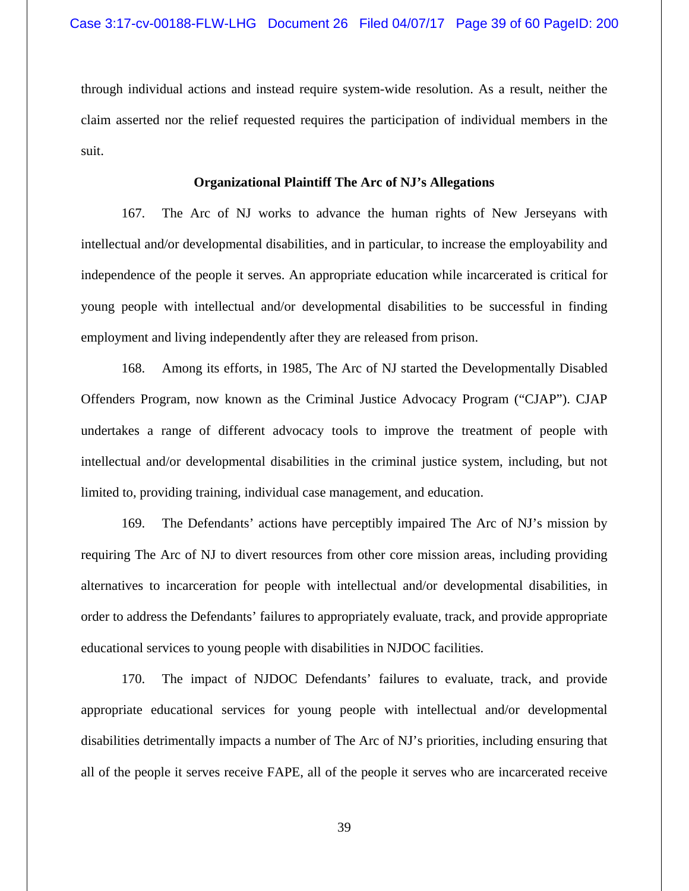through individual actions and instead require system-wide resolution. As a result, neither the claim asserted nor the relief requested requires the participation of individual members in the suit.

**Organizational Plaintiff The Arc of NJ's Allegations**

167. The Arc of NJ works to advance the human rights of New Jerseyans with intellectual and/or developmental disabilities, and in particular, to increase the employability and independence of the people it serves. An appropriate education while incarcerated is critical for young people with intellectual and/or developmental disabilities to be successful in finding employment and living independently after they are released from prison.

168. Among its efforts, in 1985, The Arc of NJ started the Developmentally Disabled Offenders Program, now known as the Criminal Justice Advocacy Program ("CJAP"). CJAP undertakes a range of different advocacy tools to improve the treatment of people with intellectual and/or developmental disabilities in the criminal justice system, including, but not limited to, providing training, individual case management, and education.

169. The Defendants' actions have perceptibly impaired The Arc of NJ's mission by requiring The Arc of NJ to divert resources from other core mission areas, including providing alternatives to incarceration for people with intellectual and/or developmental disabilities, in order to address the Defendants' failures to appropriately evaluate, track, and provide appropriate educational services to young people with disabilities in NJDOC facilities.

170. The impact of NJDOC Defendants' failures to evaluate, track, and provide appropriate educational services for young people with intellectual and/or developmental disabilities detrimentally impacts a number of The Arc of NJ's priorities, including ensuring that all of the people it serves receive FAPE, all of the people it serves who are incarcerated receive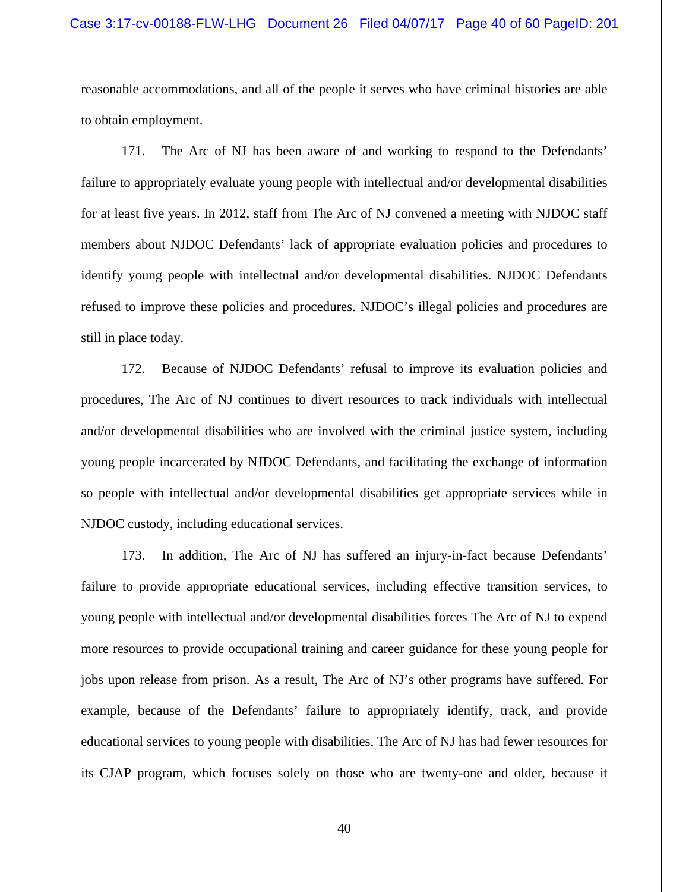reasonable accommodations, and all of the people it serves who have criminal histories are able to obtain employment.

171. The Arc of NJ has been aware of and working to respond to the Defendants' failure to appropriately evaluate young people with intellectual and/or developmental disabilities for at least five years. In 2012, staff from The Arc of NJ convened a meeting with NJDOC staff members about NJDOC Defendants' lack of appropriate evaluation policies and procedures to identify young people with intellectual and/or developmental disabilities. NJDOC Defendants refused to improve these policies and procedures. NJDOC's illegal policies and procedures are still in place today.

172. Because of NJDOC Defendants' refusal to improve its evaluation policies and procedures, The Arc of NJ continues to divert resources to track individuals with intellectual and/or developmental disabilities who are involved with the criminal justice system, including young people incarcerated by NJDOC Defendants, and facilitating the exchange of information so people with intellectual and/or developmental disabilities get appropriate services while in NJDOC custody, including educational services.

173. In addition, The Arc of NJ has suffered an injury-in-fact because Defendants' failure to provide appropriate educational services, including effective transition services, to young people with intellectual and/or developmental disabilities forces The Arc of NJ to expend more resources to provide occupational training and career guidance for these young people for jobs upon release from prison. As a result, The Arc of NJ's other programs have suffered. For example, because of the Defendants' failure to appropriately identify, track, and provide educational services to young people with disabilities, The Arc of NJ has had fewer resources for its CJAP program, which focuses solely on those who are twenty-one and older, because it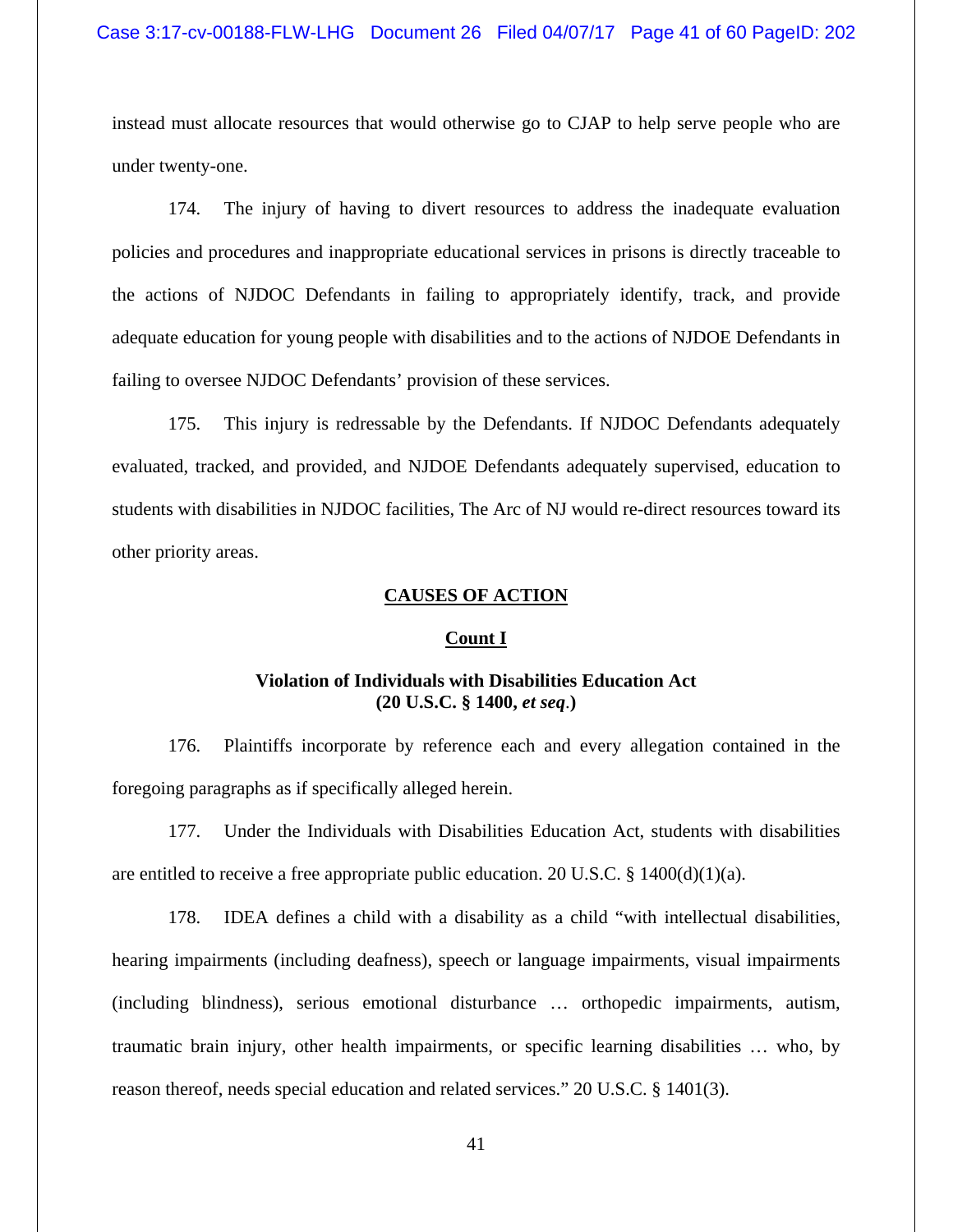instead must allocate resources that would otherwise go to CJAP to help serve people who are under twenty-one.

174. The injury of having to divert resources to address the inadequate evaluation policies and procedures and inappropriate educational services in prisons is directly traceable to the actions of NJDOC Defendants in failing to appropriately identify, track, and provide adequate education for young people with disabilities and to the actions of NJDOE Defendants in failing to oversee NJDOC Defendants' provision of these services.

175. This injury is redressable by the Defendants. If NJDOC Defendants adequately evaluated, tracked, and provided, and NJDOE Defendants adequately supervised, education to students with disabilities in NJDOC facilities, The Arc of NJ would re-direct resources toward its other priority areas.

## CAUSES OF ACTION

### Count I

### Violation of Individuals with Disabilities Education Act (20 U.S.C. § 1400, *et seq*.)

176. Plaintiffs incorporate by reference each and every allegation contained in the foregoing paragraphs as if specifically alleged herein.

177. Under the Individuals with Disabilities Education Act, students with disabilities are entitled to receive a free appropriate public education. 20 U.S.C. § 1400(d)(1)(a).

178. IDEA defines a child with a disability as a child "with intellectual disabilities, hearing impairments (including deafness), speech or language impairments, visual impairments (including blindness), serious emotional disturbance … orthopedic impairments, autism, traumatic brain injury, other health impairments, or specific learning disabilities … who, by reason thereof, needs special education and related services." 20 U.S.C. § 1401(3).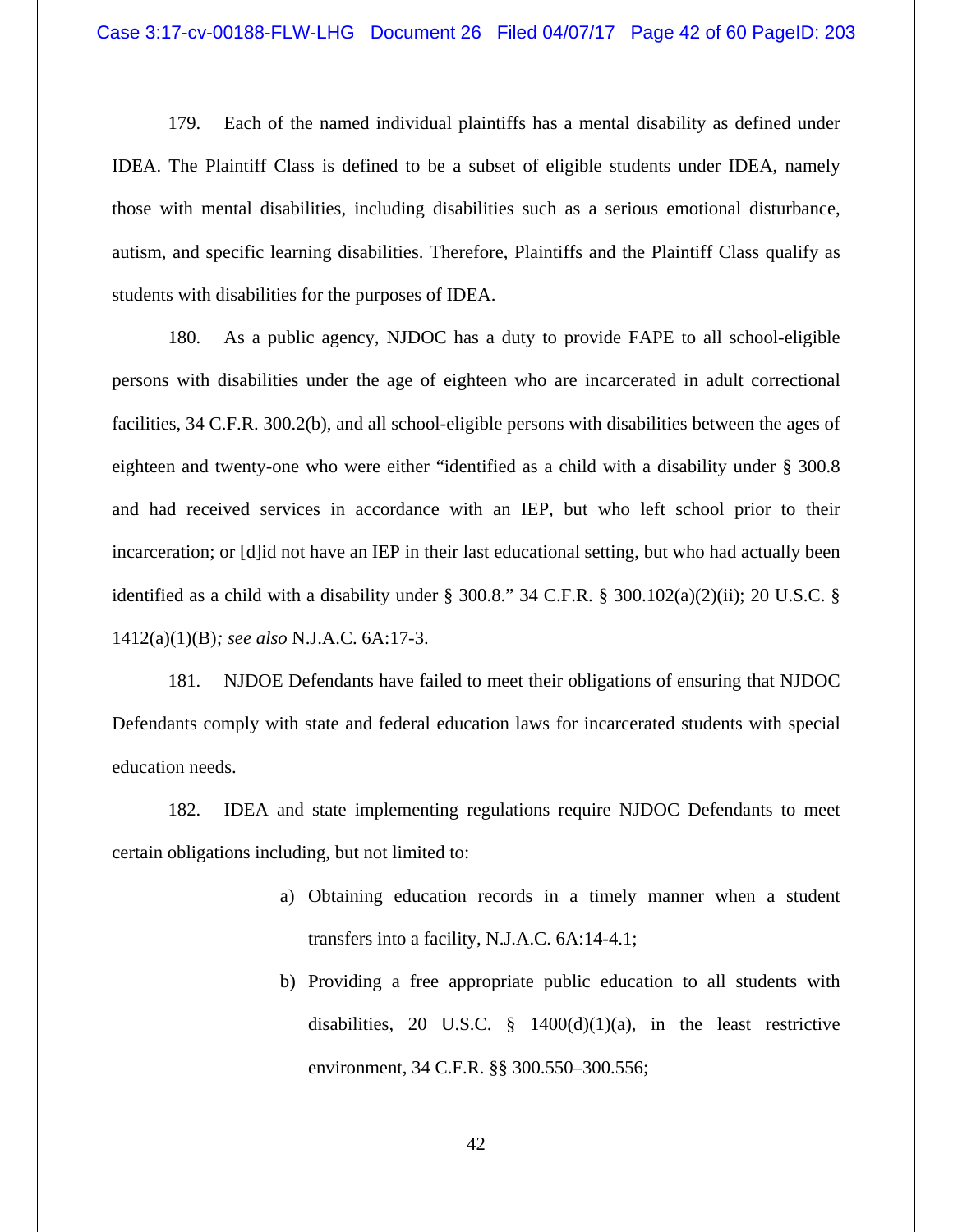179. Each of the named individual plaintiffs has a mental disability as defined under IDEA. The Plaintiff Class is defined to be a subset of eligible students under IDEA, namely those with mental disabilities, including disabilities such as a serious emotional disturbance, autism, and specific learning disabilities. Therefore, Plaintiffs and the Plaintiff Class qualify as students with disabilities for the purposes of IDEA.

180. As a public agency, NJDOC has a duty to provide FAPE to all school-eligible persons with disabilities under the age of eighteen who are incarcerated in adult correctional facilities, 34 C.F.R. 300.2(b), and all school-eligible persons with disabilities between the ages of eighteen and twenty-one who were either "identified as a child with a disability under § 300.8 and had received services in accordance with an IEP, but who left school prior to their incarceration; or [d]id not have an IEP in their last educational setting, but who had actually been identified as a child with a disability under § 300.8." 34 C.F.R. § 300.102(a)(2)(ii); 20 U.S.C. § 1412(a)(1)(B)*; see also* N.J.A.C. 6A:17-3.

181. NJDOE Defendants have failed to meet their obligations of ensuring that NJDOC Defendants comply with state and federal education laws for incarcerated students with special education needs.

182. IDEA and state implementing regulations require NJDOC Defendants to meet certain obligations including, but not limited to:

a) Obtaining education records in a timely manner when a student transfers into a facility, N.J.A.C. 6A:14-4.1;

b) Providing a free appropriate public education to all students with disabilities, 20 U.S.C. § 1400(d)(1)(a), in the least restrictive environment, 34 C.F.R. §§ 300.550–300.556;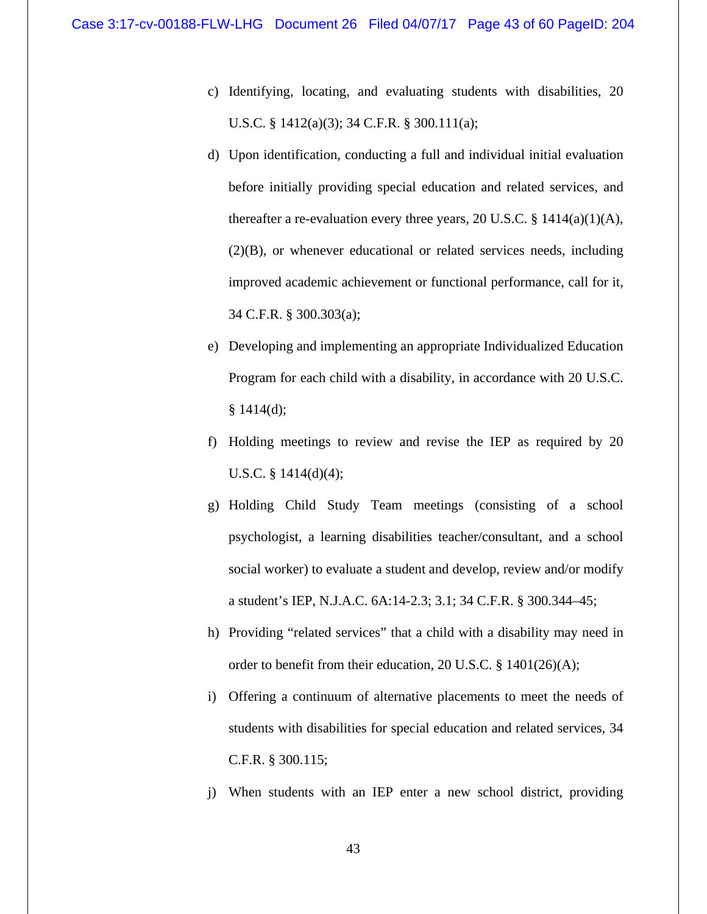c) Identifying, locating, and evaluating students with disabilities, 20 U.S.C. § 1412(a)(3); 34 C.F.R. § 300.111(a);

d) Upon identification, conducting a full and individual initial evaluation before initially providing special education and related services, and thereafter a re-evaluation every three years, 20 U.S.C. § 1414(a)(1)(A), (2)(B), or whenever educational or related services needs, including improved academic achievement or functional performance, call for it, 34 C.F.R. § 300.303(a);

e) Developing and implementing an appropriate Individualized Education Program for each child with a disability, in accordance with 20 U.S.C. § 1414(d);

f) Holding meetings to review and revise the IEP as required by 20 U.S.C. § 1414(d)(4);

g) Holding Child Study Team meetings (consisting of a school psychologist, a learning disabilities teacher/consultant, and a school social worker) to evaluate a student and develop, review and/or modify a student's IEP, N.J.A.C. 6A:14-2.3; 3.1; 34 C.F.R. § 300.344–45;

h) Providing "related services" that a child with a disability may need in order to benefit from their education, 20 U.S.C. § 1401(26)(A);

i) Offering a continuum of alternative placements to meet the needs of students with disabilities for special education and related services, 34 C.F.R. § 300.115;

j) When students with an IEP enter a new school district, providing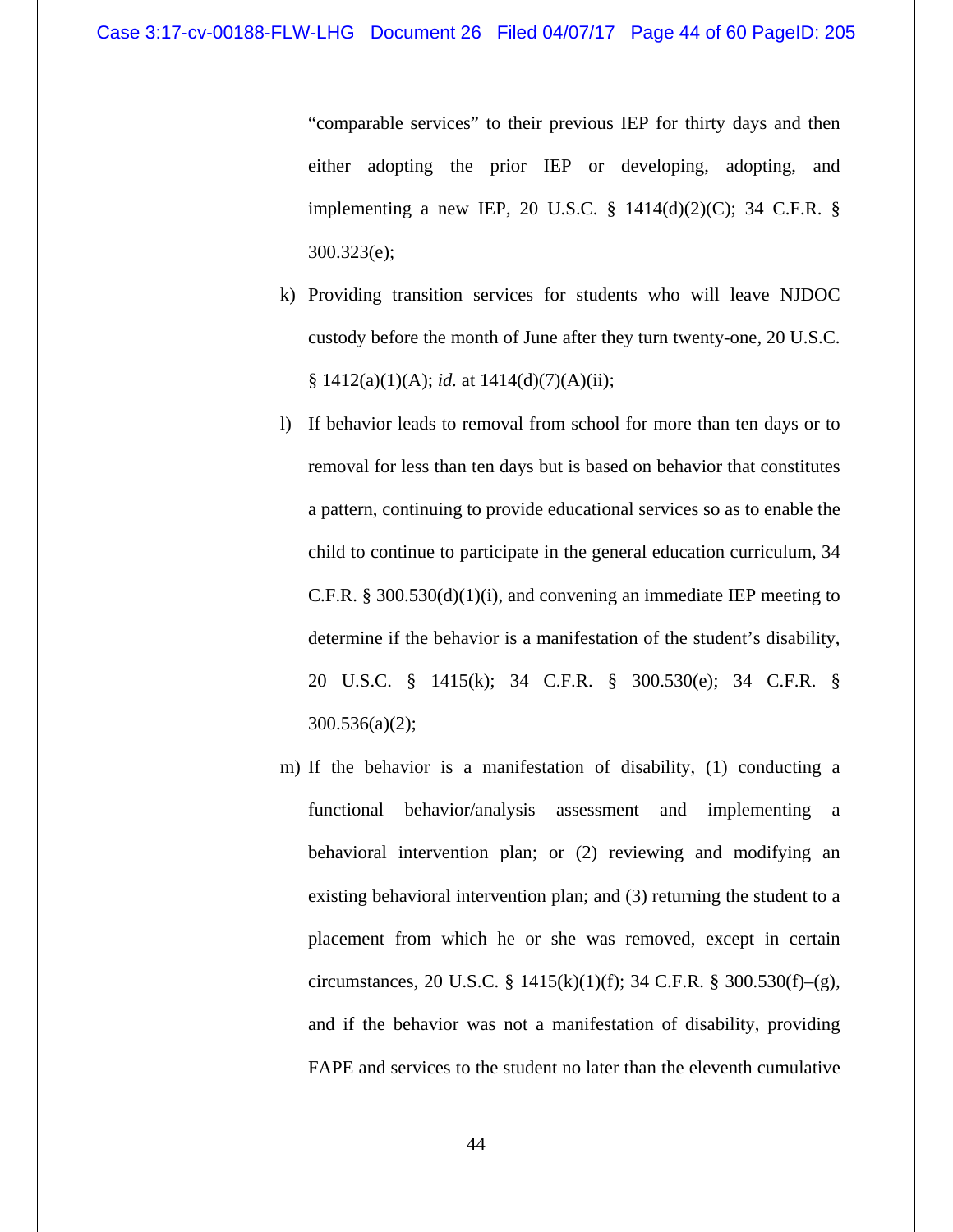"comparable services" to their previous IEP for thirty days and then either adopting the prior IEP or developing, adopting, and implementing a new IEP, 20 U.S.C. § 1414(d)(2)(C); 34 C.F.R. § 300.323(e);

k) Providing transition services for students who will leave NJDOC custody before the month of June after they turn twenty-one, 20 U.S.C. § 1412(a)(1)(A); *id.* at 1414(d)(7)(A)(ii);

l) If behavior leads to removal from school for more than ten days or to removal for less than ten days but is based on behavior that constitutes a pattern, continuing to provide educational services so as to enable the child to continue to participate in the general education curriculum, 34 C.F.R. § 300.530(d)(1)(i), and convening an immediate IEP meeting to determine if the behavior is a manifestation of the student's disability, 20 U.S.C. § 1415(k); 34 C.F.R. § 300.530(e); 34 C.F.R. § 300.536(a)(2);

m) If the behavior is a manifestation of disability, (1) conducting a functional behavior/analysis assessment and implementing a behavioral intervention plan; or (2) reviewing and modifying an existing behavioral intervention plan; and (3) returning the student to a placement from which he or she was removed, except in certain circumstances, 20 U.S.C. § 1415(k)(1)(f); 34 C.F.R. § 300.530(f)–(g), and if the behavior was not a manifestation of disability, providing FAPE and services to the student no later than the eleventh cumulative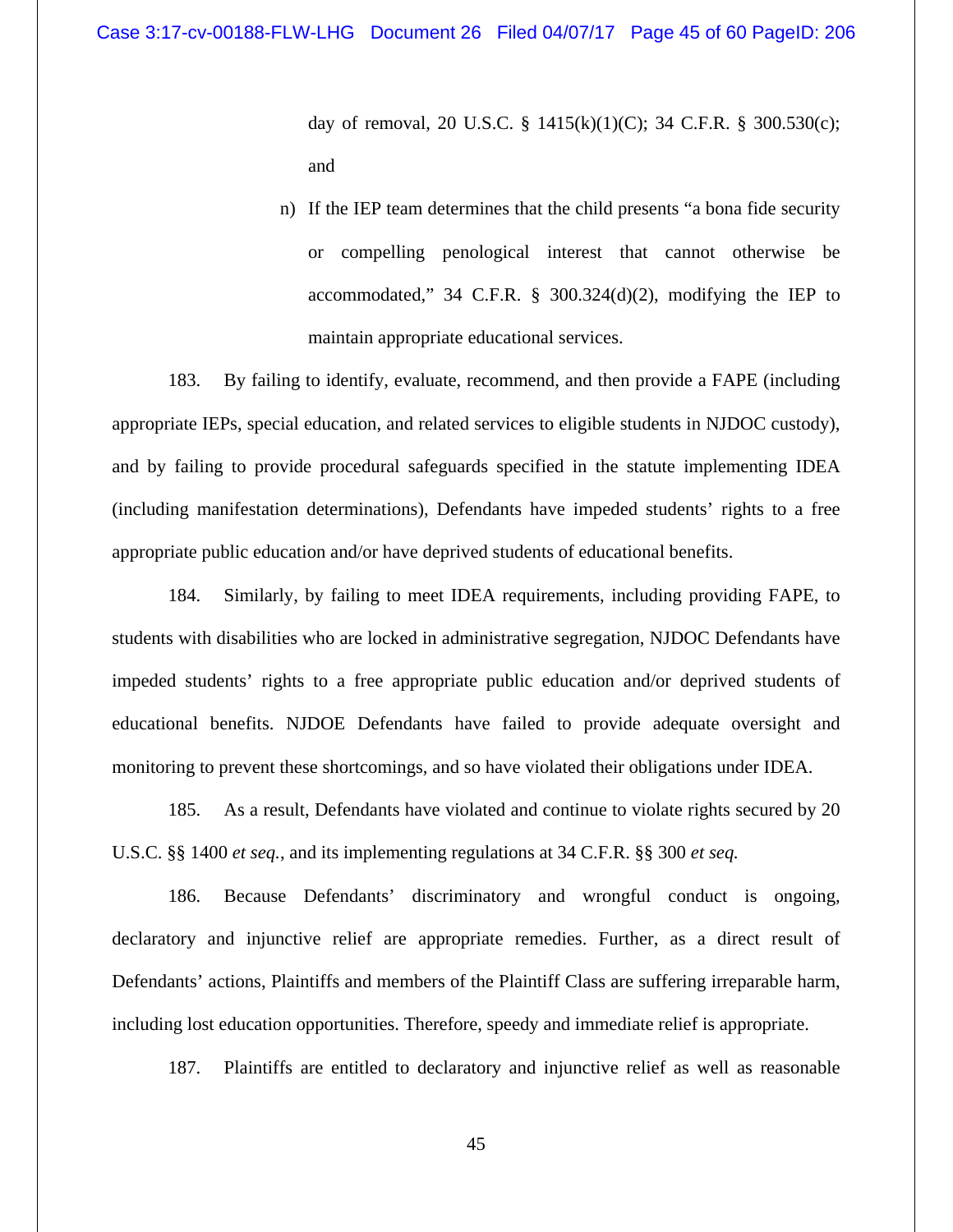day of removal, 20 U.S.C. § 1415(k)(1)(C); 34 C.F.R. § 300.530(c); and

n) If the IEP team determines that the child presents "a bona fide security or compelling penological interest that cannot otherwise be accommodated," 34 C.F.R. § 300.324(d)(2), modifying the IEP to maintain appropriate educational services.

183. By failing to identify, evaluate, recommend, and then provide a FAPE (including appropriate IEPs, special education, and related services to eligible students in NJDOC custody), and by failing to provide procedural safeguards specified in the statute implementing IDEA (including manifestation determinations), Defendants have impeded students' rights to a free appropriate public education and/or have deprived students of educational benefits.

184. Similarly, by failing to meet IDEA requirements, including providing FAPE, to students with disabilities who are locked in administrative segregation, NJDOC Defendants have impeded students' rights to a free appropriate public education and/or deprived students of educational benefits. NJDOE Defendants have failed to provide adequate oversight and monitoring to prevent these shortcomings, and so have violated their obligations under IDEA.

185. As a result, Defendants have violated and continue to violate rights secured by 20 U.S.C. §§ 1400 *et seq.*, and its implementing regulations at 34 C.F.R. §§ 300 *et seq.*

186. Because Defendants' discriminatory and wrongful conduct is ongoing, declaratory and injunctive relief are appropriate remedies. Further, as a direct result of Defendants' actions, Plaintiffs and members of the Plaintiff Class are suffering irreparable harm, including lost education opportunities. Therefore, speedy and immediate relief is appropriate.

187. Plaintiffs are entitled to declaratory and injunctive relief as well as reasonable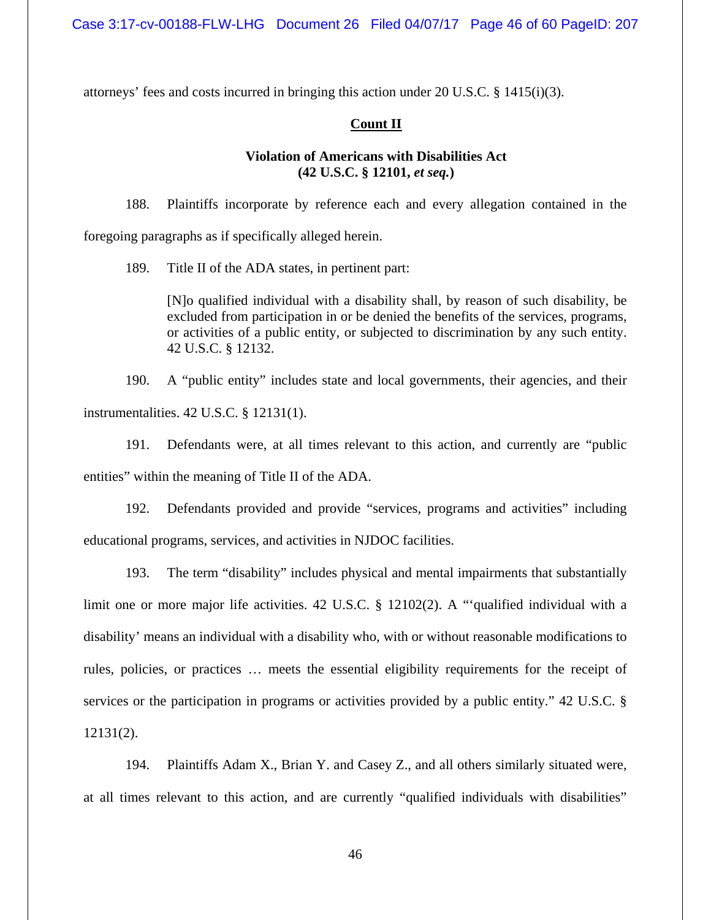attorneys' fees and costs incurred in bringing this action under 20 U.S.C. § 1415(i)(3).

## Count II

### Violation of Americans with Disabilities Act (42 U.S.C. § 12101, *et seq.*)

188. Plaintiffs incorporate by reference each and every allegation contained in the foregoing paragraphs as if specifically alleged herein.

189. Title II of the ADA states, in pertinent part:

> [N]o qualified individual with a disability shall, by reason of such disability, be excluded from participation in or be denied the benefits of the services, programs, or activities of a public entity, or subjected to discrimination by any such entity. 42 U.S.C. § 12132.

190. A "public entity" includes state and local governments, their agencies, and their instrumentalities. 42 U.S.C. § 12131(1).

191. Defendants were, at all times relevant to this action, and currently are "public entities" within the meaning of Title II of the ADA.

192. Defendants provided and provide "services, programs and activities" including educational programs, services, and activities in NJDOC facilities.

193. The term "disability" includes physical and mental impairments that substantially limit one or more major life activities. 42 U.S.C. § 12102(2). A "'qualified individual with a disability' means an individual with a disability who, with or without reasonable modifications to rules, policies, or practices … meets the essential eligibility requirements for the receipt of services or the participation in programs or activities provided by a public entity." 42 U.S.C. § 12131(2).

194. Plaintiffs Adam X., Brian Y. and Casey Z., and all others similarly situated were, at all times relevant to this action, and are currently "qualified individuals with disabilities"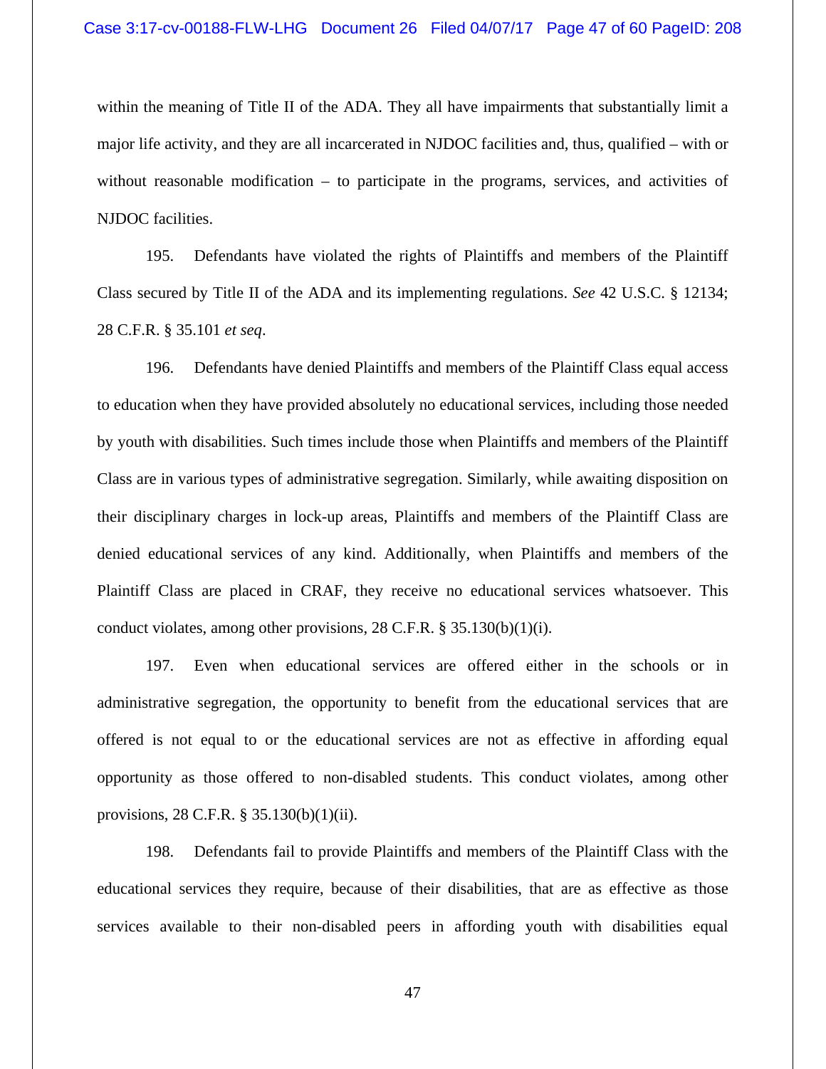within the meaning of Title II of the ADA. They all have impairments that substantially limit a major life activity, and they are all incarcerated in NJDOC facilities and, thus, qualified – with or without reasonable modification – to participate in the programs, services, and activities of NJDOC facilities.

195. Defendants have violated the rights of Plaintiffs and members of the Plaintiff Class secured by Title II of the ADA and its implementing regulations. *See* 42 U.S.C. § 12134; 28 C.F.R. § 35.101 *et seq*.

196. Defendants have denied Plaintiffs and members of the Plaintiff Class equal access to education when they have provided absolutely no educational services, including those needed by youth with disabilities. Such times include those when Plaintiffs and members of the Plaintiff Class are in various types of administrative segregation. Similarly, while awaiting disposition on their disciplinary charges in lock-up areas, Plaintiffs and members of the Plaintiff Class are denied educational services of any kind. Additionally, when Plaintiffs and members of the Plaintiff Class are placed in CRAF, they receive no educational services whatsoever. This conduct violates, among other provisions, 28 C.F.R. § 35.130(b)(1)(i).

197. Even when educational services are offered either in the schools or in administrative segregation, the opportunity to benefit from the educational services that are offered is not equal to or the educational services are not as effective in affording equal opportunity as those offered to non-disabled students. This conduct violates, among other provisions, 28 C.F.R. § 35.130(b)(1)(ii).

198. Defendants fail to provide Plaintiffs and members of the Plaintiff Class with the educational services they require, because of their disabilities, that are as effective as those services available to their non-disabled peers in affording youth with disabilities equal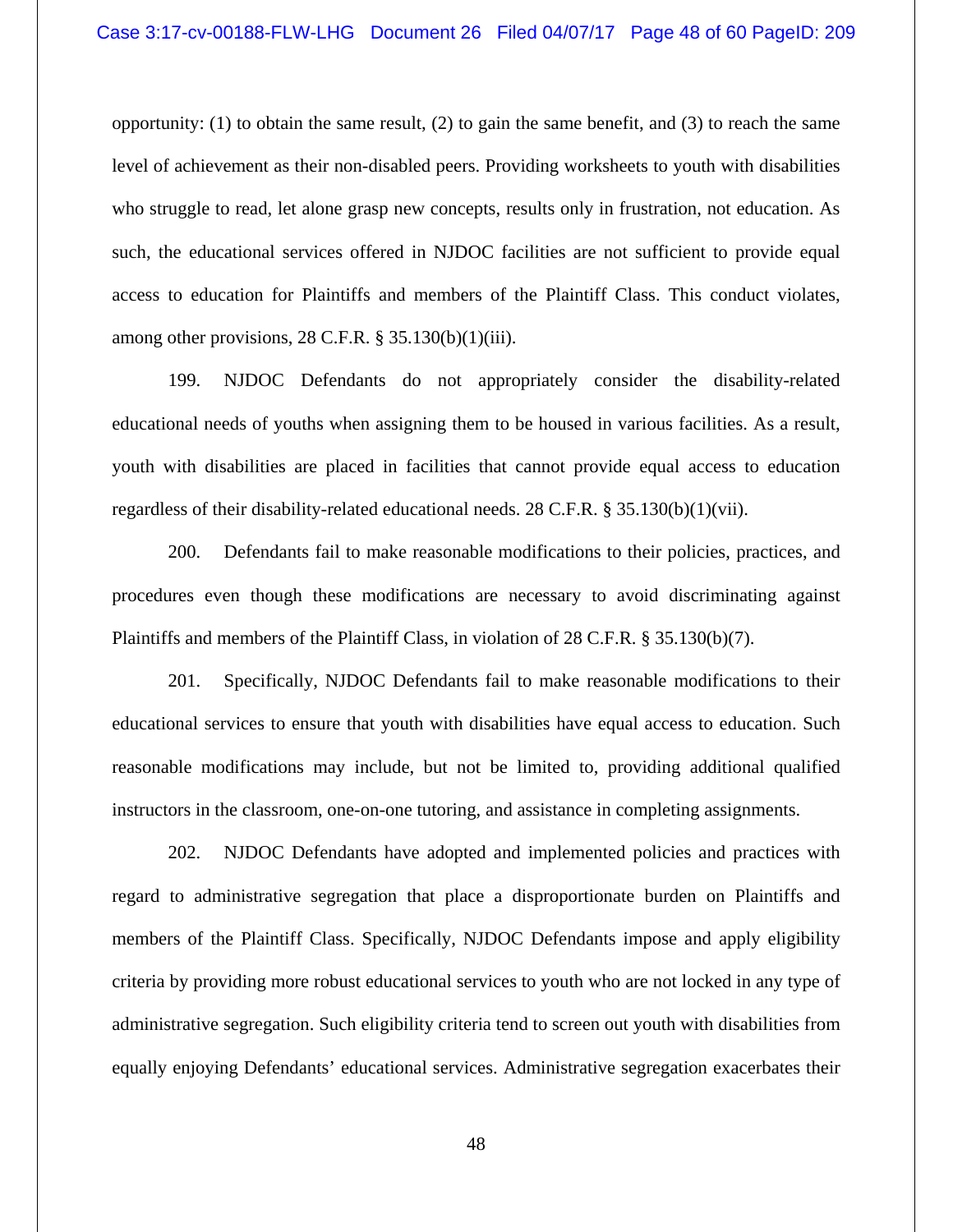opportunity: (1) to obtain the same result, (2) to gain the same benefit, and (3) to reach the same level of achievement as their non-disabled peers. Providing worksheets to youth with disabilities who struggle to read, let alone grasp new concepts, results only in frustration, not education. As such, the educational services offered in NJDOC facilities are not sufficient to provide equal access to education for Plaintiffs and members of the Plaintiff Class. This conduct violates, among other provisions, 28 C.F.R. § 35.130(b)(1)(iii).

199. NJDOC Defendants do not appropriately consider the disability-related educational needs of youths when assigning them to be housed in various facilities. As a result, youth with disabilities are placed in facilities that cannot provide equal access to education regardless of their disability-related educational needs. 28 C.F.R. § 35.130(b)(1)(vii).

200. Defendants fail to make reasonable modifications to their policies, practices, and procedures even though these modifications are necessary to avoid discriminating against Plaintiffs and members of the Plaintiff Class, in violation of 28 C.F.R. § 35.130(b)(7).

201. Specifically, NJDOC Defendants fail to make reasonable modifications to their educational services to ensure that youth with disabilities have equal access to education. Such reasonable modifications may include, but not be limited to, providing additional qualified instructors in the classroom, one-on-one tutoring, and assistance in completing assignments.

202. NJDOC Defendants have adopted and implemented policies and practices with regard to administrative segregation that place a disproportionate burden on Plaintiffs and members of the Plaintiff Class. Specifically, NJDOC Defendants impose and apply eligibility criteria by providing more robust educational services to youth who are not locked in any type of administrative segregation. Such eligibility criteria tend to screen out youth with disabilities from equally enjoying Defendants' educational services. Administrative segregation exacerbates their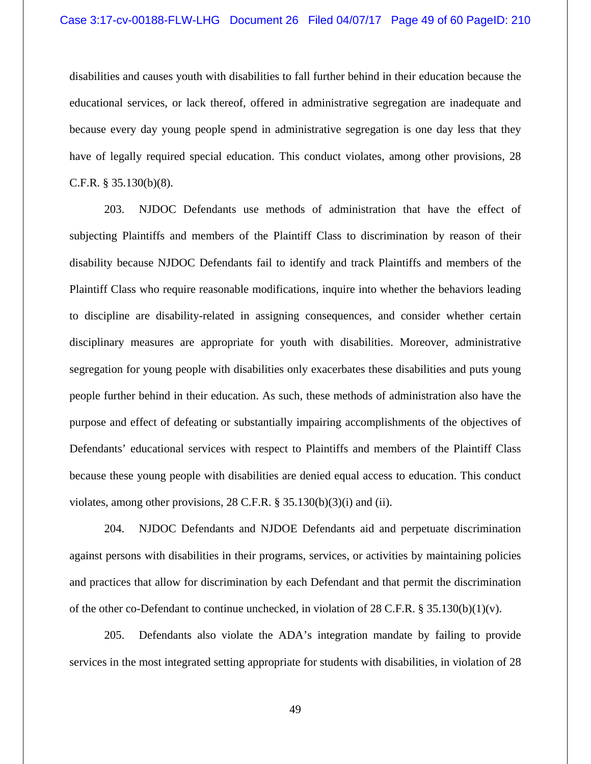disabilities and causes youth with disabilities to fall further behind in their education because the educational services, or lack thereof, offered in administrative segregation are inadequate and because every day young people spend in administrative segregation is one day less that they have of legally required special education. This conduct violates, among other provisions, 28 C.F.R. § 35.130(b)(8).

203. NJDOC Defendants use methods of administration that have the effect of subjecting Plaintiffs and members of the Plaintiff Class to discrimination by reason of their disability because NJDOC Defendants fail to identify and track Plaintiffs and members of the Plaintiff Class who require reasonable modifications, inquire into whether the behaviors leading to discipline are disability-related in assigning consequences, and consider whether certain disciplinary measures are appropriate for youth with disabilities. Moreover, administrative segregation for young people with disabilities only exacerbates these disabilities and puts young people further behind in their education. As such, these methods of administration also have the purpose and effect of defeating or substantially impairing accomplishments of the objectives of Defendants' educational services with respect to Plaintiffs and members of the Plaintiff Class because these young people with disabilities are denied equal access to education. This conduct violates, among other provisions, 28 C.F.R. § 35.130(b)(3)(i) and (ii).

204. NJDOC Defendants and NJDOE Defendants aid and perpetuate discrimination against persons with disabilities in their programs, services, or activities by maintaining policies and practices that allow for discrimination by each Defendant and that permit the discrimination of the other co-Defendant to continue unchecked, in violation of 28 C.F.R. § 35.130(b)(1)(v).

205. Defendants also violate the ADA's integration mandate by failing to provide services in the most integrated setting appropriate for students with disabilities, in violation of 28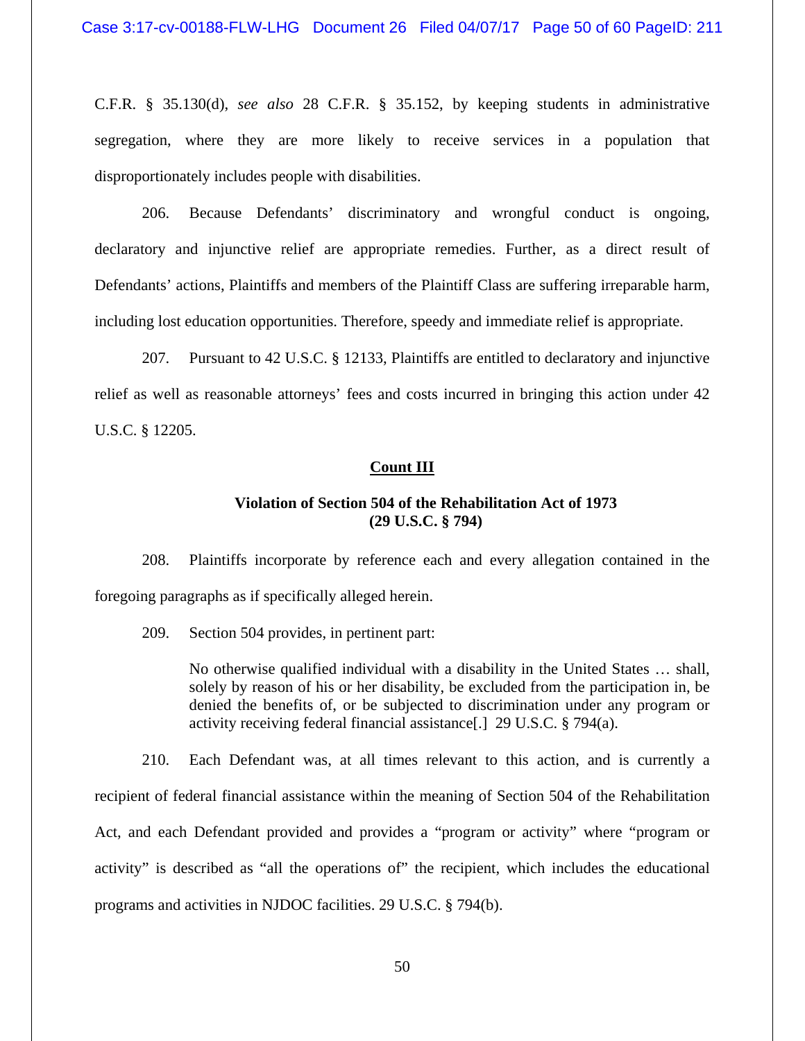C.F.R. § 35.130(d), *see also* 28 C.F.R. § 35.152, by keeping students in administrative segregation, where they are more likely to receive services in a population that disproportionately includes people with disabilities.

206. Because Defendants' discriminatory and wrongful conduct is ongoing, declaratory and injunctive relief are appropriate remedies. Further, as a direct result of Defendants' actions, Plaintiffs and members of the Plaintiff Class are suffering irreparable harm, including lost education opportunities. Therefore, speedy and immediate relief is appropriate.

207. Pursuant to 42 U.S.C. § 12133, Plaintiffs are entitled to declaratory and injunctive relief as well as reasonable attorneys' fees and costs incurred in bringing this action under 42 U.S.C. § 12205.

**Count III**

**Violation of Section 504 of the Rehabilitation Act of 1973 (29 U.S.C. § 794)**

208. Plaintiffs incorporate by reference each and every allegation contained in the foregoing paragraphs as if specifically alleged herein.

209. Section 504 provides, in pertinent part:

> No otherwise qualified individual with a disability in the United States … shall, solely by reason of his or her disability, be excluded from the participation in, be denied the benefits of, or be subjected to discrimination under any program or activity receiving federal financial assistance[.] 29 U.S.C. § 794(a).

210. Each Defendant was, at all times relevant to this action, and is currently a recipient of federal financial assistance within the meaning of Section 504 of the Rehabilitation Act, and each Defendant provided and provides a "program or activity" where "program or activity" is described as "all the operations of" the recipient, which includes the educational programs and activities in NJDOC facilities. 29 U.S.C. § 794(b).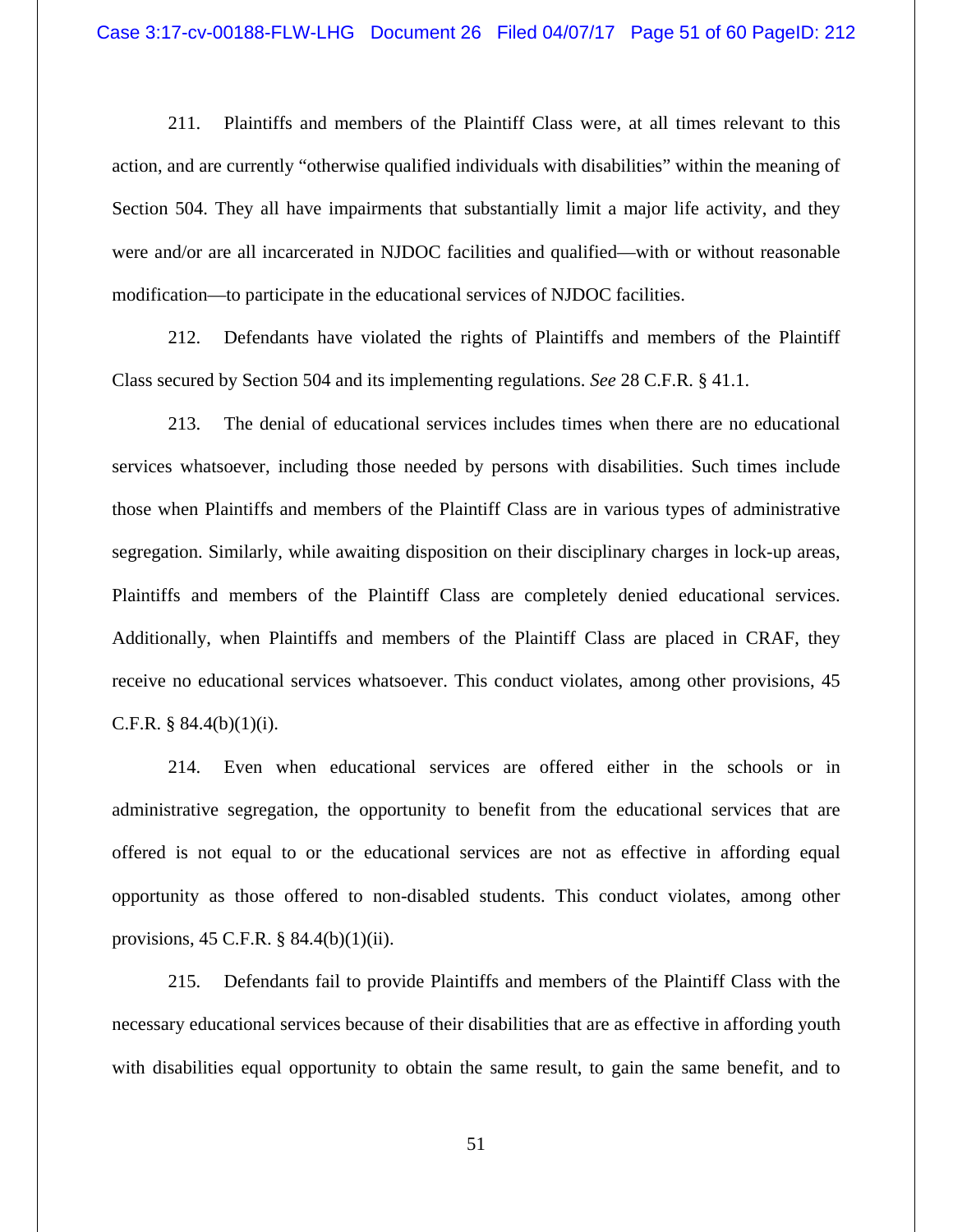211. Plaintiffs and members of the Plaintiff Class were, at all times relevant to this action, and are currently "otherwise qualified individuals with disabilities" within the meaning of Section 504. They all have impairments that substantially limit a major life activity, and they were and/or are all incarcerated in NJDOC facilities and qualified—with or without reasonable modification—to participate in the educational services of NJDOC facilities.

212. Defendants have violated the rights of Plaintiffs and members of the Plaintiff Class secured by Section 504 and its implementing regulations. *See* 28 C.F.R. § 41.1.

213. The denial of educational services includes times when there are no educational services whatsoever, including those needed by persons with disabilities. Such times include those when Plaintiffs and members of the Plaintiff Class are in various types of administrative segregation. Similarly, while awaiting disposition on their disciplinary charges in lock-up areas, Plaintiffs and members of the Plaintiff Class are completely denied educational services. Additionally, when Plaintiffs and members of the Plaintiff Class are placed in CRAF, they receive no educational services whatsoever. This conduct violates, among other provisions, 45 C.F.R. § 84.4(b)(1)(i).

214. Even when educational services are offered either in the schools or in administrative segregation, the opportunity to benefit from the educational services that are offered is not equal to or the educational services are not as effective in affording equal opportunity as those offered to non-disabled students. This conduct violates, among other provisions, 45 C.F.R. § 84.4(b)(1)(ii).

215. Defendants fail to provide Plaintiffs and members of the Plaintiff Class with the necessary educational services because of their disabilities that are as effective in affording youth with disabilities equal opportunity to obtain the same result, to gain the same benefit, and to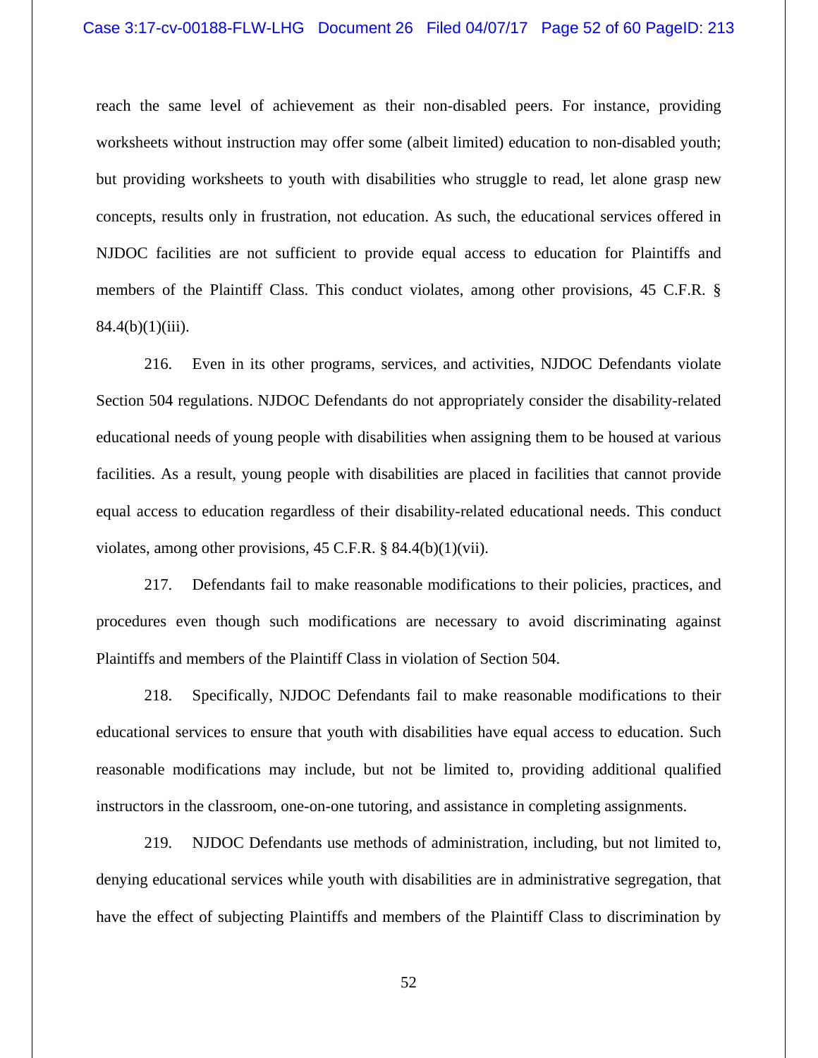reach the same level of achievement as their non-disabled peers. For instance, providing worksheets without instruction may offer some (albeit limited) education to non-disabled youth; but providing worksheets to youth with disabilities who struggle to read, let alone grasp new concepts, results only in frustration, not education. As such, the educational services offered in NJDOC facilities are not sufficient to provide equal access to education for Plaintiffs and members of the Plaintiff Class. This conduct violates, among other provisions, 45 C.F.R. § 84.4(b)(1)(iii).

216. Even in its other programs, services, and activities, NJDOC Defendants violate Section 504 regulations. NJDOC Defendants do not appropriately consider the disability-related educational needs of young people with disabilities when assigning them to be housed at various facilities. As a result, young people with disabilities are placed in facilities that cannot provide equal access to education regardless of their disability-related educational needs. This conduct violates, among other provisions, 45 C.F.R. § 84.4(b)(1)(vii).

217. Defendants fail to make reasonable modifications to their policies, practices, and procedures even though such modifications are necessary to avoid discriminating against Plaintiffs and members of the Plaintiff Class in violation of Section 504.

218. Specifically, NJDOC Defendants fail to make reasonable modifications to their educational services to ensure that youth with disabilities have equal access to education. Such reasonable modifications may include, but not be limited to, providing additional qualified instructors in the classroom, one-on-one tutoring, and assistance in completing assignments.

219. NJDOC Defendants use methods of administration, including, but not limited to, denying educational services while youth with disabilities are in administrative segregation, that have the effect of subjecting Plaintiffs and members of the Plaintiff Class to discrimination by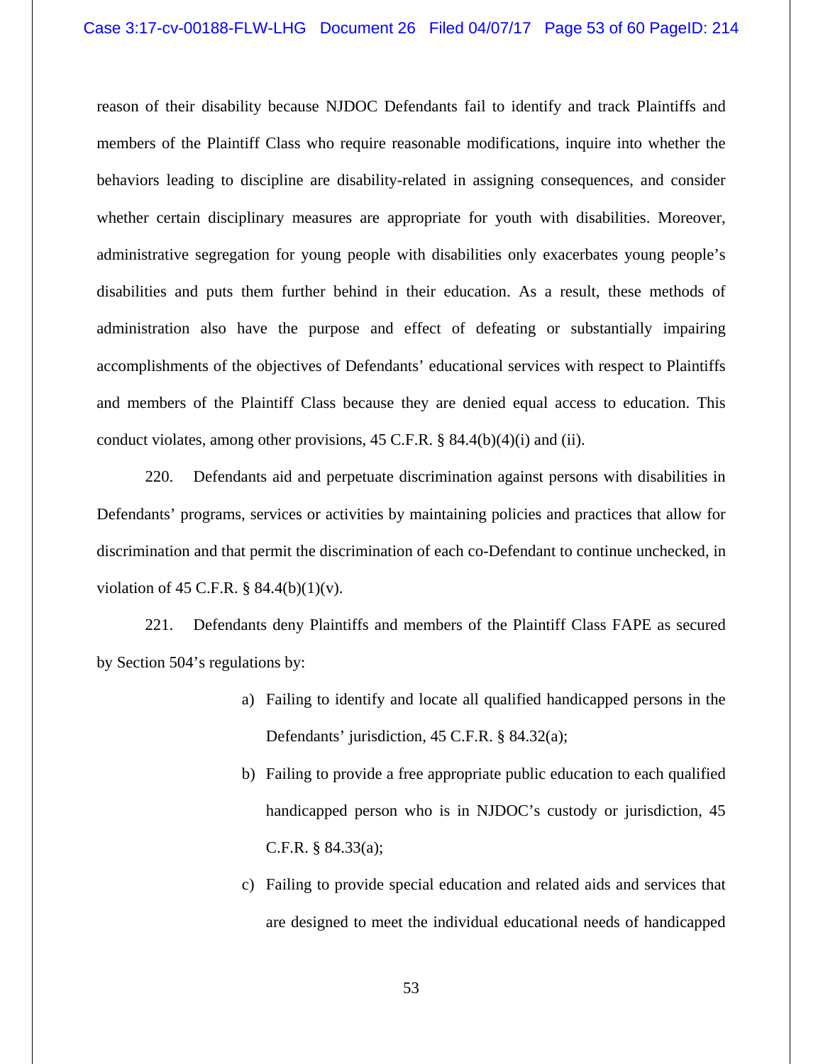reason of their disability because NJDOC Defendants fail to identify and track Plaintiffs and members of the Plaintiff Class who require reasonable modifications, inquire into whether the behaviors leading to discipline are disability-related in assigning consequences, and consider whether certain disciplinary measures are appropriate for youth with disabilities. Moreover, administrative segregation for young people with disabilities only exacerbates young people's disabilities and puts them further behind in their education. As a result, these methods of administration also have the purpose and effect of defeating or substantially impairing accomplishments of the objectives of Defendants' educational services with respect to Plaintiffs and members of the Plaintiff Class because they are denied equal access to education. This conduct violates, among other provisions, 45 C.F.R. § 84.4(b)(4)(i) and (ii).

220. Defendants aid and perpetuate discrimination against persons with disabilities in Defendants' programs, services or activities by maintaining policies and practices that allow for discrimination and that permit the discrimination of each co-Defendant to continue unchecked, in violation of 45 C.F.R. § 84.4(b)(1)(v).

221. Defendants deny Plaintiffs and members of the Plaintiff Class FAPE as secured by Section 504's regulations by:

a) Failing to identify and locate all qualified handicapped persons in the Defendants' jurisdiction, 45 C.F.R. § 84.32(a);

b) Failing to provide a free appropriate public education to each qualified handicapped person who is in NJDOC's custody or jurisdiction, 45 C.F.R. § 84.33(a);

c) Failing to provide special education and related aids and services that are designed to meet the individual educational needs of handicapped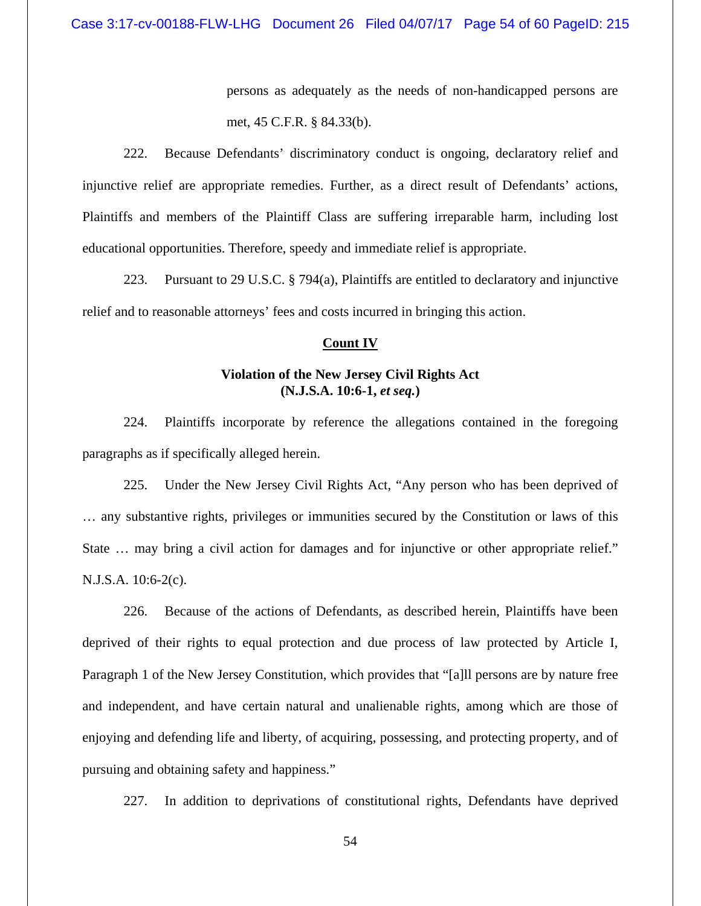persons as adequately as the needs of non-handicapped persons are met, 45 C.F.R. § 84.33(b).

222. Because Defendants' discriminatory conduct is ongoing, declaratory relief and injunctive relief are appropriate remedies. Further, as a direct result of Defendants' actions, Plaintiffs and members of the Plaintiff Class are suffering irreparable harm, including lost educational opportunities. Therefore, speedy and immediate relief is appropriate.

223. Pursuant to 29 U.S.C. § 794(a), Plaintiffs are entitled to declaratory and injunctive relief and to reasonable attorneys' fees and costs incurred in bringing this action.

**Count IV**

**Violation of the New Jersey Civil Rights Act**
**(N.J.S.A. 10:6-1, *et seq.*)**

224. Plaintiffs incorporate by reference the allegations contained in the foregoing paragraphs as if specifically alleged herein.

225. Under the New Jersey Civil Rights Act, "Any person who has been deprived of … any substantive rights, privileges or immunities secured by the Constitution or laws of this State … may bring a civil action for damages and for injunctive or other appropriate relief." N.J.S.A. 10:6-2(c).

226. Because of the actions of Defendants, as described herein, Plaintiffs have been deprived of their rights to equal protection and due process of law protected by Article I, Paragraph 1 of the New Jersey Constitution, which provides that "[a]ll persons are by nature free and independent, and have certain natural and unalienable rights, among which are those of enjoying and defending life and liberty, of acquiring, possessing, and protecting property, and of pursuing and obtaining safety and happiness."

227. In addition to deprivations of constitutional rights, Defendants have deprived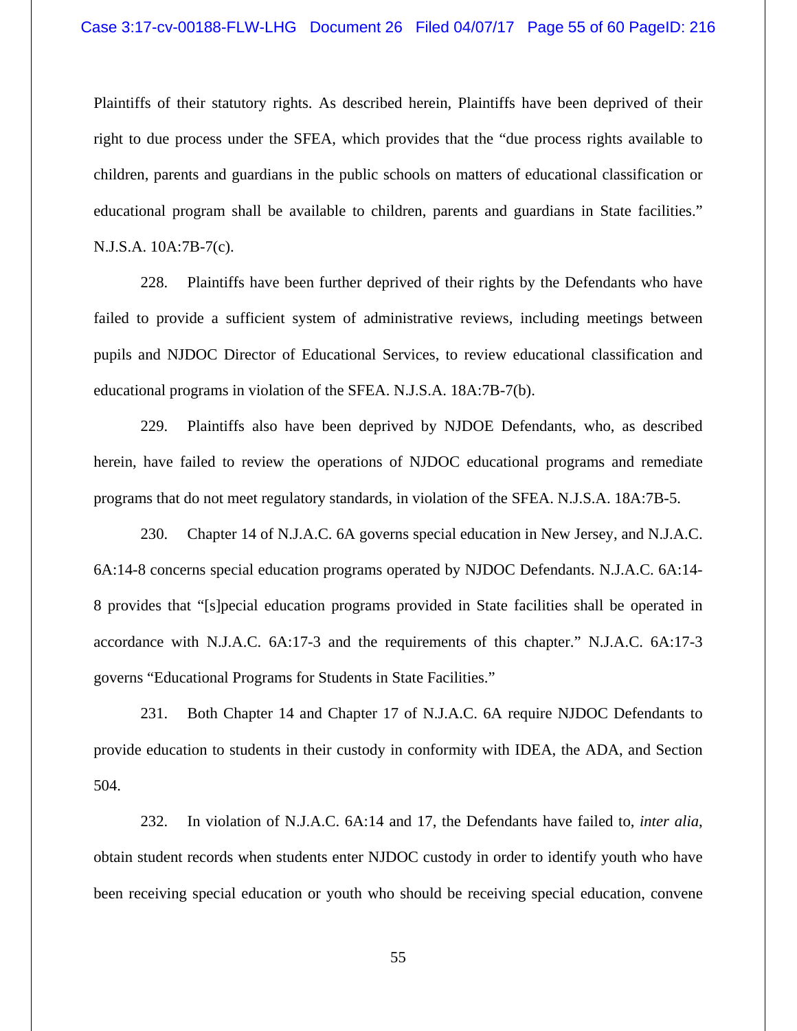Plaintiffs of their statutory rights. As described herein, Plaintiffs have been deprived of their right to due process under the SFEA, which provides that the "due process rights available to children, parents and guardians in the public schools on matters of educational classification or educational program shall be available to children, parents and guardians in State facilities." N.J.S.A. 10A:7B-7(c).

228. Plaintiffs have been further deprived of their rights by the Defendants who have failed to provide a sufficient system of administrative reviews, including meetings between pupils and NJDOC Director of Educational Services, to review educational classification and educational programs in violation of the SFEA. N.J.S.A. 18A:7B-7(b).

229. Plaintiffs also have been deprived by NJDOE Defendants, who, as described herein, have failed to review the operations of NJDOC educational programs and remediate programs that do not meet regulatory standards, in violation of the SFEA. N.J.S.A. 18A:7B-5.

230. Chapter 14 of N.J.A.C. 6A governs special education in New Jersey, and N.J.A.C. 6A:14-8 concerns special education programs operated by NJDOC Defendants. N.J.A.C. 6A:14-8 provides that "[s]pecial education programs provided in State facilities shall be operated in accordance with N.J.A.C. 6A:17-3 and the requirements of this chapter." N.J.A.C. 6A:17-3 governs "Educational Programs for Students in State Facilities."

231. Both Chapter 14 and Chapter 17 of N.J.A.C. 6A require NJDOC Defendants to provide education to students in their custody in conformity with IDEA, the ADA, and Section 504.

232. In violation of N.J.A.C. 6A:14 and 17, the Defendants have failed to, *inter alia*, obtain student records when students enter NJDOC custody in order to identify youth who have been receiving special education or youth who should be receiving special education, convene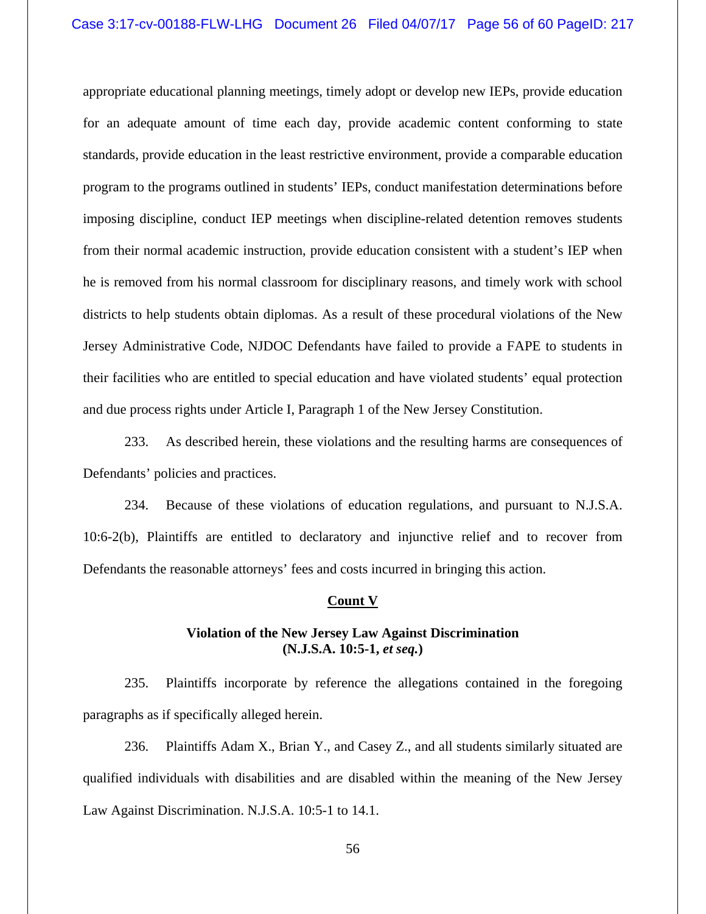appropriate educational planning meetings, timely adopt or develop new IEPs, provide education for an adequate amount of time each day, provide academic content conforming to state standards, provide education in the least restrictive environment, provide a comparable education program to the programs outlined in students' IEPs, conduct manifestation determinations before imposing discipline, conduct IEP meetings when discipline-related detention removes students from their normal academic instruction, provide education consistent with a student's IEP when he is removed from his normal classroom for disciplinary reasons, and timely work with school districts to help students obtain diplomas. As a result of these procedural violations of the New Jersey Administrative Code, NJDOC Defendants have failed to provide a FAPE to students in their facilities who are entitled to special education and have violated students' equal protection and due process rights under Article I, Paragraph 1 of the New Jersey Constitution.

233. As described herein, these violations and the resulting harms are consequences of Defendants' policies and practices.

234. Because of these violations of education regulations, and pursuant to N.J.S.A. 10:6-2(b), Plaintiffs are entitled to declaratory and injunctive relief and to recover from Defendants the reasonable attorneys' fees and costs incurred in bringing this action.

## Count V

### Violation of the New Jersey Law Against Discrimination (N.J.S.A. 10:5-1, *et seq.*)

235. Plaintiffs incorporate by reference the allegations contained in the foregoing paragraphs as if specifically alleged herein.

236. Plaintiffs Adam X., Brian Y., and Casey Z., and all students similarly situated are qualified individuals with disabilities and are disabled within the meaning of the New Jersey Law Against Discrimination. N.J.S.A. 10:5-1 to 14.1.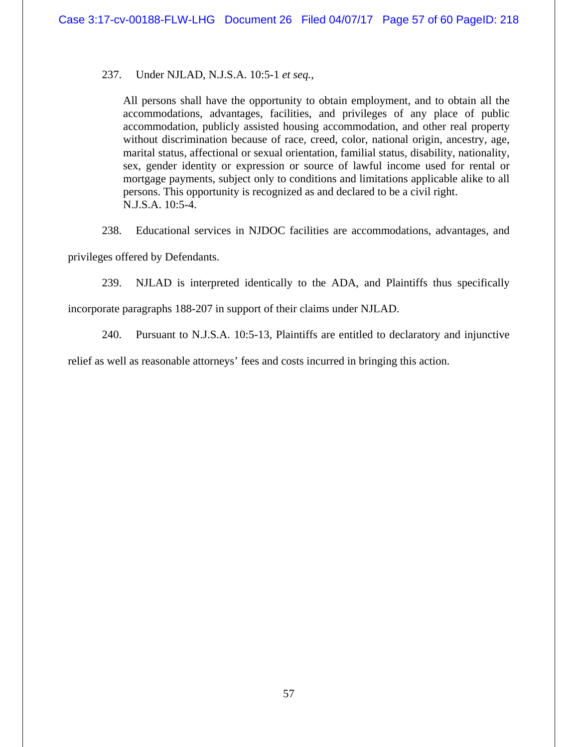237. Under NJLAD, N.J.S.A. 10:5-1 *et seq.*,

> All persons shall have the opportunity to obtain employment, and to obtain all the accommodations, advantages, facilities, and privileges of any place of public accommodation, publicly assisted housing accommodation, and other real property without discrimination because of race, creed, color, national origin, ancestry, age, marital status, affectional or sexual orientation, familial status, disability, nationality, sex, gender identity or expression or source of lawful income used for rental or mortgage payments, subject only to conditions and limitations applicable alike to all persons. This opportunity is recognized as and declared to be a civil right. N.J.S.A. 10:5-4.

238. Educational services in NJDOC facilities are accommodations, advantages, and privileges offered by Defendants.

239. NJLAD is interpreted identically to the ADA, and Plaintiffs thus specifically incorporate paragraphs 188-207 in support of their claims under NJLAD.

240. Pursuant to N.J.S.A. 10:5-13, Plaintiffs are entitled to declaratory and injunctive relief as well as reasonable attorneys' fees and costs incurred in bringing this action.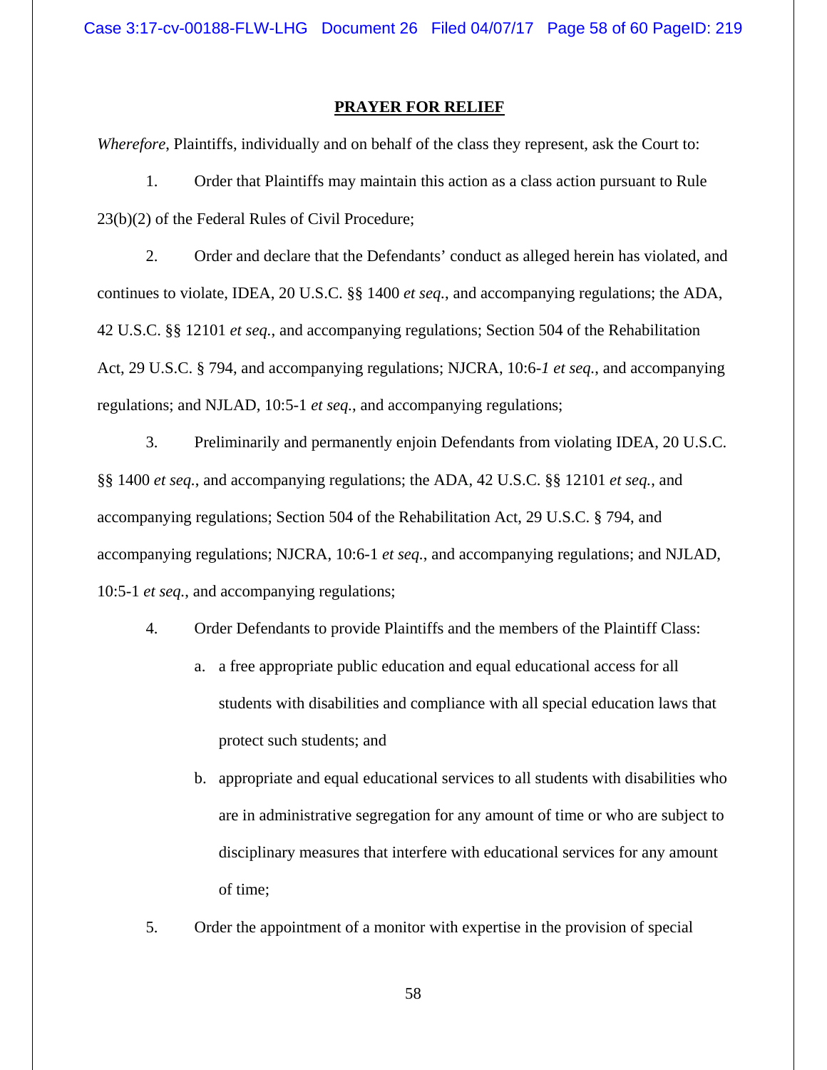## PRAYER FOR RELIEF

*Wherefore*, Plaintiffs, individually and on behalf of the class they represent, ask the Court to:

1. Order that Plaintiffs may maintain this action as a class action pursuant to Rule 23(b)(2) of the Federal Rules of Civil Procedure;

2. Order and declare that the Defendants' conduct as alleged herein has violated, and continues to violate, IDEA, 20 U.S.C. §§ 1400 *et seq.*, and accompanying regulations; the ADA, 42 U.S.C. §§ 12101 *et seq.*, and accompanying regulations; Section 504 of the Rehabilitation Act, 29 U.S.C. § 794, and accompanying regulations; NJCRA, 10:6-*1 et seq.*, and accompanying regulations; and NJLAD, 10:5-1 *et seq.*, and accompanying regulations;

3. Preliminarily and permanently enjoin Defendants from violating IDEA, 20 U.S.C. §§ 1400 *et seq.*, and accompanying regulations; the ADA, 42 U.S.C. §§ 12101 *et seq.*, and accompanying regulations; Section 504 of the Rehabilitation Act, 29 U.S.C. § 794, and accompanying regulations; NJCRA, 10:6-1 *et seq.*, and accompanying regulations; and NJLAD, 10:5-1 *et seq.*, and accompanying regulations;

4. Order Defendants to provide Plaintiffs and the members of the Plaintiff Class:

   a. a free appropriate public education and equal educational access for all students with disabilities and compliance with all special education laws that protect such students; and

   b. appropriate and equal educational services to all students with disabilities who are in administrative segregation for any amount of time or who are subject to disciplinary measures that interfere with educational services for any amount of time;

5. Order the appointment of a monitor with expertise in the provision of special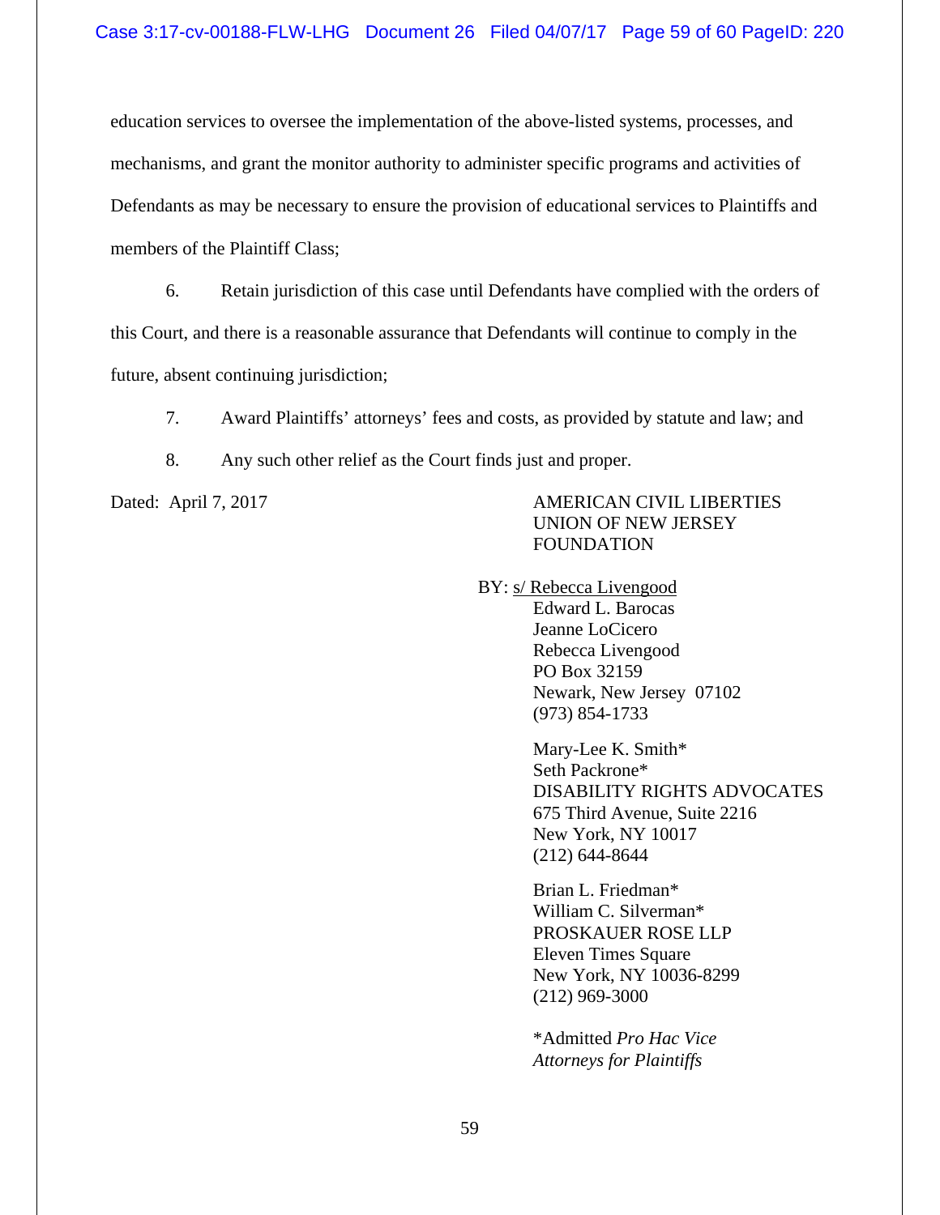education services to oversee the implementation of the above-listed systems, processes, and mechanisms, and grant the monitor authority to administer specific programs and activities of Defendants as may be necessary to ensure the provision of educational services to Plaintiffs and members of the Plaintiff Class;

6. Retain jurisdiction of this case until Defendants have complied with the orders of this Court, and there is a reasonable assurance that Defendants will continue to comply in the future, absent continuing jurisdiction;

7. Award Plaintiffs' attorneys' fees and costs, as provided by statute and law; and

8. Any such other relief as the Court finds just and proper.

Dated: April 7, 2017

AMERICAN CIVIL LIBERTIES UNION OF NEW JERSEY FOUNDATION

BY: s/ Rebecca Livengood
Edward L. Barocas
Jeanne LoCicero
Rebecca Livengood
PO Box 32159
Newark, New Jersey 07102
(973) 854-1733

Mary-Lee K. Smith*
Seth Packrone*
DISABILITY RIGHTS ADVOCATES
675 Third Avenue, Suite 2216
New York, NY 10017
(212) 644-8644

Brian L. Friedman*
William C. Silverman*
PROSKAUER ROSE LLP
Eleven Times Square
New York, NY 10036-8299
(212) 969-3000

*Admitted *Pro Hac Vice*
*Attorneys for Plaintiffs*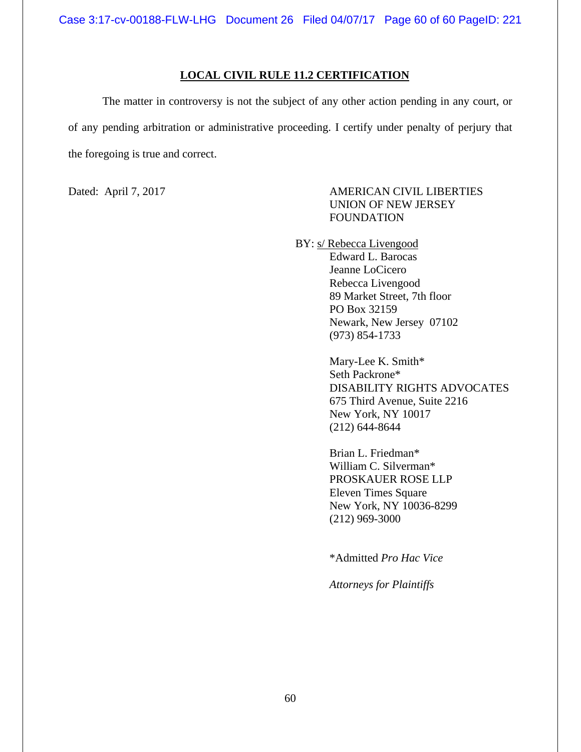**LOCAL CIVIL RULE 11.2 CERTIFICATION**

The matter in controversy is not the subject of any other action pending in any court, or of any pending arbitration or administrative proceeding. I certify under penalty of perjury that the foregoing is true and correct.

Dated: April 7, 2017

AMERICAN CIVIL LIBERTIES UNION OF NEW JERSEY FOUNDATION

BY: s/ Rebecca Livengood
Edward L. Barocas
Jeanne LoCicero
Rebecca Livengood
89 Market Street, 7th floor
PO Box 32159
Newark, New Jersey 07102
(973) 854-1733

Mary-Lee K. Smith*
Seth Packrone*
DISABILITY RIGHTS ADVOCATES
675 Third Avenue, Suite 2216
New York, NY 10017
(212) 644-8644

Brian L. Friedman*
William C. Silverman*
PROSKAUER ROSE LLP
Eleven Times Square
New York, NY 10036-8299
(212) 969-3000

*Admitted *Pro Hac Vice*

*Attorneys for Plaintiffs*